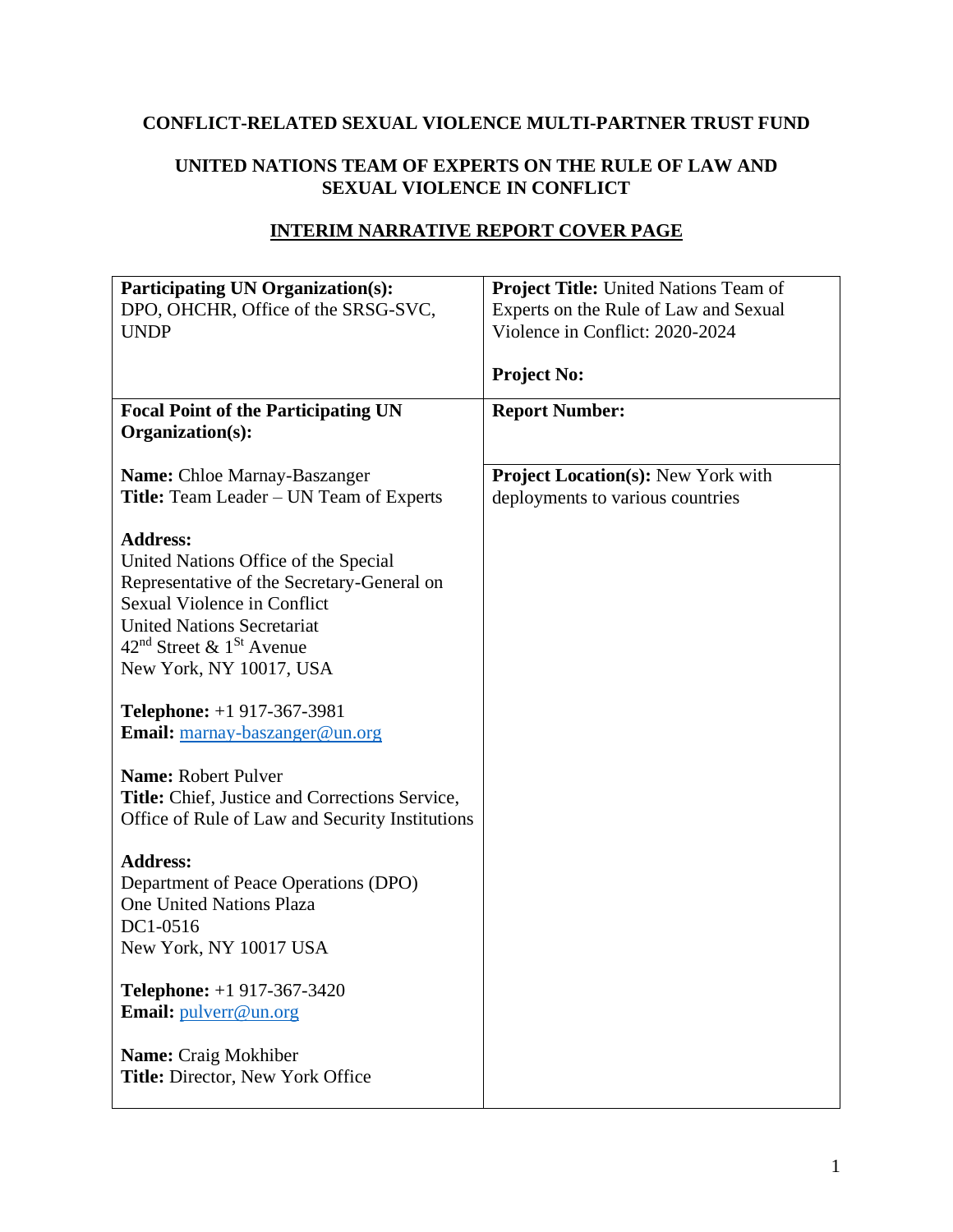**CONFLICT-RELATED SEXUAL VIOLENCE MULTI-PARTNER TRUST FUND**

**UNITED NATIONS TEAM OF EXPERTS ON THE RULE OF LAW AND SEXUAL VIOLENCE IN CONFLICT**

**INTERIM NARRATIVE REPORT COVER PAGE**

| | |
|---|---|
| **Participating UN Organization(s):** DPO, OHCHR, Office of the SRSG-SVC, UNDP | **Project Title:** United Nations Team of Experts on the Rule of Law and Sexual Violence in Conflict: 2020-2024<br><br>**Project No:** |
| **Focal Point of the Participating UN Organization(s):**<br><br>**Name:** Chloe Marnay-Baszanger<br>**Title:** Team Leader – UN Team of Experts<br><br>**Address:**<br>United Nations Office of the Special Representative of the Secretary-General on Sexual Violence in Conflict<br>United Nations Secretariat<br>42nd Street & 1St Avenue<br>New York, NY 10017, USA<br><br>**Telephone:** +1 917-367-3981<br>**Email:** marnay-baszanger@un.org<br><br>**Name:** Robert Pulver<br>**Title:** Chief, Justice and Corrections Service, Office of Rule of Law and Security Institutions<br><br>**Address:**<br>Department of Peace Operations (DPO)<br>One United Nations Plaza<br>DC1-0516<br>New York, NY 10017 USA<br><br>**Telephone:** +1 917-367-3420<br>**Email:** pulverr@un.org<br><br>**Name:** Craig Mokhiber<br>**Title:** Director, New York Office | **Report Number:**<br><br>**Project Location(s):** New York with deployments to various countries |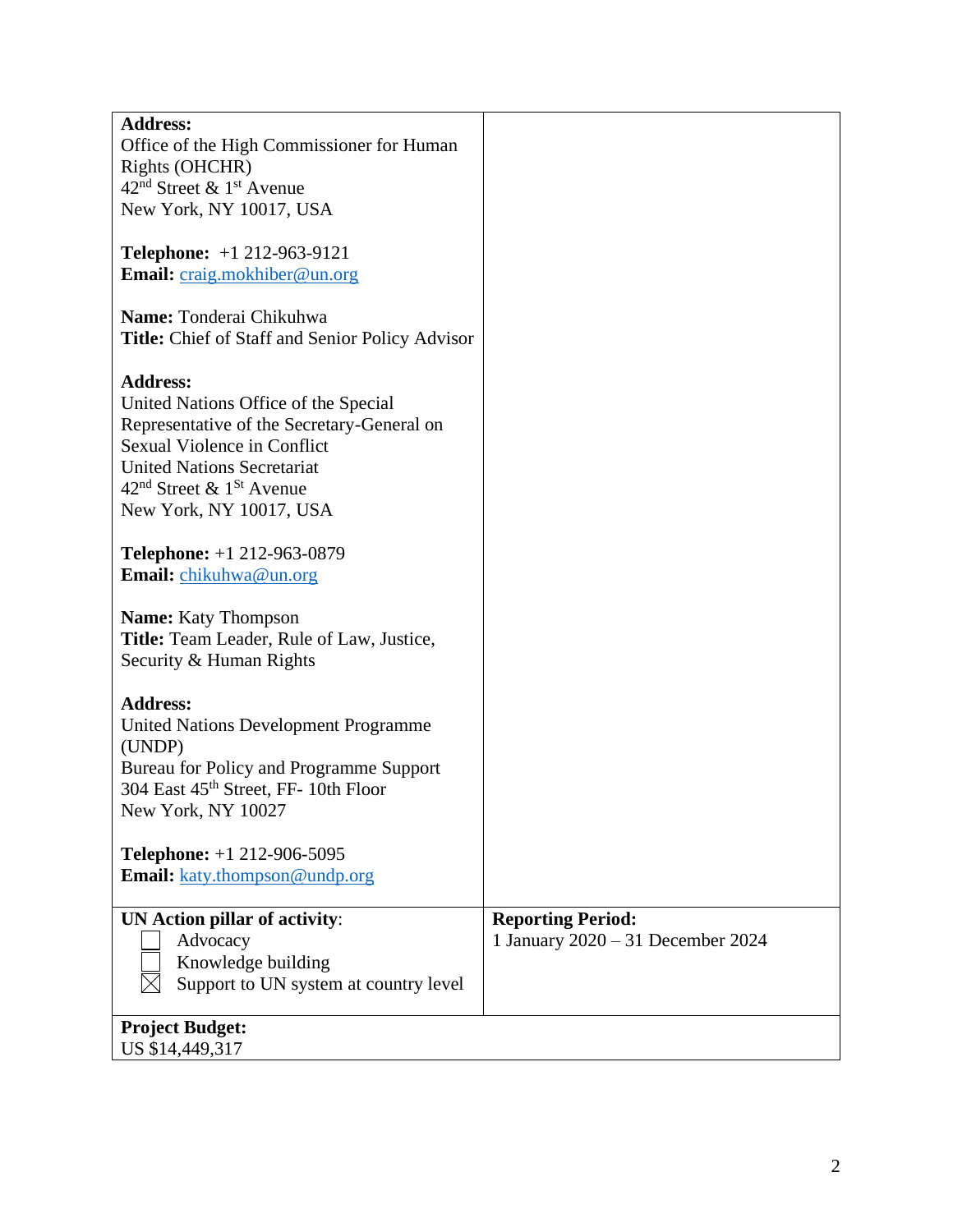| | |
|---|---|
| **Address:**<br>Office of the High Commissioner for Human Rights (OHCHR)<br>42nd Street & 1st Avenue<br>New York, NY 10017, USA<br><br>**Telephone:** +1 212-963-9121<br>**Email:** craig.mokhiber@un.org<br><br>**Name:** Tonderai Chikuhwa<br>**Title:** Chief of Staff and Senior Policy Advisor<br><br>**Address:**<br>United Nations Office of the Special Representative of the Secretary-General on Sexual Violence in Conflict<br>United Nations Secretariat<br>42nd Street & 1St Avenue<br>New York, NY 10017, USA<br><br>**Telephone:** +1 212-963-0879<br>**Email:** chikuhwa@un.org<br><br>**Name:** Katy Thompson<br>**Title:** Team Leader, Rule of Law, Justice, Security & Human Rights<br><br>**Address:**<br>United Nations Development Programme (UNDP)<br>Bureau for Policy and Programme Support<br>304 East 45th Street, FF- 10th Floor<br>New York, NY 10027<br><br>**Telephone:** +1 212-906-5095<br>**Email:** katy.thompson@undp.org | |
| **UN Action pillar of activity**:<br>☐ Advocacy<br>☐ Knowledge building<br>☒ Support to UN system at country level | **Reporting Period:**<br>1 January 2020 – 31 December 2024 |
| **Project Budget:**<br>US $14,449,317 | |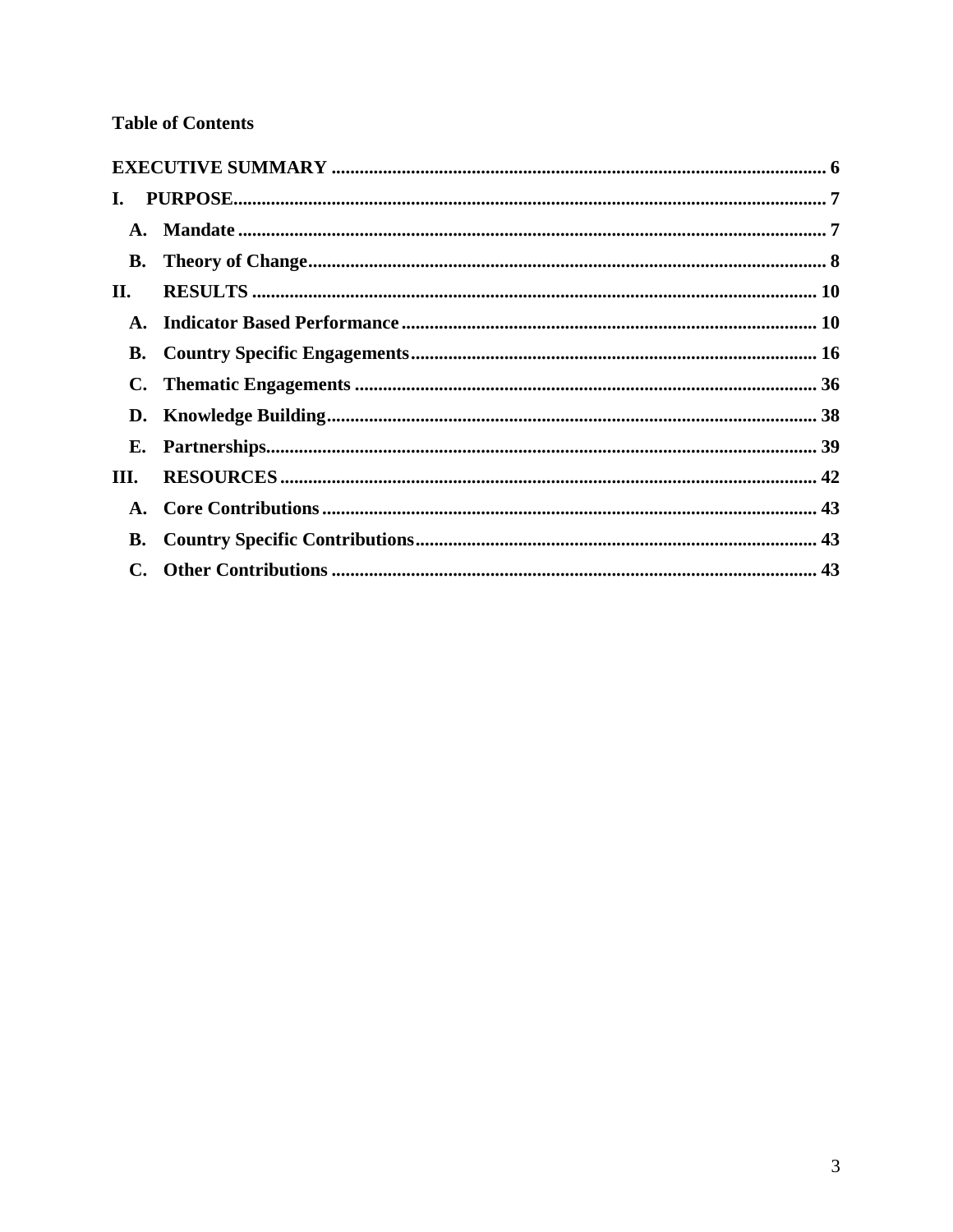**Table of Contents**

**EXECUTIVE SUMMARY** ........................................................................................................ **6**

**I. PURPOSE** ........................................................................................................................ **7**

- **A. Mandate** ........................................................................................................................ **7**
- **B. Theory of Change** ......................................................................................................... **8**

**II. RESULTS** ...................................................................................................................... **10**

- **A. Indicator Based Performance** ...................................................................................... **10**
- **B. Country Specific Engagements** .................................................................................... **16**
- **C. Thematic Engagements** ................................................................................................ **36**
- **D. Knowledge Building** ..................................................................................................... **38**
- **E. Partnerships** ................................................................................................................. **39**

**III. RESOURCES** ................................................................................................................ **42**

- **A. Core Contributions** ...................................................................................................... **43**
- **B. Country Specific Contributions** ................................................................................... **43**
- **C. Other Contributions** ..................................................................................................... **43**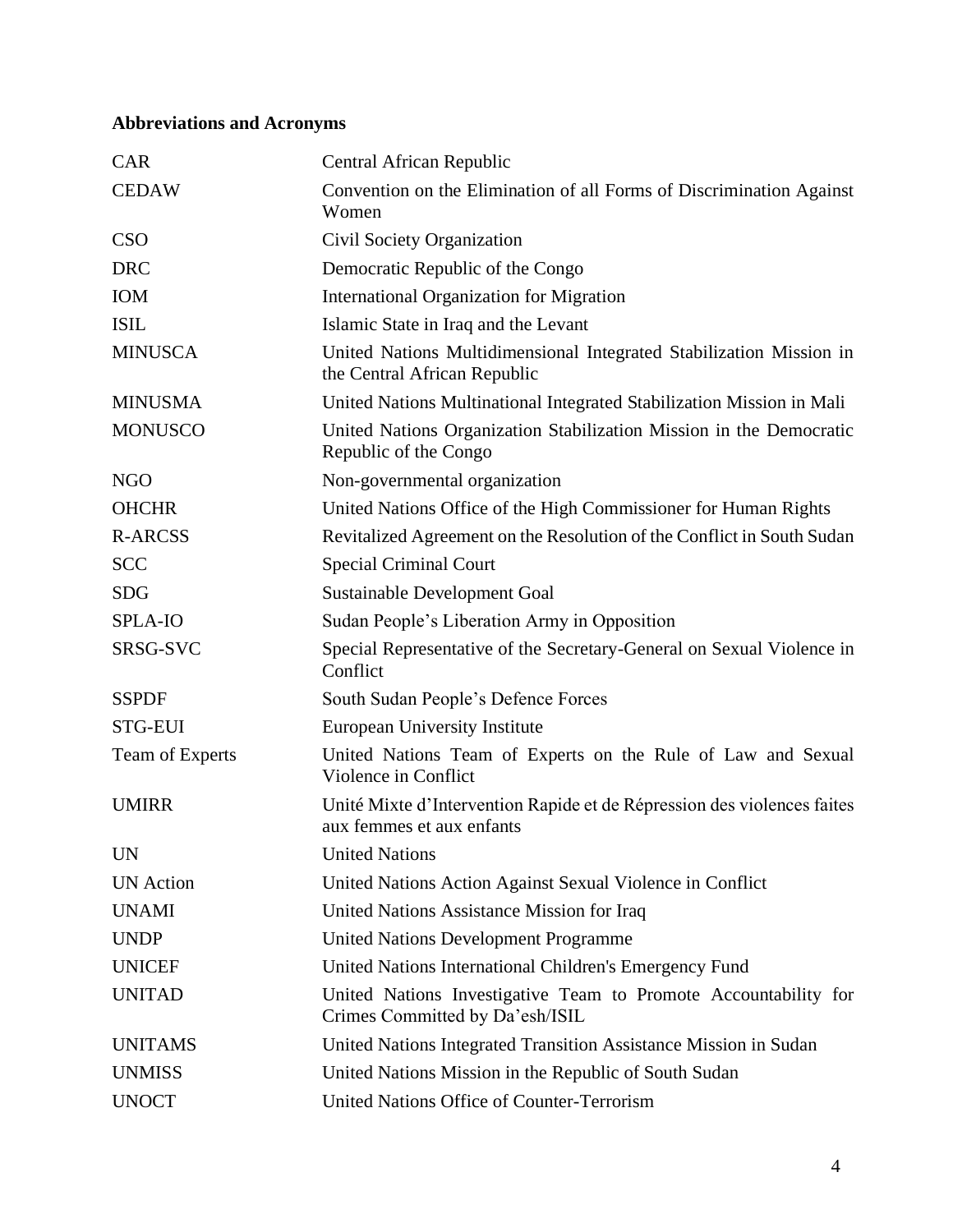**Abbreviations and Acronyms**

| | |
|---|---|
| CAR | Central African Republic |
| CEDAW | Convention on the Elimination of all Forms of Discrimination Against Women |
| CSO | Civil Society Organization |
| DRC | Democratic Republic of the Congo |
| IOM | International Organization for Migration |
| ISIL | Islamic State in Iraq and the Levant |
| MINUSCA | United Nations Multidimensional Integrated Stabilization Mission in the Central African Republic |
| MINUSMA | United Nations Multinational Integrated Stabilization Mission in Mali |
| MONUSCO | United Nations Organization Stabilization Mission in the Democratic Republic of the Congo |
| NGO | Non-governmental organization |
| OHCHR | United Nations Office of the High Commissioner for Human Rights |
| R-ARCSS | Revitalized Agreement on the Resolution of the Conflict in South Sudan |
| SCC | Special Criminal Court |
| SDG | Sustainable Development Goal |
| SPLA-IO | Sudan People's Liberation Army in Opposition |
| SRSG-SVC | Special Representative of the Secretary-General on Sexual Violence in Conflict |
| SSPDF | South Sudan People's Defence Forces |
| STG-EUI | European University Institute |
| Team of Experts | United Nations Team of Experts on the Rule of Law and Sexual Violence in Conflict |
| UMIRR | Unité Mixte d'Intervention Rapide et de Répression des violences faites aux femmes et aux enfants |
| UN | United Nations |
| UN Action | United Nations Action Against Sexual Violence in Conflict |
| UNAMI | United Nations Assistance Mission for Iraq |
| UNDP | United Nations Development Programme |
| UNICEF | United Nations International Children's Emergency Fund |
| UNITAD | United Nations Investigative Team to Promote Accountability for Crimes Committed by Da'esh/ISIL |
| UNITAMS | United Nations Integrated Transition Assistance Mission in Sudan |
| UNMISS | United Nations Mission in the Republic of South Sudan |
| UNOCT | United Nations Office of Counter-Terrorism |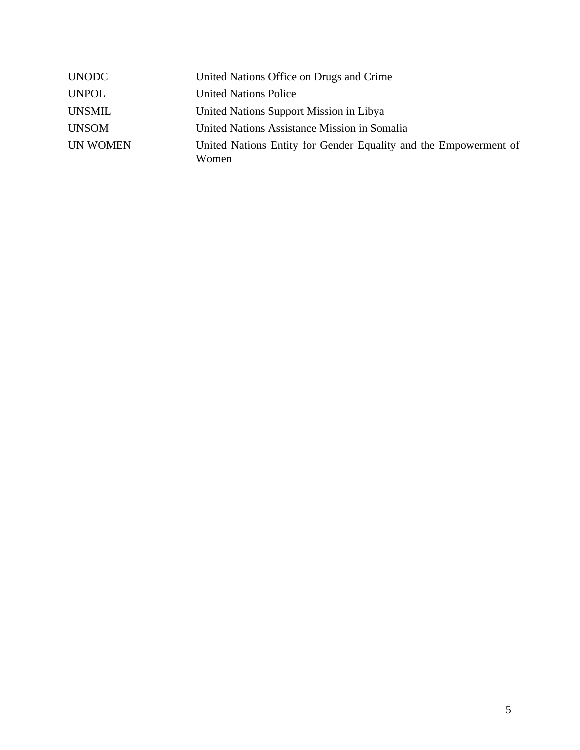| | |
|---|---|
| UNODC | United Nations Office on Drugs and Crime |
| UNPOL | United Nations Police |
| UNSMIL | United Nations Support Mission in Libya |
| UNSOM | United Nations Assistance Mission in Somalia |
| UN WOMEN | United Nations Entity for Gender Equality and the Empowerment of Women |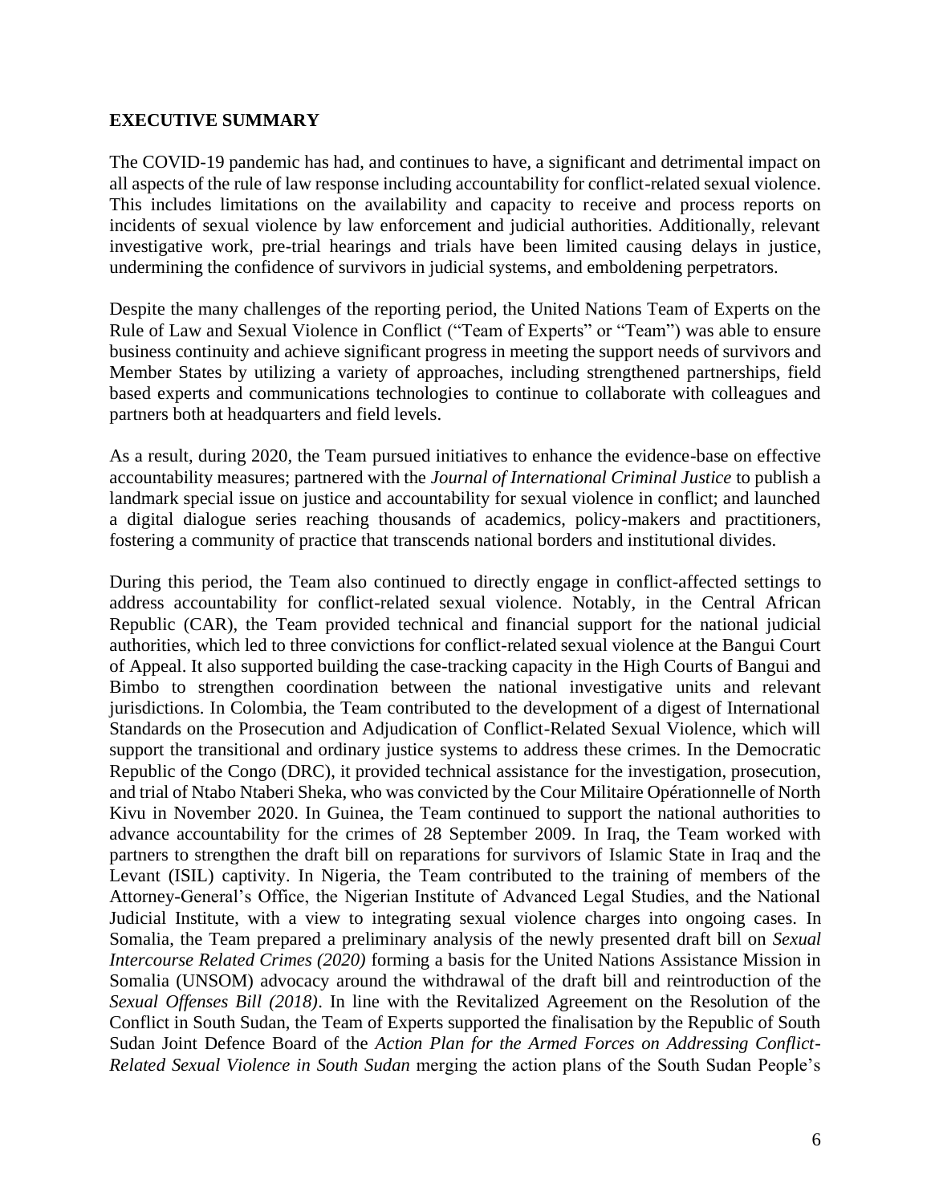## EXECUTIVE SUMMARY

The COVID-19 pandemic has had, and continues to have, a significant and detrimental impact on all aspects of the rule of law response including accountability for conflict-related sexual violence. This includes limitations on the availability and capacity to receive and process reports on incidents of sexual violence by law enforcement and judicial authorities. Additionally, relevant investigative work, pre-trial hearings and trials have been limited causing delays in justice, undermining the confidence of survivors in judicial systems, and emboldening perpetrators.

Despite the many challenges of the reporting period, the United Nations Team of Experts on the Rule of Law and Sexual Violence in Conflict ("Team of Experts" or "Team") was able to ensure business continuity and achieve significant progress in meeting the support needs of survivors and Member States by utilizing a variety of approaches, including strengthened partnerships, field based experts and communications technologies to continue to collaborate with colleagues and partners both at headquarters and field levels.

As a result, during 2020, the Team pursued initiatives to enhance the evidence-base on effective accountability measures; partnered with the *Journal of International Criminal Justice* to publish a landmark special issue on justice and accountability for sexual violence in conflict; and launched a digital dialogue series reaching thousands of academics, policy-makers and practitioners, fostering a community of practice that transcends national borders and institutional divides.

During this period, the Team also continued to directly engage in conflict-affected settings to address accountability for conflict-related sexual violence. Notably, in the Central African Republic (CAR), the Team provided technical and financial support for the national judicial authorities, which led to three convictions for conflict-related sexual violence at the Bangui Court of Appeal. It also supported building the case-tracking capacity in the High Courts of Bangui and Bimbo to strengthen coordination between the national investigative units and relevant jurisdictions. In Colombia, the Team contributed to the development of a digest of International Standards on the Prosecution and Adjudication of Conflict-Related Sexual Violence, which will support the transitional and ordinary justice systems to address these crimes. In the Democratic Republic of the Congo (DRC), it provided technical assistance for the investigation, prosecution, and trial of Ntabo Ntaberi Sheka, who was convicted by the Cour Militaire Opérationnelle of North Kivu in November 2020. In Guinea, the Team continued to support the national authorities to advance accountability for the crimes of 28 September 2009. In Iraq, the Team worked with partners to strengthen the draft bill on reparations for survivors of Islamic State in Iraq and the Levant (ISIL) captivity. In Nigeria, the Team contributed to the training of members of the Attorney-General's Office, the Nigerian Institute of Advanced Legal Studies, and the National Judicial Institute, with a view to integrating sexual violence charges into ongoing cases. In Somalia, the Team prepared a preliminary analysis of the newly presented draft bill on *Sexual Intercourse Related Crimes (2020)* forming a basis for the United Nations Assistance Mission in Somalia (UNSOM) advocacy around the withdrawal of the draft bill and reintroduction of the *Sexual Offenses Bill (2018)*. In line with the Revitalized Agreement on the Resolution of the Conflict in South Sudan, the Team of Experts supported the finalisation by the Republic of South Sudan Joint Defence Board of the *Action Plan for the Armed Forces on Addressing Conflict-Related Sexual Violence in South Sudan* merging the action plans of the South Sudan People's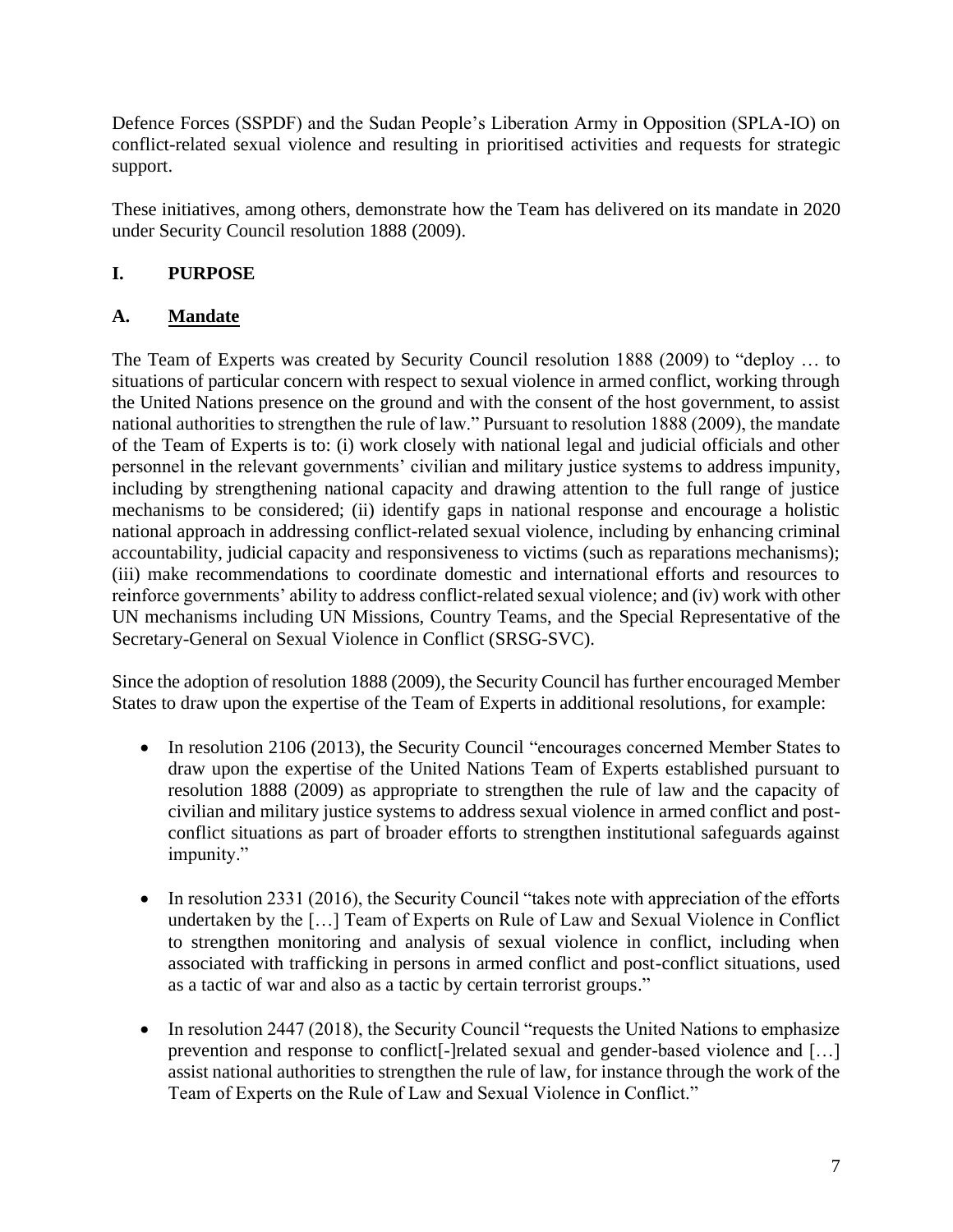Defence Forces (SSPDF) and the Sudan People's Liberation Army in Opposition (SPLA-IO) on conflict-related sexual violence and resulting in prioritised activities and requests for strategic support.

These initiatives, among others, demonstrate how the Team has delivered on its mandate in 2020 under Security Council resolution 1888 (2009).

# I. PURPOSE

## A. Mandate

The Team of Experts was created by Security Council resolution 1888 (2009) to "deploy … to situations of particular concern with respect to sexual violence in armed conflict, working through the United Nations presence on the ground and with the consent of the host government, to assist national authorities to strengthen the rule of law." Pursuant to resolution 1888 (2009), the mandate of the Team of Experts is to: (i) work closely with national legal and judicial officials and other personnel in the relevant governments' civilian and military justice systems to address impunity, including by strengthening national capacity and drawing attention to the full range of justice mechanisms to be considered; (ii) identify gaps in national response and encourage a holistic national approach in addressing conflict-related sexual violence, including by enhancing criminal accountability, judicial capacity and responsiveness to victims (such as reparations mechanisms); (iii) make recommendations to coordinate domestic and international efforts and resources to reinforce governments' ability to address conflict-related sexual violence; and (iv) work with other UN mechanisms including UN Missions, Country Teams, and the Special Representative of the Secretary-General on Sexual Violence in Conflict (SRSG-SVC).

Since the adoption of resolution 1888 (2009), the Security Council has further encouraged Member States to draw upon the expertise of the Team of Experts in additional resolutions, for example:

- In resolution 2106 (2013), the Security Council "encourages concerned Member States to draw upon the expertise of the United Nations Team of Experts established pursuant to resolution 1888 (2009) as appropriate to strengthen the rule of law and the capacity of civilian and military justice systems to address sexual violence in armed conflict and post-conflict situations as part of broader efforts to strengthen institutional safeguards against impunity."

- In resolution 2331 (2016), the Security Council "takes note with appreciation of the efforts undertaken by the […] Team of Experts on Rule of Law and Sexual Violence in Conflict to strengthen monitoring and analysis of sexual violence in conflict, including when associated with trafficking in persons in armed conflict and post-conflict situations, used as a tactic of war and also as a tactic by certain terrorist groups."

- In resolution 2447 (2018), the Security Council "requests the United Nations to emphasize prevention and response to conflict[-]related sexual and gender-based violence and […] assist national authorities to strengthen the rule of law, for instance through the work of the Team of Experts on the Rule of Law and Sexual Violence in Conflict."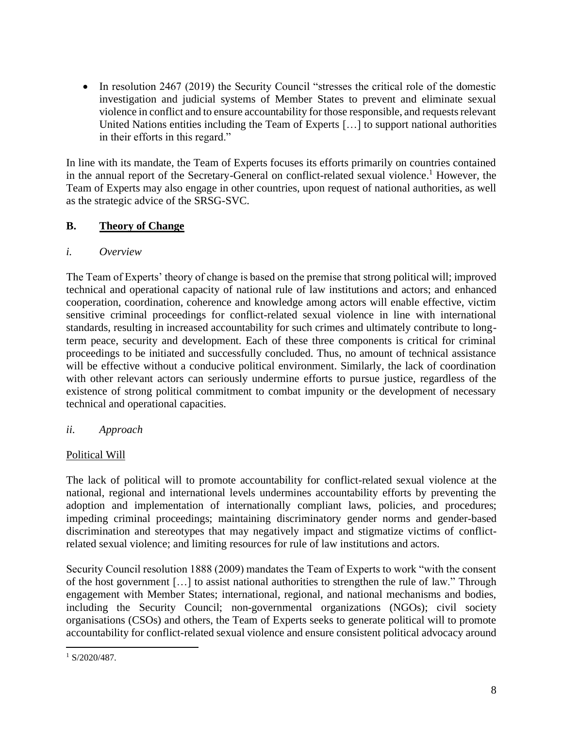- In resolution 2467 (2019) the Security Council "stresses the critical role of the domestic investigation and judicial systems of Member States to prevent and eliminate sexual violence in conflict and to ensure accountability for those responsible, and requests relevant United Nations entities including the Team of Experts […] to support national authorities in their efforts in this regard."

In line with its mandate, the Team of Experts focuses its efforts primarily on countries contained in the annual report of the Secretary-General on conflict-related sexual violence.[1] However, the Team of Experts may also engage in other countries, upon request of national authorities, as well as the strategic advice of the SRSG-SVC.

## B. Theory of Change

### *i. Overview*

The Team of Experts' theory of change is based on the premise that strong political will; improved technical and operational capacity of national rule of law institutions and actors; and enhanced cooperation, coordination, coherence and knowledge among actors will enable effective, victim sensitive criminal proceedings for conflict-related sexual violence in line with international standards, resulting in increased accountability for such crimes and ultimately contribute to long-term peace, security and development. Each of these three components is critical for criminal proceedings to be initiated and successfully concluded. Thus, no amount of technical assistance will be effective without a conducive political environment. Similarly, the lack of coordination with other relevant actors can seriously undermine efforts to pursue justice, regardless of the existence of strong political commitment to combat impunity or the development of necessary technical and operational capacities.

### *ii. Approach*

Political Will

The lack of political will to promote accountability for conflict-related sexual violence at the national, regional and international levels undermines accountability efforts by preventing the adoption and implementation of internationally compliant laws, policies, and procedures; impeding criminal proceedings; maintaining discriminatory gender norms and gender-based discrimination and stereotypes that may negatively impact and stigmatize victims of conflict-related sexual violence; and limiting resources for rule of law institutions and actors.

Security Council resolution 1888 (2009) mandates the Team of Experts to work "with the consent of the host government […] to assist national authorities to strengthen the rule of law." Through engagement with Member States; international, regional, and national mechanisms and bodies, including the Security Council; non-governmental organizations (NGOs); civil society organisations (CSOs) and others, the Team of Experts seeks to generate political will to promote accountability for conflict-related sexual violence and ensure consistent political advocacy around

[1] S/2020/487.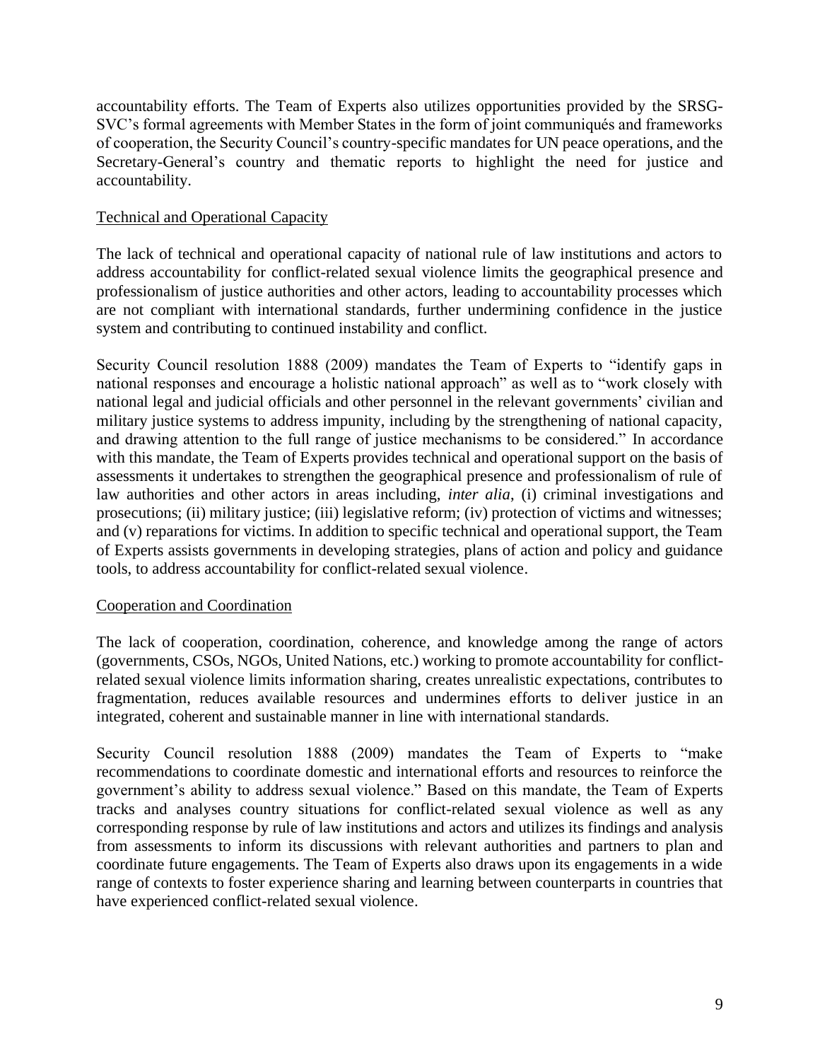accountability efforts. The Team of Experts also utilizes opportunities provided by the SRSG-SVC's formal agreements with Member States in the form of joint communiqués and frameworks of cooperation, the Security Council's country-specific mandates for UN peace operations, and the Secretary-General's country and thematic reports to highlight the need for justice and accountability.

### Technical and Operational Capacity

The lack of technical and operational capacity of national rule of law institutions and actors to address accountability for conflict-related sexual violence limits the geographical presence and professionalism of justice authorities and other actors, leading to accountability processes which are not compliant with international standards, further undermining confidence in the justice system and contributing to continued instability and conflict.

Security Council resolution 1888 (2009) mandates the Team of Experts to "identify gaps in national responses and encourage a holistic national approach" as well as to "work closely with national legal and judicial officials and other personnel in the relevant governments' civilian and military justice systems to address impunity, including by the strengthening of national capacity, and drawing attention to the full range of justice mechanisms to be considered." In accordance with this mandate, the Team of Experts provides technical and operational support on the basis of assessments it undertakes to strengthen the geographical presence and professionalism of rule of law authorities and other actors in areas including, *inter alia*, (i) criminal investigations and prosecutions; (ii) military justice; (iii) legislative reform; (iv) protection of victims and witnesses; and (v) reparations for victims. In addition to specific technical and operational support, the Team of Experts assists governments in developing strategies, plans of action and policy and guidance tools, to address accountability for conflict-related sexual violence.

### Cooperation and Coordination

The lack of cooperation, coordination, coherence, and knowledge among the range of actors (governments, CSOs, NGOs, United Nations, etc.) working to promote accountability for conflict-related sexual violence limits information sharing, creates unrealistic expectations, contributes to fragmentation, reduces available resources and undermines efforts to deliver justice in an integrated, coherent and sustainable manner in line with international standards.

Security Council resolution 1888 (2009) mandates the Team of Experts to "make recommendations to coordinate domestic and international efforts and resources to reinforce the government's ability to address sexual violence." Based on this mandate, the Team of Experts tracks and analyses country situations for conflict-related sexual violence as well as any corresponding response by rule of law institutions and actors and utilizes its findings and analysis from assessments to inform its discussions with relevant authorities and partners to plan and coordinate future engagements. The Team of Experts also draws upon its engagements in a wide range of contexts to foster experience sharing and learning between counterparts in countries that have experienced conflict-related sexual violence.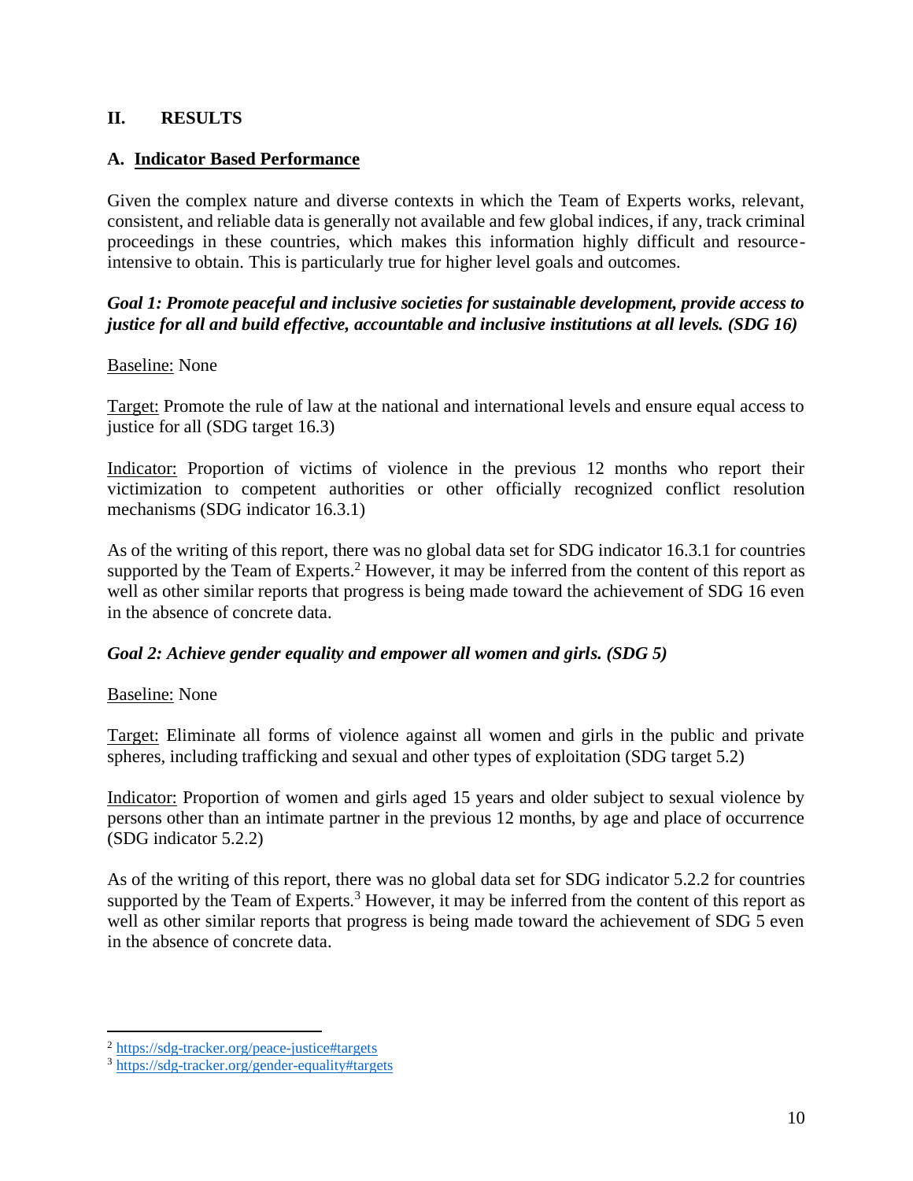## II. RESULTS

### A. Indicator Based Performance

Given the complex nature and diverse contexts in which the Team of Experts works, relevant, consistent, and reliable data is generally not available and few global indices, if any, track criminal proceedings in these countries, which makes this information highly difficult and resource-intensive to obtain. This is particularly true for higher level goals and outcomes.

***Goal 1: Promote peaceful and inclusive societies for sustainable development, provide access to justice for all and build effective, accountable and inclusive institutions at all levels. (SDG 16)***

Baseline: None

Target: Promote the rule of law at the national and international levels and ensure equal access to justice for all (SDG target 16.3)

Indicator: Proportion of victims of violence in the previous 12 months who report their victimization to competent authorities or other officially recognized conflict resolution mechanisms (SDG indicator 16.3.1)

As of the writing of this report, there was no global data set for SDG indicator 16.3.1 for countries supported by the Team of Experts.[2] However, it may be inferred from the content of this report as well as other similar reports that progress is being made toward the achievement of SDG 16 even in the absence of concrete data.

***Goal 2: Achieve gender equality and empower all women and girls. (SDG 5)***

Baseline: None

Target: Eliminate all forms of violence against all women and girls in the public and private spheres, including trafficking and sexual and other types of exploitation (SDG target 5.2)

Indicator: Proportion of women and girls aged 15 years and older subject to sexual violence by persons other than an intimate partner in the previous 12 months, by age and place of occurrence (SDG indicator 5.2.2)

As of the writing of this report, there was no global data set for SDG indicator 5.2.2 for countries supported by the Team of Experts.[3] However, it may be inferred from the content of this report as well as other similar reports that progress is being made toward the achievement of SDG 5 even in the absence of concrete data.

---

[2] https://sdg-tracker.org/peace-justice#targets

[3] https://sdg-tracker.org/gender-equality#targets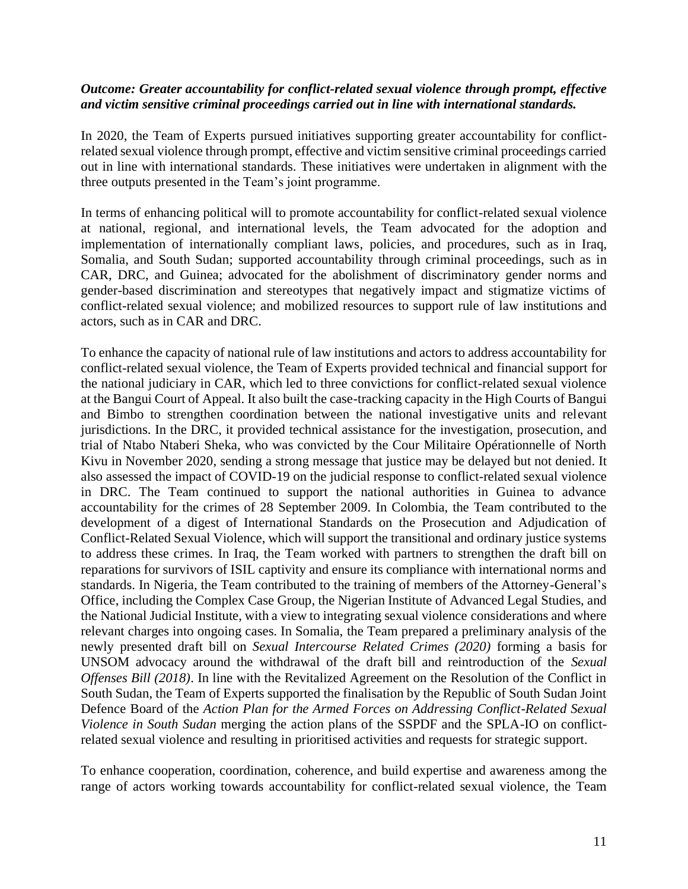***Outcome: Greater accountability for conflict-related sexual violence through prompt, effective and victim sensitive criminal proceedings carried out in line with international standards.***

In 2020, the Team of Experts pursued initiatives supporting greater accountability for conflict-related sexual violence through prompt, effective and victim sensitive criminal proceedings carried out in line with international standards. These initiatives were undertaken in alignment with the three outputs presented in the Team's joint programme.

In terms of enhancing political will to promote accountability for conflict-related sexual violence at national, regional, and international levels, the Team advocated for the adoption and implementation of internationally compliant laws, policies, and procedures, such as in Iraq, Somalia, and South Sudan; supported accountability through criminal proceedings, such as in CAR, DRC, and Guinea; advocated for the abolishment of discriminatory gender norms and gender-based discrimination and stereotypes that negatively impact and stigmatize victims of conflict-related sexual violence; and mobilized resources to support rule of law institutions and actors, such as in CAR and DRC.

To enhance the capacity of national rule of law institutions and actors to address accountability for conflict-related sexual violence, the Team of Experts provided technical and financial support for the national judiciary in CAR, which led to three convictions for conflict-related sexual violence at the Bangui Court of Appeal. It also built the case-tracking capacity in the High Courts of Bangui and Bimbo to strengthen coordination between the national investigative units and relevant jurisdictions. In the DRC, it provided technical assistance for the investigation, prosecution, and trial of Ntabo Ntaberi Sheka, who was convicted by the Cour Militaire Opérationnelle of North Kivu in November 2020, sending a strong message that justice may be delayed but not denied. It also assessed the impact of COVID-19 on the judicial response to conflict-related sexual violence in DRC. The Team continued to support the national authorities in Guinea to advance accountability for the crimes of 28 September 2009. In Colombia, the Team contributed to the development of a digest of International Standards on the Prosecution and Adjudication of Conflict-Related Sexual Violence, which will support the transitional and ordinary justice systems to address these crimes. In Iraq, the Team worked with partners to strengthen the draft bill on reparations for survivors of ISIL captivity and ensure its compliance with international norms and standards. In Nigeria, the Team contributed to the training of members of the Attorney-General's Office, including the Complex Case Group, the Nigerian Institute of Advanced Legal Studies, and the National Judicial Institute, with a view to integrating sexual violence considerations and where relevant charges into ongoing cases. In Somalia, the Team prepared a preliminary analysis of the newly presented draft bill on *Sexual Intercourse Related Crimes (2020)* forming a basis for UNSOM advocacy around the withdrawal of the draft bill and reintroduction of the *Sexual Offenses Bill (2018)*. In line with the Revitalized Agreement on the Resolution of the Conflict in South Sudan, the Team of Experts supported the finalisation by the Republic of South Sudan Joint Defence Board of the *Action Plan for the Armed Forces on Addressing Conflict-Related Sexual Violence in South Sudan* merging the action plans of the SSPDF and the SPLA-IO on conflict-related sexual violence and resulting in prioritised activities and requests for strategic support.

To enhance cooperation, coordination, coherence, and build expertise and awareness among the range of actors working towards accountability for conflict-related sexual violence, the Team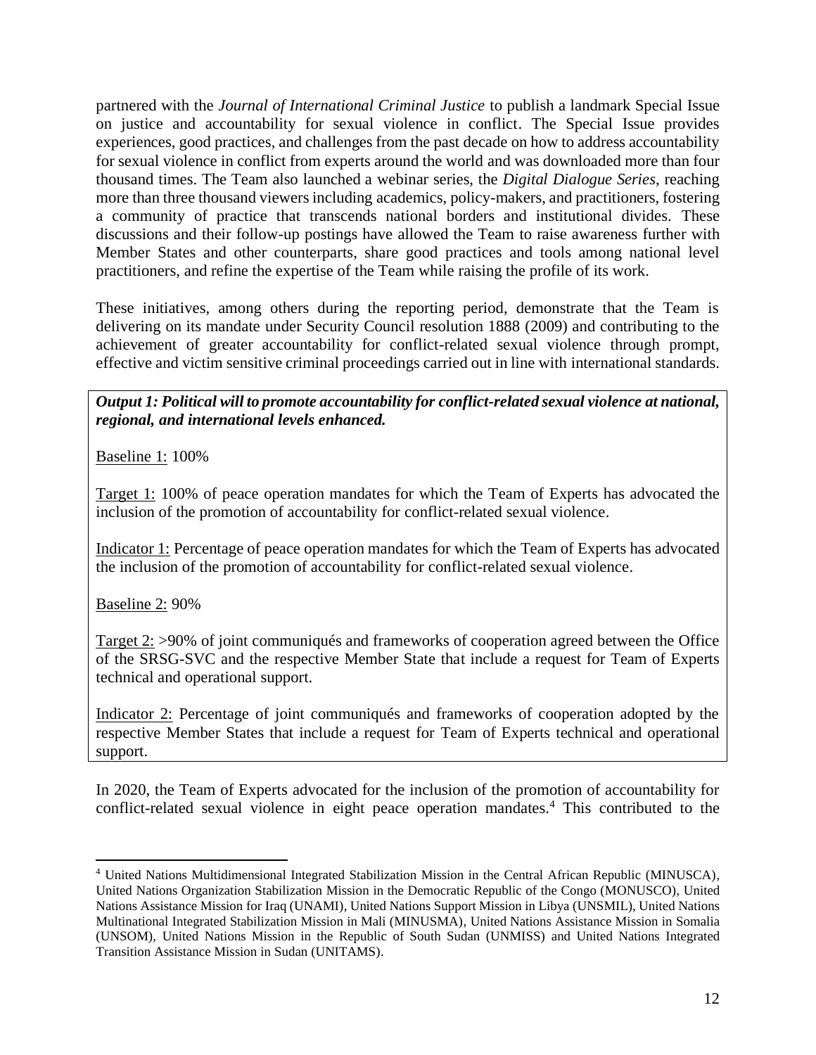partnered with the *Journal of International Criminal Justice* to publish a landmark Special Issue on justice and accountability for sexual violence in conflict. The Special Issue provides experiences, good practices, and challenges from the past decade on how to address accountability for sexual violence in conflict from experts around the world and was downloaded more than four thousand times. The Team also launched a webinar series, the *Digital Dialogue Series*, reaching more than three thousand viewers including academics, policy-makers, and practitioners, fostering a community of practice that transcends national borders and institutional divides. These discussions and their follow-up postings have allowed the Team to raise awareness further with Member States and other counterparts, share good practices and tools among national level practitioners, and refine the expertise of the Team while raising the profile of its work.

These initiatives, among others during the reporting period, demonstrate that the Team is delivering on its mandate under Security Council resolution 1888 (2009) and contributing to the achievement of greater accountability for conflict-related sexual violence through prompt, effective and victim sensitive criminal proceedings carried out in line with international standards.

***Output 1: Political will to promote accountability for conflict-related sexual violence at national, regional, and international levels enhanced.***

Baseline 1: 100%

Target 1: 100% of peace operation mandates for which the Team of Experts has advocated the inclusion of the promotion of accountability for conflict-related sexual violence.

Indicator 1: Percentage of peace operation mandates for which the Team of Experts has advocated the inclusion of the promotion of accountability for conflict-related sexual violence.

Baseline 2: 90%

Target 2: >90% of joint communiqués and frameworks of cooperation agreed between the Office of the SRSG-SVC and the respective Member State that include a request for Team of Experts technical and operational support.

Indicator 2: Percentage of joint communiqués and frameworks of cooperation adopted by the respective Member States that include a request for Team of Experts technical and operational support.

In 2020, the Team of Experts advocated for the inclusion of the promotion of accountability for conflict-related sexual violence in eight peace operation mandates.[4] This contributed to the

[4] United Nations Multidimensional Integrated Stabilization Mission in the Central African Republic (MINUSCA), United Nations Organization Stabilization Mission in the Democratic Republic of the Congo (MONUSCO), United Nations Assistance Mission for Iraq (UNAMI), United Nations Support Mission in Libya (UNSMIL), United Nations Multinational Integrated Stabilization Mission in Mali (MINUSMA), United Nations Assistance Mission in Somalia (UNSOM), United Nations Mission in the Republic of South Sudan (UNMISS) and United Nations Integrated Transition Assistance Mission in Sudan (UNITAMS).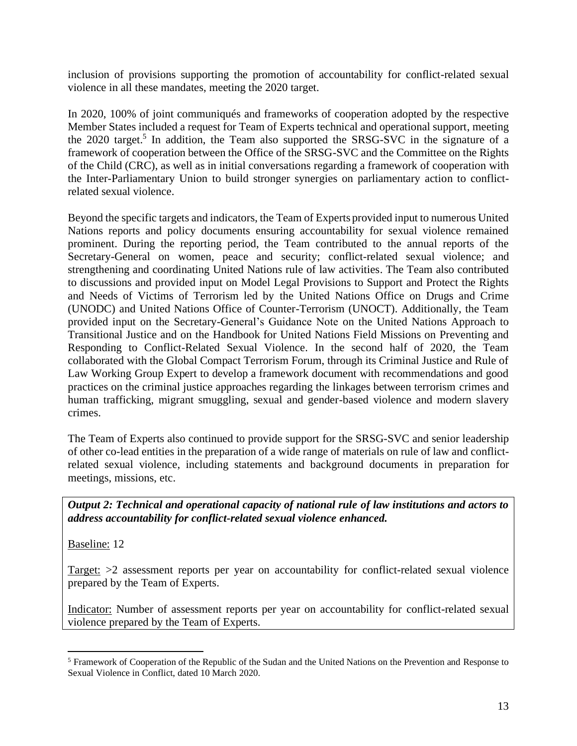inclusion of provisions supporting the promotion of accountability for conflict-related sexual violence in all these mandates, meeting the 2020 target.

In 2020, 100% of joint communiqués and frameworks of cooperation adopted by the respective Member States included a request for Team of Experts technical and operational support, meeting the 2020 target.[5] In addition, the Team also supported the SRSG-SVC in the signature of a framework of cooperation between the Office of the SRSG-SVC and the Committee on the Rights of the Child (CRC), as well as in initial conversations regarding a framework of cooperation with the Inter-Parliamentary Union to build stronger synergies on parliamentary action to conflict-related sexual violence.

Beyond the specific targets and indicators, the Team of Experts provided input to numerous United Nations reports and policy documents ensuring accountability for sexual violence remained prominent. During the reporting period, the Team contributed to the annual reports of the Secretary-General on women, peace and security; conflict-related sexual violence; and strengthening and coordinating United Nations rule of law activities. The Team also contributed to discussions and provided input on Model Legal Provisions to Support and Protect the Rights and Needs of Victims of Terrorism led by the United Nations Office on Drugs and Crime (UNODC) and United Nations Office of Counter-Terrorism (UNOCT). Additionally, the Team provided input on the Secretary-General's Guidance Note on the United Nations Approach to Transitional Justice and on the Handbook for United Nations Field Missions on Preventing and Responding to Conflict-Related Sexual Violence. In the second half of 2020, the Team collaborated with the Global Compact Terrorism Forum, through its Criminal Justice and Rule of Law Working Group Expert to develop a framework document with recommendations and good practices on the criminal justice approaches regarding the linkages between terrorism crimes and human trafficking, migrant smuggling, sexual and gender-based violence and modern slavery crimes.

The Team of Experts also continued to provide support for the SRSG-SVC and senior leadership of other co-lead entities in the preparation of a wide range of materials on rule of law and conflict-related sexual violence, including statements and background documents in preparation for meetings, missions, etc.

***Output 2: Technical and operational capacity of national rule of law institutions and actors to address accountability for conflict-related sexual violence enhanced.***

Baseline: 12

Target: >2 assessment reports per year on accountability for conflict-related sexual violence prepared by the Team of Experts.

Indicator: Number of assessment reports per year on accountability for conflict-related sexual violence prepared by the Team of Experts.

[5] Framework of Cooperation of the Republic of the Sudan and the United Nations on the Prevention and Response to Sexual Violence in Conflict, dated 10 March 2020.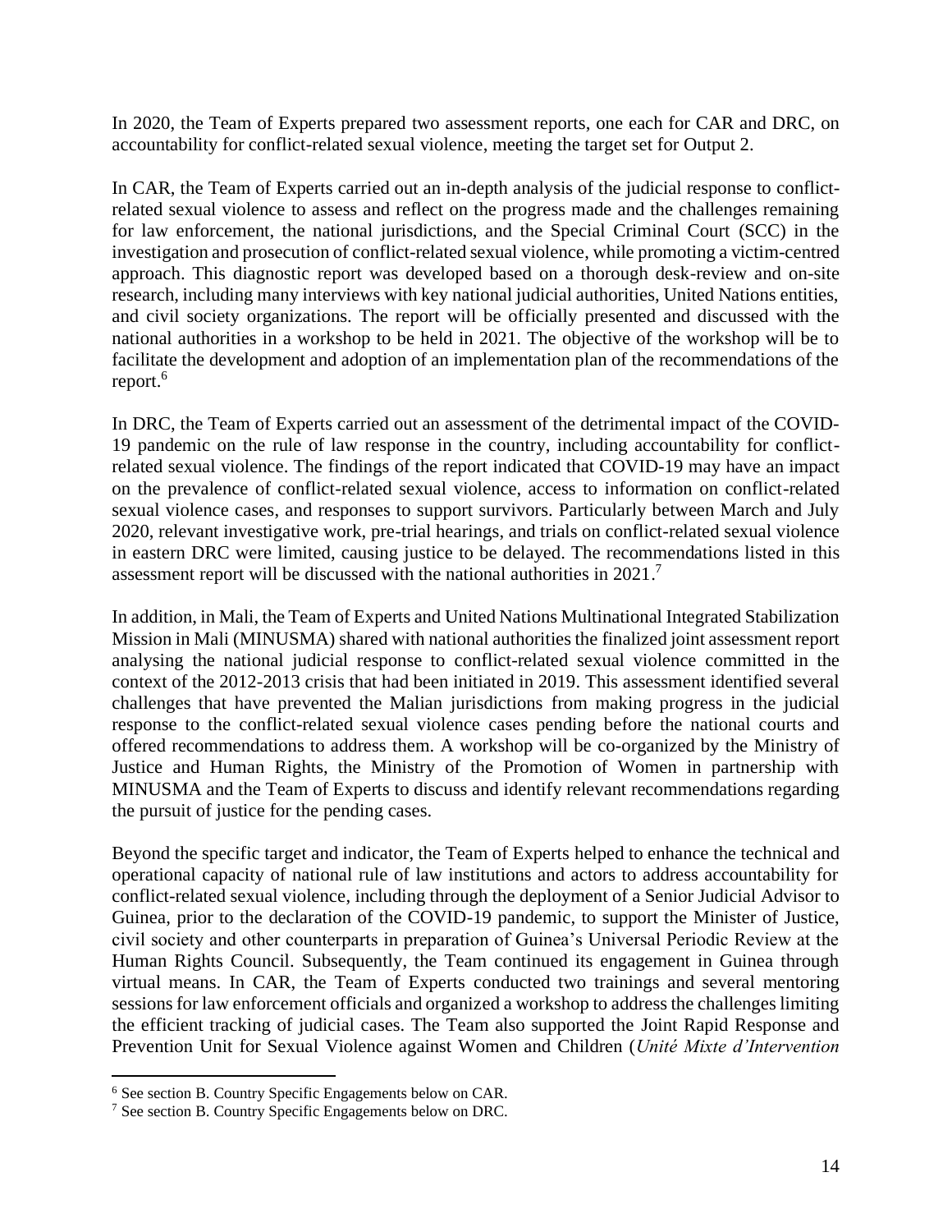In 2020, the Team of Experts prepared two assessment reports, one each for CAR and DRC, on accountability for conflict-related sexual violence, meeting the target set for Output 2.

In CAR, the Team of Experts carried out an in-depth analysis of the judicial response to conflict-related sexual violence to assess and reflect on the progress made and the challenges remaining for law enforcement, the national jurisdictions, and the Special Criminal Court (SCC) in the investigation and prosecution of conflict-related sexual violence, while promoting a victim-centred approach. This diagnostic report was developed based on a thorough desk-review and on-site research, including many interviews with key national judicial authorities, United Nations entities, and civil society organizations. The report will be officially presented and discussed with the national authorities in a workshop to be held in 2021. The objective of the workshop will be to facilitate the development and adoption of an implementation plan of the recommendations of the report.[6]

In DRC, the Team of Experts carried out an assessment of the detrimental impact of the COVID-19 pandemic on the rule of law response in the country, including accountability for conflict-related sexual violence. The findings of the report indicated that COVID-19 may have an impact on the prevalence of conflict-related sexual violence, access to information on conflict-related sexual violence cases, and responses to support survivors. Particularly between March and July 2020, relevant investigative work, pre-trial hearings, and trials on conflict-related sexual violence in eastern DRC were limited, causing justice to be delayed. The recommendations listed in this assessment report will be discussed with the national authorities in 2021.[7]

In addition, in Mali, the Team of Experts and United Nations Multinational Integrated Stabilization Mission in Mali (MINUSMA) shared with national authorities the finalized joint assessment report analysing the national judicial response to conflict-related sexual violence committed in the context of the 2012-2013 crisis that had been initiated in 2019. This assessment identified several challenges that have prevented the Malian jurisdictions from making progress in the judicial response to the conflict-related sexual violence cases pending before the national courts and offered recommendations to address them. A workshop will be co-organized by the Ministry of Justice and Human Rights, the Ministry of the Promotion of Women in partnership with MINUSMA and the Team of Experts to discuss and identify relevant recommendations regarding the pursuit of justice for the pending cases.

Beyond the specific target and indicator, the Team of Experts helped to enhance the technical and operational capacity of national rule of law institutions and actors to address accountability for conflict-related sexual violence, including through the deployment of a Senior Judicial Advisor to Guinea, prior to the declaration of the COVID-19 pandemic, to support the Minister of Justice, civil society and other counterparts in preparation of Guinea's Universal Periodic Review at the Human Rights Council. Subsequently, the Team continued its engagement in Guinea through virtual means. In CAR, the Team of Experts conducted two trainings and several mentoring sessions for law enforcement officials and organized a workshop to address the challenges limiting the efficient tracking of judicial cases. The Team also supported the Joint Rapid Response and Prevention Unit for Sexual Violence against Women and Children (*Unité Mixte d'Intervention*

---

[6] See section B. Country Specific Engagements below on CAR.

[7] See section B. Country Specific Engagements below on DRC.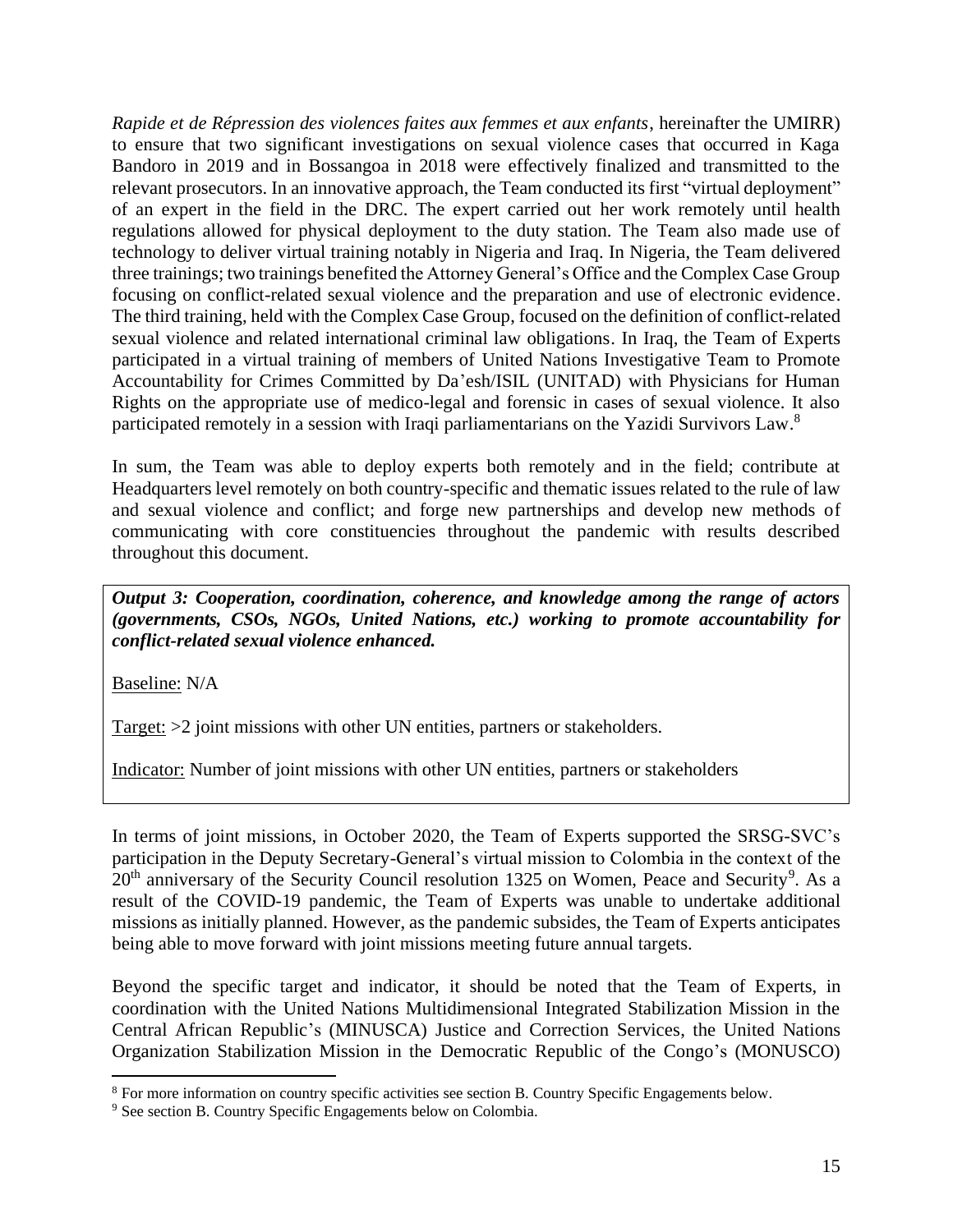*Rapide et de Répression des violences faites aux femmes et aux enfants*, hereinafter the UMIRR) to ensure that two significant investigations on sexual violence cases that occurred in Kaga Bandoro in 2019 and in Bossangoa in 2018 were effectively finalized and transmitted to the relevant prosecutors. In an innovative approach, the Team conducted its first "virtual deployment" of an expert in the field in the DRC. The expert carried out her work remotely until health regulations allowed for physical deployment to the duty station. The Team also made use of technology to deliver virtual training notably in Nigeria and Iraq. In Nigeria, the Team delivered three trainings; two trainings benefited the Attorney General's Office and the Complex Case Group focusing on conflict-related sexual violence and the preparation and use of electronic evidence. The third training, held with the Complex Case Group, focused on the definition of conflict-related sexual violence and related international criminal law obligations. In Iraq, the Team of Experts participated in a virtual training of members of United Nations Investigative Team to Promote Accountability for Crimes Committed by Da'esh/ISIL (UNITAD) with Physicians for Human Rights on the appropriate use of medico-legal and forensic in cases of sexual violence. It also participated remotely in a session with Iraqi parliamentarians on the Yazidi Survivors Law.[8]

In sum, the Team was able to deploy experts both remotely and in the field; contribute at Headquarters level remotely on both country-specific and thematic issues related to the rule of law and sexual violence and conflict; and forge new partnerships and develop new methods of communicating with core constituencies throughout the pandemic with results described throughout this document.

***Output 3: Cooperation, coordination, coherence, and knowledge among the range of actors (governments, CSOs, NGOs, United Nations, etc.) working to promote accountability for conflict-related sexual violence enhanced.***

Baseline: N/A

Target: >2 joint missions with other UN entities, partners or stakeholders.

Indicator: Number of joint missions with other UN entities, partners or stakeholders

In terms of joint missions, in October 2020, the Team of Experts supported the SRSG-SVC's participation in the Deputy Secretary-General's virtual mission to Colombia in the context of the 20th anniversary of the Security Council resolution 1325 on Women, Peace and Security[9]. As a result of the COVID-19 pandemic, the Team of Experts was unable to undertake additional missions as initially planned. However, as the pandemic subsides, the Team of Experts anticipates being able to move forward with joint missions meeting future annual targets.

Beyond the specific target and indicator, it should be noted that the Team of Experts, in coordination with the United Nations Multidimensional Integrated Stabilization Mission in the Central African Republic's (MINUSCA) Justice and Correction Services, the United Nations Organization Stabilization Mission in the Democratic Republic of the Congo's (MONUSCO)

[8] For more information on country specific activities see section B. Country Specific Engagements below.

[9] See section B. Country Specific Engagements below on Colombia.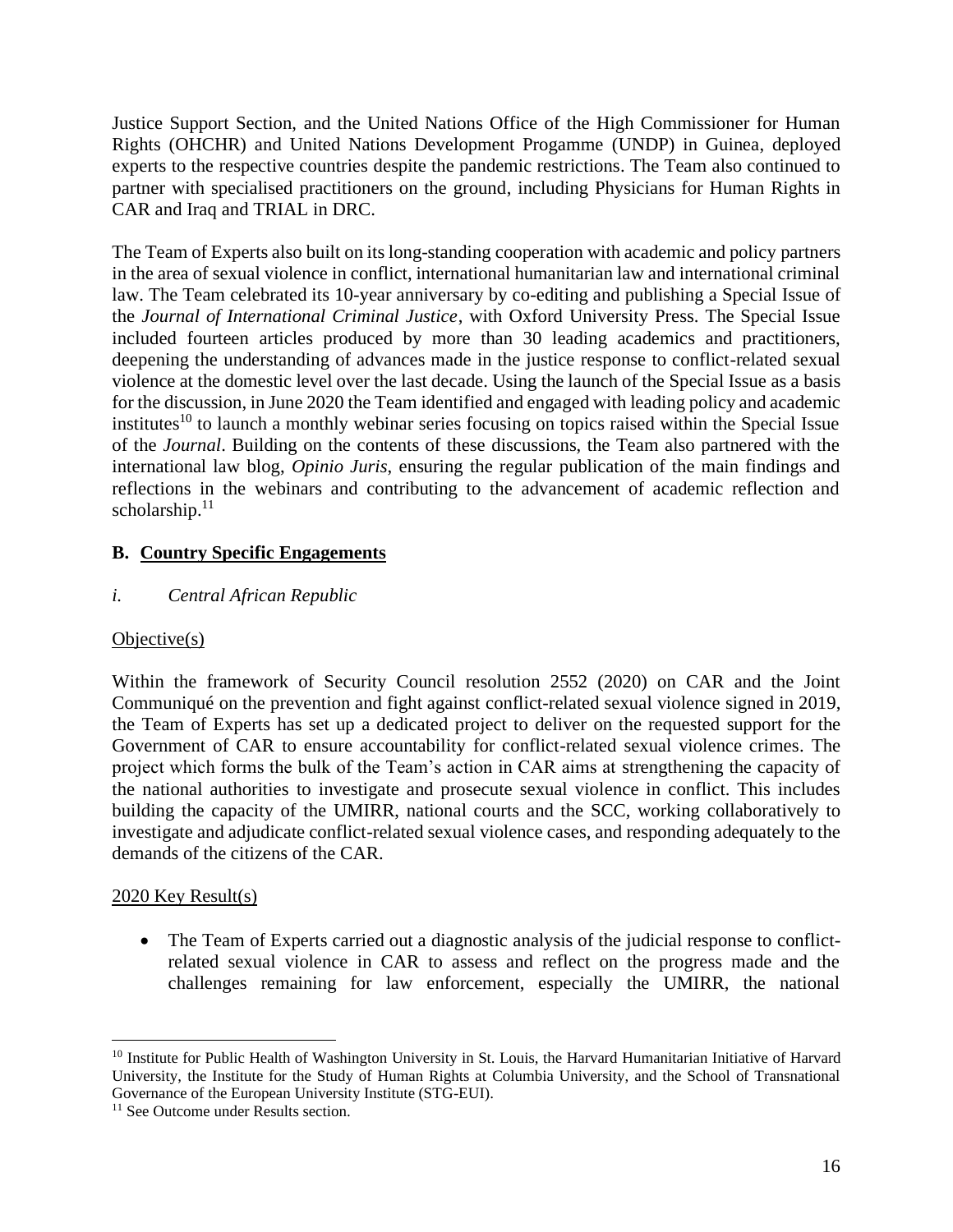Justice Support Section, and the United Nations Office of the High Commissioner for Human Rights (OHCHR) and United Nations Development Progamme (UNDP) in Guinea, deployed experts to the respective countries despite the pandemic restrictions. The Team also continued to partner with specialised practitioners on the ground, including Physicians for Human Rights in CAR and Iraq and TRIAL in DRC.

The Team of Experts also built on its long-standing cooperation with academic and policy partners in the area of sexual violence in conflict, international humanitarian law and international criminal law. The Team celebrated its 10-year anniversary by co-editing and publishing a Special Issue of the *Journal of International Criminal Justice*, with Oxford University Press. The Special Issue included fourteen articles produced by more than 30 leading academics and practitioners, deepening the understanding of advances made in the justice response to conflict-related sexual violence at the domestic level over the last decade. Using the launch of the Special Issue as a basis for the discussion, in June 2020 the Team identified and engaged with leading policy and academic institutes[10] to launch a monthly webinar series focusing on topics raised within the Special Issue of the *Journal*. Building on the contents of these discussions, the Team also partnered with the international law blog, *Opinio Juris*, ensuring the regular publication of the main findings and reflections in the webinars and contributing to the advancement of academic reflection and scholarship.[11]

## B. Country Specific Engagements

### *i. Central African Republic*

Objective(s)

Within the framework of Security Council resolution 2552 (2020) on CAR and the Joint Communiqué on the prevention and fight against conflict-related sexual violence signed in 2019, the Team of Experts has set up a dedicated project to deliver on the requested support for the Government of CAR to ensure accountability for conflict-related sexual violence crimes. The project which forms the bulk of the Team's action in CAR aims at strengthening the capacity of the national authorities to investigate and prosecute sexual violence in conflict. This includes building the capacity of the UMIRR, national courts and the SCC, working collaboratively to investigate and adjudicate conflict-related sexual violence cases, and responding adequately to the demands of the citizens of the CAR.

2020 Key Result(s)

- The Team of Experts carried out a diagnostic analysis of the judicial response to conflict-related sexual violence in CAR to assess and reflect on the progress made and the challenges remaining for law enforcement, especially the UMIRR, the national

---

[10] Institute for Public Health of Washington University in St. Louis, the Harvard Humanitarian Initiative of Harvard University, the Institute for the Study of Human Rights at Columbia University, and the School of Transnational Governance of the European University Institute (STG-EUI).

[11] See Outcome under Results section.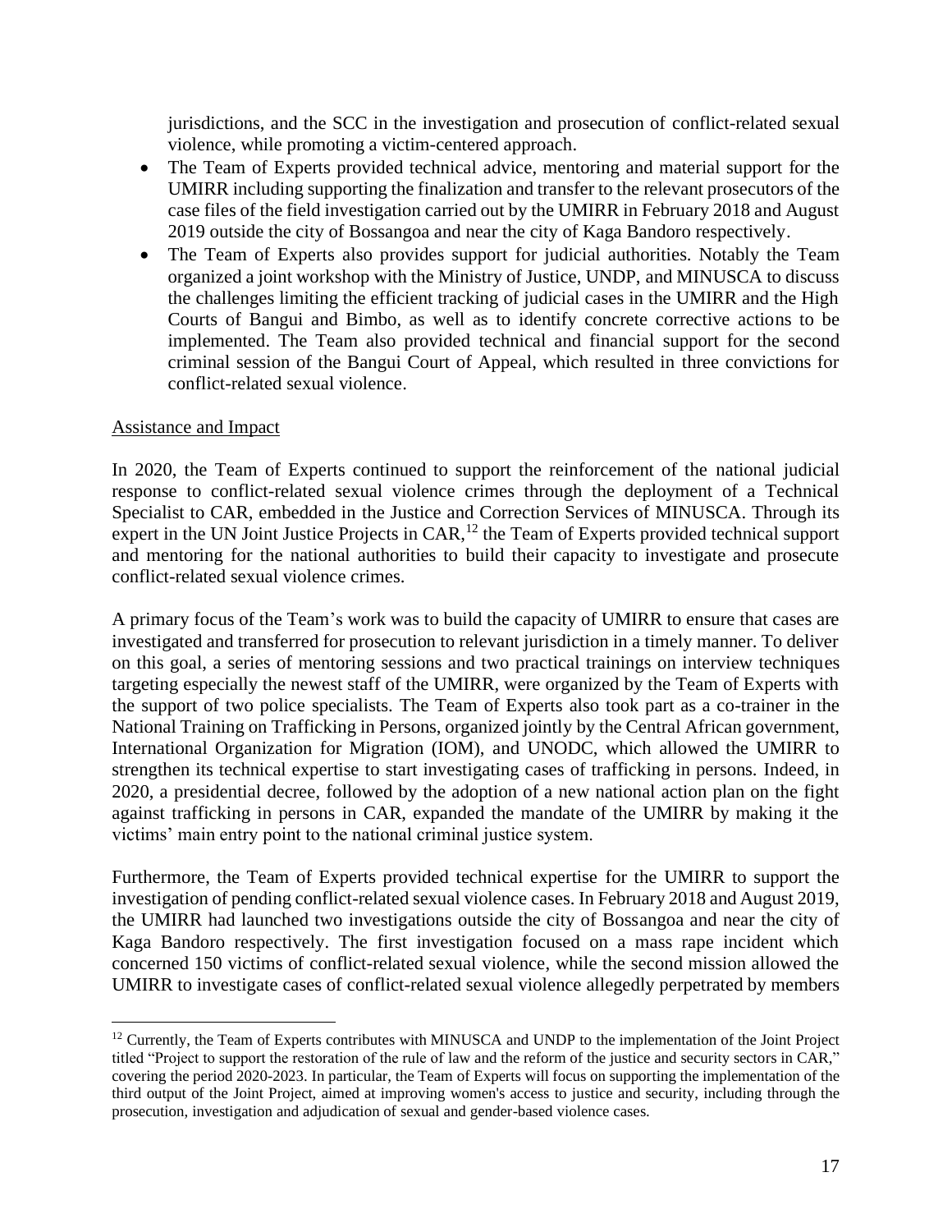jurisdictions, and the SCC in the investigation and prosecution of conflict-related sexual violence, while promoting a victim-centered approach.

- The Team of Experts provided technical advice, mentoring and material support for the UMIRR including supporting the finalization and transfer to the relevant prosecutors of the case files of the field investigation carried out by the UMIRR in February 2018 and August 2019 outside the city of Bossangoa and near the city of Kaga Bandoro respectively.
- The Team of Experts also provides support for judicial authorities. Notably the Team organized a joint workshop with the Ministry of Justice, UNDP, and MINUSCA to discuss the challenges limiting the efficient tracking of judicial cases in the UMIRR and the High Courts of Bangui and Bimbo, as well as to identify concrete corrective actions to be implemented. The Team also provided technical and financial support for the second criminal session of the Bangui Court of Appeal, which resulted in three convictions for conflict-related sexual violence.

Assistance and Impact

In 2020, the Team of Experts continued to support the reinforcement of the national judicial response to conflict-related sexual violence crimes through the deployment of a Technical Specialist to CAR, embedded in the Justice and Correction Services of MINUSCA. Through its expert in the UN Joint Justice Projects in CAR,[12] the Team of Experts provided technical support and mentoring for the national authorities to build their capacity to investigate and prosecute conflict-related sexual violence crimes.

A primary focus of the Team's work was to build the capacity of UMIRR to ensure that cases are investigated and transferred for prosecution to relevant jurisdiction in a timely manner. To deliver on this goal, a series of mentoring sessions and two practical trainings on interview techniques targeting especially the newest staff of the UMIRR, were organized by the Team of Experts with the support of two police specialists. The Team of Experts also took part as a co-trainer in the National Training on Trafficking in Persons, organized jointly by the Central African government, International Organization for Migration (IOM), and UNODC, which allowed the UMIRR to strengthen its technical expertise to start investigating cases of trafficking in persons. Indeed, in 2020, a presidential decree, followed by the adoption of a new national action plan on the fight against trafficking in persons in CAR, expanded the mandate of the UMIRR by making it the victims' main entry point to the national criminal justice system.

Furthermore, the Team of Experts provided technical expertise for the UMIRR to support the investigation of pending conflict-related sexual violence cases. In February 2018 and August 2019, the UMIRR had launched two investigations outside the city of Bossangoa and near the city of Kaga Bandoro respectively. The first investigation focused on a mass rape incident which concerned 150 victims of conflict-related sexual violence, while the second mission allowed the UMIRR to investigate cases of conflict-related sexual violence allegedly perpetrated by members

[12] Currently, the Team of Experts contributes with MINUSCA and UNDP to the implementation of the Joint Project titled "Project to support the restoration of the rule of law and the reform of the justice and security sectors in CAR," covering the period 2020-2023. In particular, the Team of Experts will focus on supporting the implementation of the third output of the Joint Project, aimed at improving women's access to justice and security, including through the prosecution, investigation and adjudication of sexual and gender-based violence cases.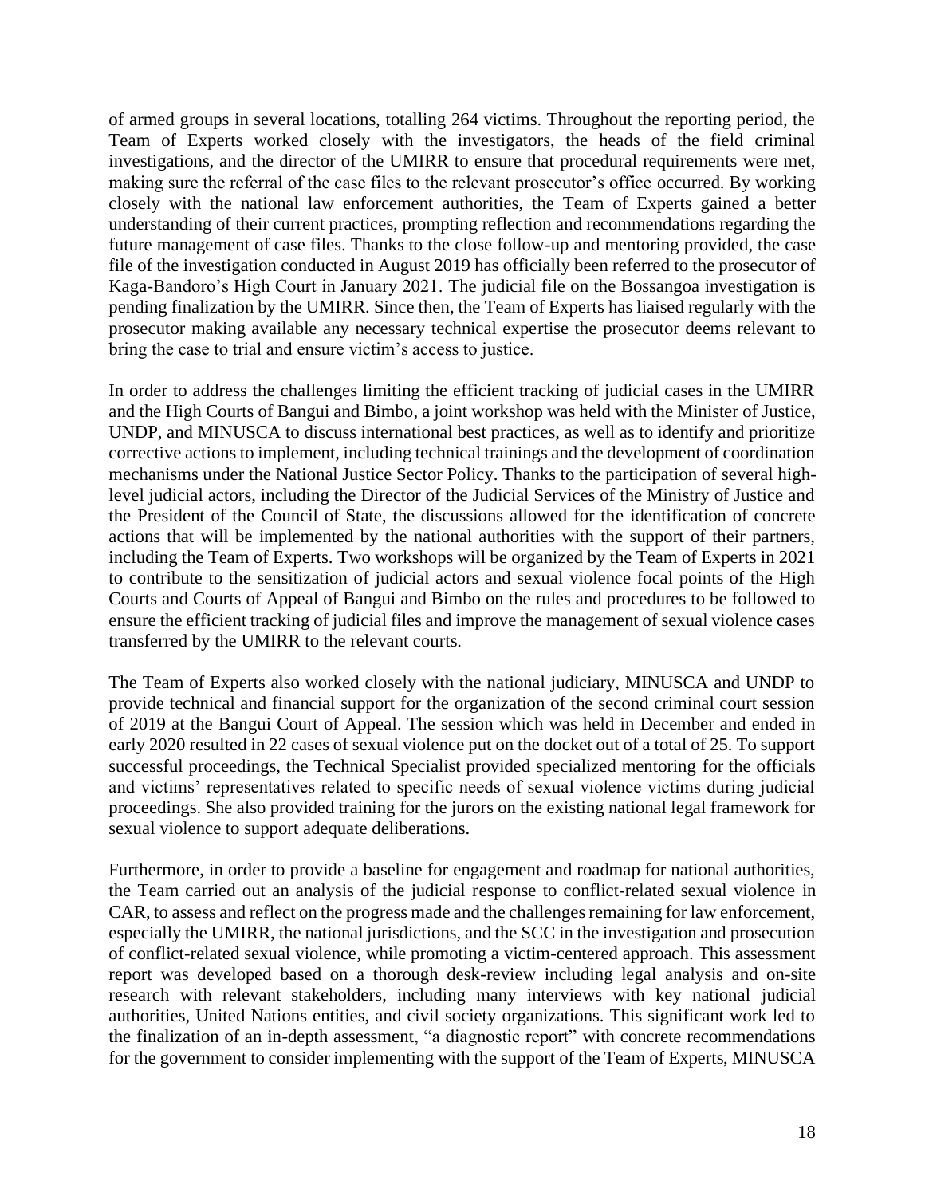of armed groups in several locations, totalling 264 victims. Throughout the reporting period, the Team of Experts worked closely with the investigators, the heads of the field criminal investigations, and the director of the UMIRR to ensure that procedural requirements were met, making sure the referral of the case files to the relevant prosecutor's office occurred. By working closely with the national law enforcement authorities, the Team of Experts gained a better understanding of their current practices, prompting reflection and recommendations regarding the future management of case files. Thanks to the close follow-up and mentoring provided, the case file of the investigation conducted in August 2019 has officially been referred to the prosecutor of Kaga-Bandoro's High Court in January 2021. The judicial file on the Bossangoa investigation is pending finalization by the UMIRR. Since then, the Team of Experts has liaised regularly with the prosecutor making available any necessary technical expertise the prosecutor deems relevant to bring the case to trial and ensure victim's access to justice.

In order to address the challenges limiting the efficient tracking of judicial cases in the UMIRR and the High Courts of Bangui and Bimbo, a joint workshop was held with the Minister of Justice, UNDP, and MINUSCA to discuss international best practices, as well as to identify and prioritize corrective actions to implement, including technical trainings and the development of coordination mechanisms under the National Justice Sector Policy. Thanks to the participation of several high-level judicial actors, including the Director of the Judicial Services of the Ministry of Justice and the President of the Council of State, the discussions allowed for the identification of concrete actions that will be implemented by the national authorities with the support of their partners, including the Team of Experts. Two workshops will be organized by the Team of Experts in 2021 to contribute to the sensitization of judicial actors and sexual violence focal points of the High Courts and Courts of Appeal of Bangui and Bimbo on the rules and procedures to be followed to ensure the efficient tracking of judicial files and improve the management of sexual violence cases transferred by the UMIRR to the relevant courts.

The Team of Experts also worked closely with the national judiciary, MINUSCA and UNDP to provide technical and financial support for the organization of the second criminal court session of 2019 at the Bangui Court of Appeal. The session which was held in December and ended in early 2020 resulted in 22 cases of sexual violence put on the docket out of a total of 25. To support successful proceedings, the Technical Specialist provided specialized mentoring for the officials and victims' representatives related to specific needs of sexual violence victims during judicial proceedings. She also provided training for the jurors on the existing national legal framework for sexual violence to support adequate deliberations.

Furthermore, in order to provide a baseline for engagement and roadmap for national authorities, the Team carried out an analysis of the judicial response to conflict-related sexual violence in CAR, to assess and reflect on the progress made and the challenges remaining for law enforcement, especially the UMIRR, the national jurisdictions, and the SCC in the investigation and prosecution of conflict-related sexual violence, while promoting a victim-centered approach. This assessment report was developed based on a thorough desk-review including legal analysis and on-site research with relevant stakeholders, including many interviews with key national judicial authorities, United Nations entities, and civil society organizations. This significant work led to the finalization of an in-depth assessment, "a diagnostic report" with concrete recommendations for the government to consider implementing with the support of the Team of Experts, MINUSCA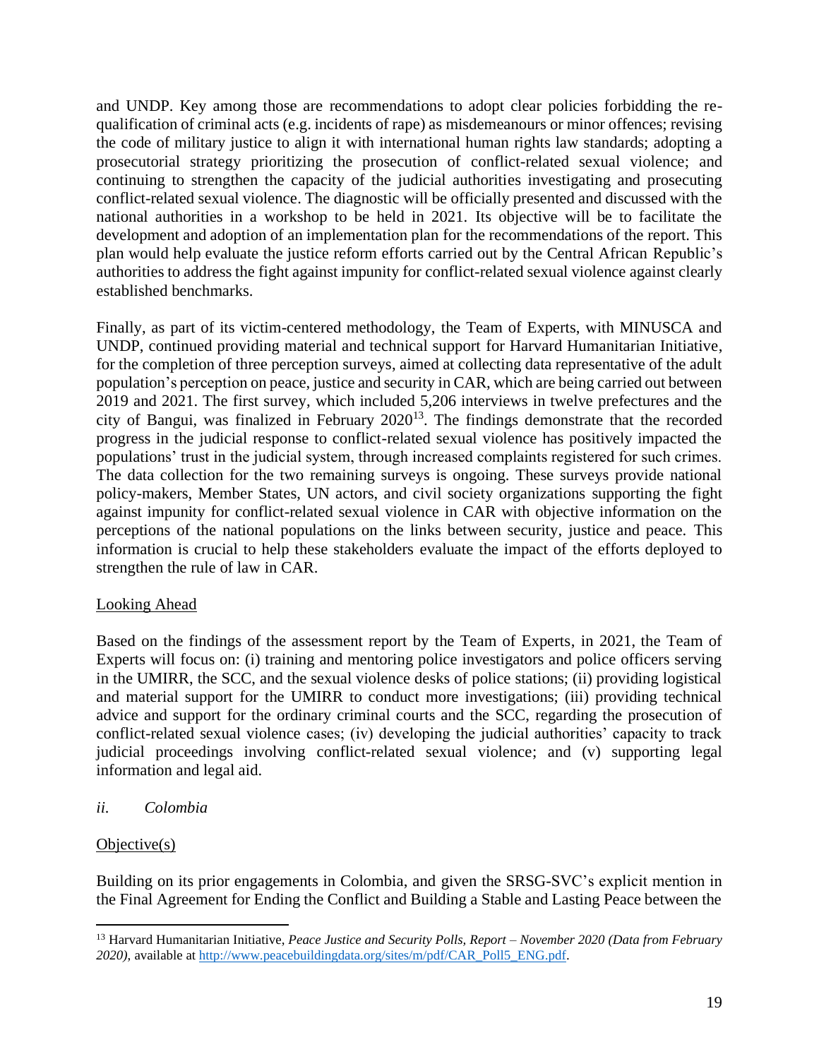and UNDP. Key among those are recommendations to adopt clear policies forbidding the re-qualification of criminal acts (e.g. incidents of rape) as misdemeanours or minor offences; revising the code of military justice to align it with international human rights law standards; adopting a prosecutorial strategy prioritizing the prosecution of conflict-related sexual violence; and continuing to strengthen the capacity of the judicial authorities investigating and prosecuting conflict-related sexual violence. The diagnostic will be officially presented and discussed with the national authorities in a workshop to be held in 2021. Its objective will be to facilitate the development and adoption of an implementation plan for the recommendations of the report. This plan would help evaluate the justice reform efforts carried out by the Central African Republic's authorities to address the fight against impunity for conflict-related sexual violence against clearly established benchmarks.

Finally, as part of its victim-centered methodology, the Team of Experts, with MINUSCA and UNDP, continued providing material and technical support for Harvard Humanitarian Initiative, for the completion of three perception surveys, aimed at collecting data representative of the adult population's perception on peace, justice and security in CAR, which are being carried out between 2019 and 2021. The first survey, which included 5,206 interviews in twelve prefectures and the city of Bangui, was finalized in February 2020[13]. The findings demonstrate that the recorded progress in the judicial response to conflict-related sexual violence has positively impacted the populations' trust in the judicial system, through increased complaints registered for such crimes. The data collection for the two remaining surveys is ongoing. These surveys provide national policy-makers, Member States, UN actors, and civil society organizations supporting the fight against impunity for conflict-related sexual violence in CAR with objective information on the perceptions of the national populations on the links between security, justice and peace. This information is crucial to help these stakeholders evaluate the impact of the efforts deployed to strengthen the rule of law in CAR.

Looking Ahead

Based on the findings of the assessment report by the Team of Experts, in 2021, the Team of Experts will focus on: (i) training and mentoring police investigators and police officers serving in the UMIRR, the SCC, and the sexual violence desks of police stations; (ii) providing logistical and material support for the UMIRR to conduct more investigations; (iii) providing technical advice and support for the ordinary criminal courts and the SCC, regarding the prosecution of conflict-related sexual violence cases; (iv) developing the judicial authorities' capacity to track judicial proceedings involving conflict-related sexual violence; and (v) supporting legal information and legal aid.

*ii. Colombia*

Objective(s)

Building on its prior engagements in Colombia, and given the SRSG-SVC's explicit mention in the Final Agreement for Ending the Conflict and Building a Stable and Lasting Peace between the

---

[13] Harvard Humanitarian Initiative, *Peace Justice and Security Polls, Report – November 2020 (Data from February 2020)*, available at http://www.peacebuildingdata.org/sites/m/pdf/CAR_Poll5_ENG.pdf.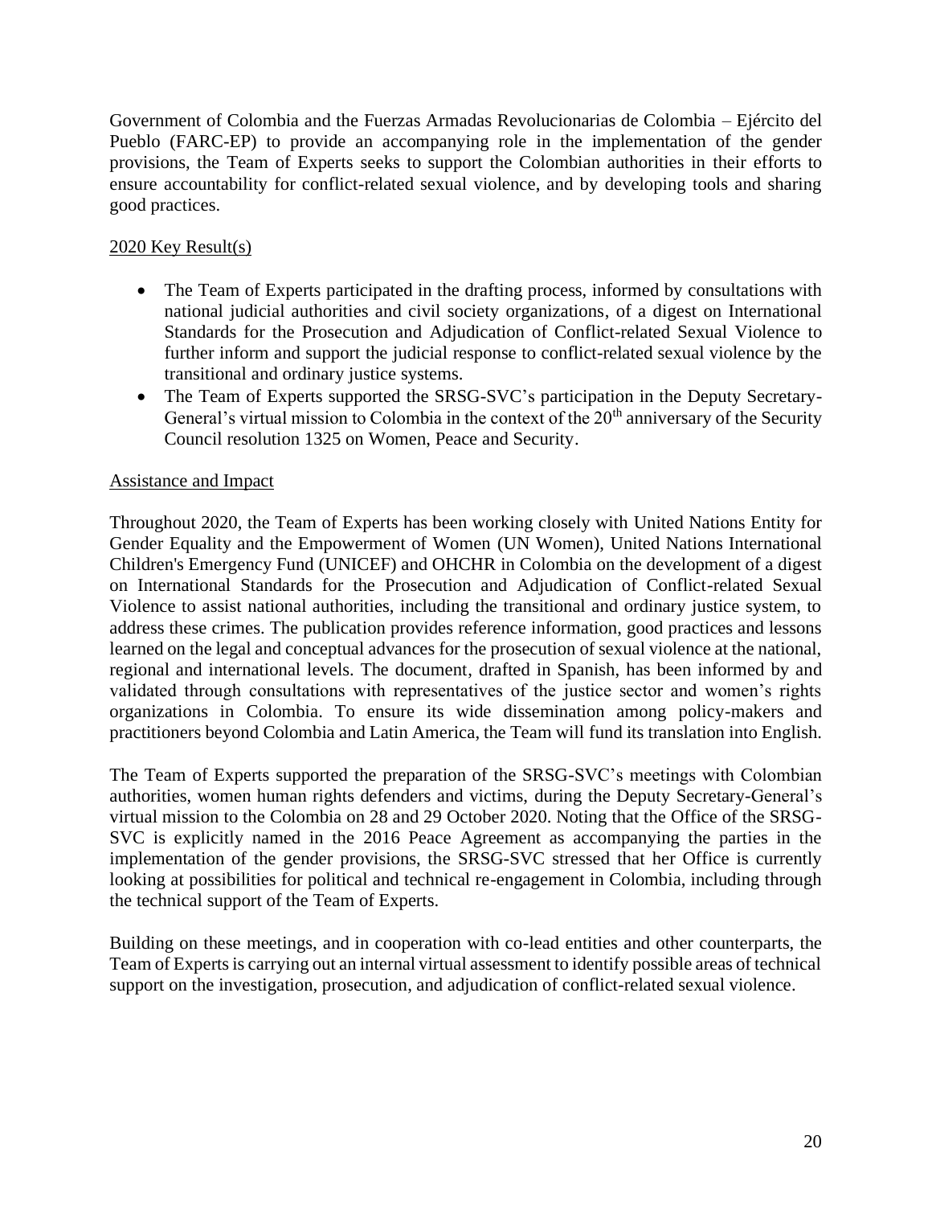Government of Colombia and the Fuerzas Armadas Revolucionarias de Colombia – Ejército del Pueblo (FARC-EP) to provide an accompanying role in the implementation of the gender provisions, the Team of Experts seeks to support the Colombian authorities in their efforts to ensure accountability for conflict-related sexual violence, and by developing tools and sharing good practices.

2020 Key Result(s)

- The Team of Experts participated in the drafting process, informed by consultations with national judicial authorities and civil society organizations, of a digest on International Standards for the Prosecution and Adjudication of Conflict-related Sexual Violence to further inform and support the judicial response to conflict-related sexual violence by the transitional and ordinary justice systems.
- The Team of Experts supported the SRSG-SVC's participation in the Deputy Secretary-General's virtual mission to Colombia in the context of the 20th anniversary of the Security Council resolution 1325 on Women, Peace and Security.

Assistance and Impact

Throughout 2020, the Team of Experts has been working closely with United Nations Entity for Gender Equality and the Empowerment of Women (UN Women), United Nations International Children's Emergency Fund (UNICEF) and OHCHR in Colombia on the development of a digest on International Standards for the Prosecution and Adjudication of Conflict-related Sexual Violence to assist national authorities, including the transitional and ordinary justice system, to address these crimes. The publication provides reference information, good practices and lessons learned on the legal and conceptual advances for the prosecution of sexual violence at the national, regional and international levels. The document, drafted in Spanish, has been informed by and validated through consultations with representatives of the justice sector and women's rights organizations in Colombia. To ensure its wide dissemination among policy-makers and practitioners beyond Colombia and Latin America, the Team will fund its translation into English.

The Team of Experts supported the preparation of the SRSG-SVC's meetings with Colombian authorities, women human rights defenders and victims, during the Deputy Secretary-General's virtual mission to the Colombia on 28 and 29 October 2020. Noting that the Office of the SRSG-SVC is explicitly named in the 2016 Peace Agreement as accompanying the parties in the implementation of the gender provisions, the SRSG-SVC stressed that her Office is currently looking at possibilities for political and technical re-engagement in Colombia, including through the technical support of the Team of Experts.

Building on these meetings, and in cooperation with co-lead entities and other counterparts, the Team of Experts is carrying out an internal virtual assessment to identify possible areas of technical support on the investigation, prosecution, and adjudication of conflict-related sexual violence.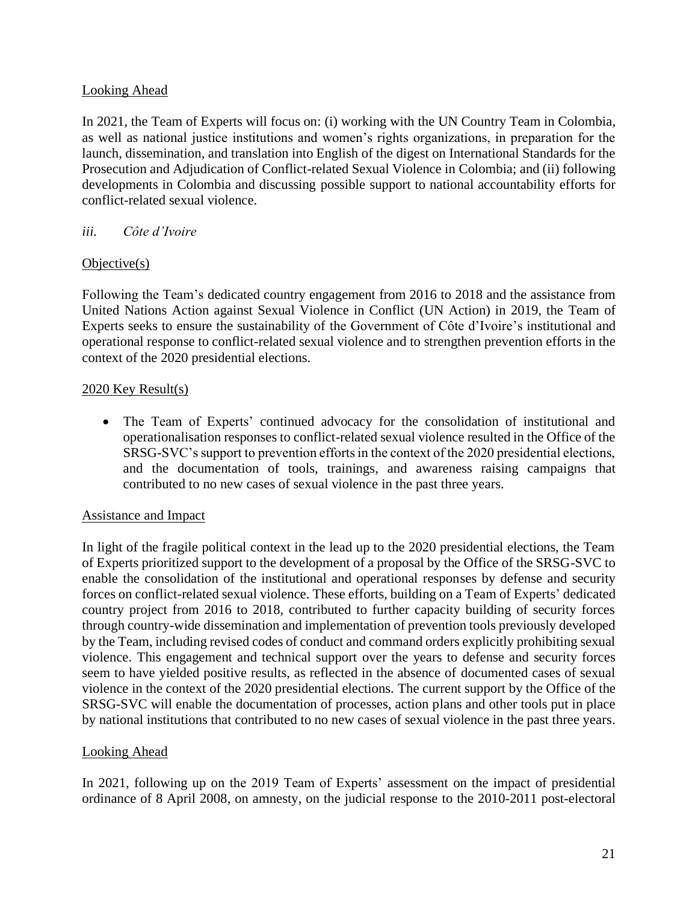Looking Ahead

In 2021, the Team of Experts will focus on: (i) working with the UN Country Team in Colombia, as well as national justice institutions and women's rights organizations, in preparation for the launch, dissemination, and translation into English of the digest on International Standards for the Prosecution and Adjudication of Conflict-related Sexual Violence in Colombia; and (ii) following developments in Colombia and discussing possible support to national accountability efforts for conflict-related sexual violence.

*iii. Côte d'Ivoire*

Objective(s)

Following the Team's dedicated country engagement from 2016 to 2018 and the assistance from United Nations Action against Sexual Violence in Conflict (UN Action) in 2019, the Team of Experts seeks to ensure the sustainability of the Government of Côte d'Ivoire's institutional and operational response to conflict-related sexual violence and to strengthen prevention efforts in the context of the 2020 presidential elections.

2020 Key Result(s)

- The Team of Experts' continued advocacy for the consolidation of institutional and operationalisation responses to conflict-related sexual violence resulted in the Office of the SRSG-SVC's support to prevention efforts in the context of the 2020 presidential elections, and the documentation of tools, trainings, and awareness raising campaigns that contributed to no new cases of sexual violence in the past three years.

Assistance and Impact

In light of the fragile political context in the lead up to the 2020 presidential elections, the Team of Experts prioritized support to the development of a proposal by the Office of the SRSG-SVC to enable the consolidation of the institutional and operational responses by defense and security forces on conflict-related sexual violence. These efforts, building on a Team of Experts' dedicated country project from 2016 to 2018, contributed to further capacity building of security forces through country-wide dissemination and implementation of prevention tools previously developed by the Team, including revised codes of conduct and command orders explicitly prohibiting sexual violence. This engagement and technical support over the years to defense and security forces seem to have yielded positive results, as reflected in the absence of documented cases of sexual violence in the context of the 2020 presidential elections. The current support by the Office of the SRSG-SVC will enable the documentation of processes, action plans and other tools put in place by national institutions that contributed to no new cases of sexual violence in the past three years.

Looking Ahead

In 2021, following up on the 2019 Team of Experts' assessment on the impact of presidential ordinance of 8 April 2008, on amnesty, on the judicial response to the 2010-2011 post-electoral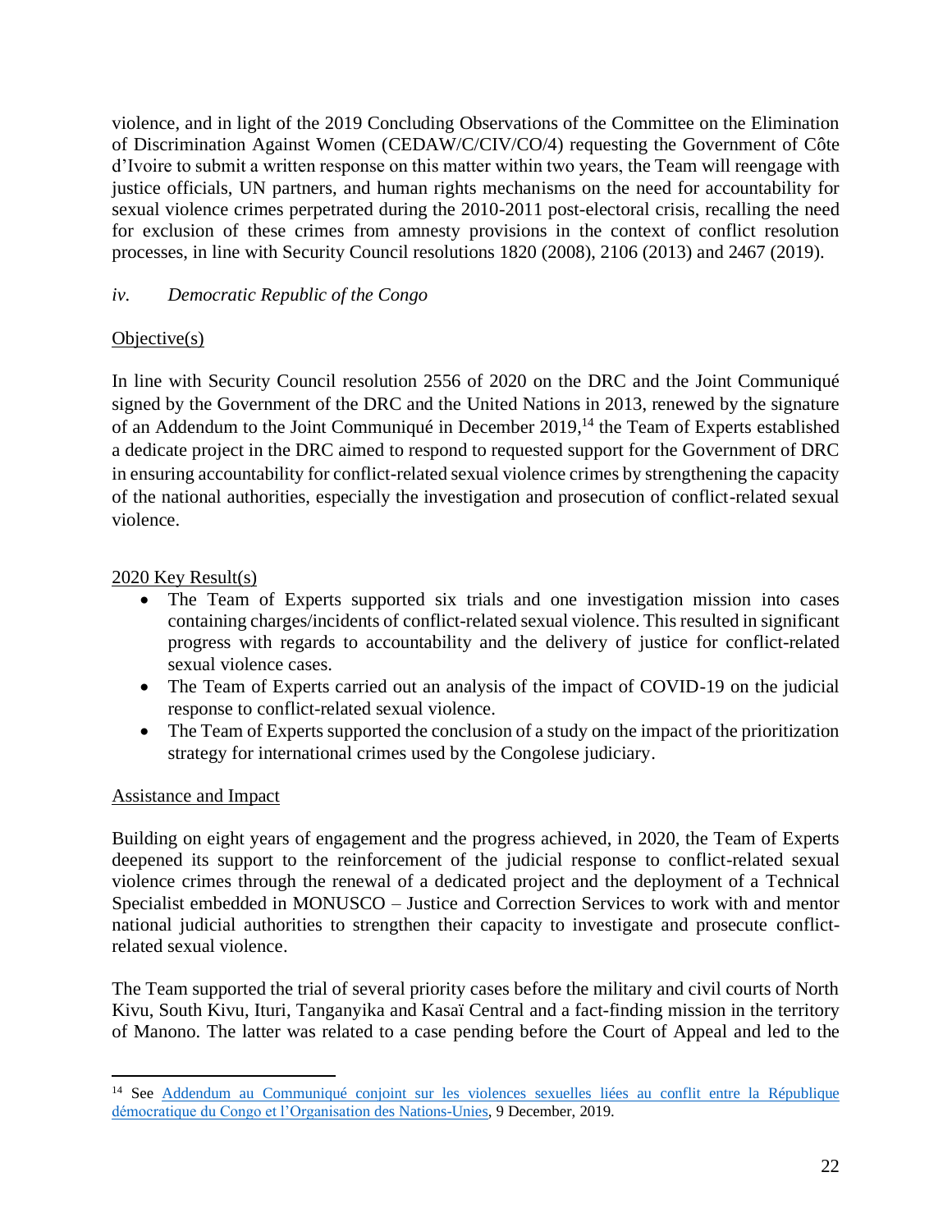violence, and in light of the 2019 Concluding Observations of the Committee on the Elimination of Discrimination Against Women (CEDAW/C/CIV/CO/4) requesting the Government of Côte d'Ivoire to submit a written response on this matter within two years, the Team will reengage with justice officials, UN partners, and human rights mechanisms on the need for accountability for sexual violence crimes perpetrated during the 2010-2011 post-electoral crisis, recalling the need for exclusion of these crimes from amnesty provisions in the context of conflict resolution processes, in line with Security Council resolutions 1820 (2008), 2106 (2013) and 2467 (2019).

### *iv. Democratic Republic of the Congo*

Objective(s)

In line with Security Council resolution 2556 of 2020 on the DRC and the Joint Communiqué signed by the Government of the DRC and the United Nations in 2013, renewed by the signature of an Addendum to the Joint Communiqué in December 2019,[14] the Team of Experts established a dedicate project in the DRC aimed to respond to requested support for the Government of DRC in ensuring accountability for conflict-related sexual violence crimes by strengthening the capacity of the national authorities, especially the investigation and prosecution of conflict-related sexual violence.

2020 Key Result(s)

- The Team of Experts supported six trials and one investigation mission into cases containing charges/incidents of conflict-related sexual violence. This resulted in significant progress with regards to accountability and the delivery of justice for conflict-related sexual violence cases.
- The Team of Experts carried out an analysis of the impact of COVID-19 on the judicial response to conflict-related sexual violence.
- The Team of Experts supported the conclusion of a study on the impact of the prioritization strategy for international crimes used by the Congolese judiciary.

Assistance and Impact

Building on eight years of engagement and the progress achieved, in 2020, the Team of Experts deepened its support to the reinforcement of the judicial response to conflict-related sexual violence crimes through the renewal of a dedicated project and the deployment of a Technical Specialist embedded in MONUSCO – Justice and Correction Services to work with and mentor national judicial authorities to strengthen their capacity to investigate and prosecute conflict-related sexual violence.

The Team supported the trial of several priority cases before the military and civil courts of North Kivu, South Kivu, Ituri, Tanganyika and Kasaï Central and a fact-finding mission in the territory of Manono. The latter was related to a case pending before the Court of Appeal and led to the

[14] See Addendum au Communiqué conjoint sur les violences sexuelles liées au conflit entre la République démocratique du Congo et l'Organisation des Nations-Unies, 9 December, 2019.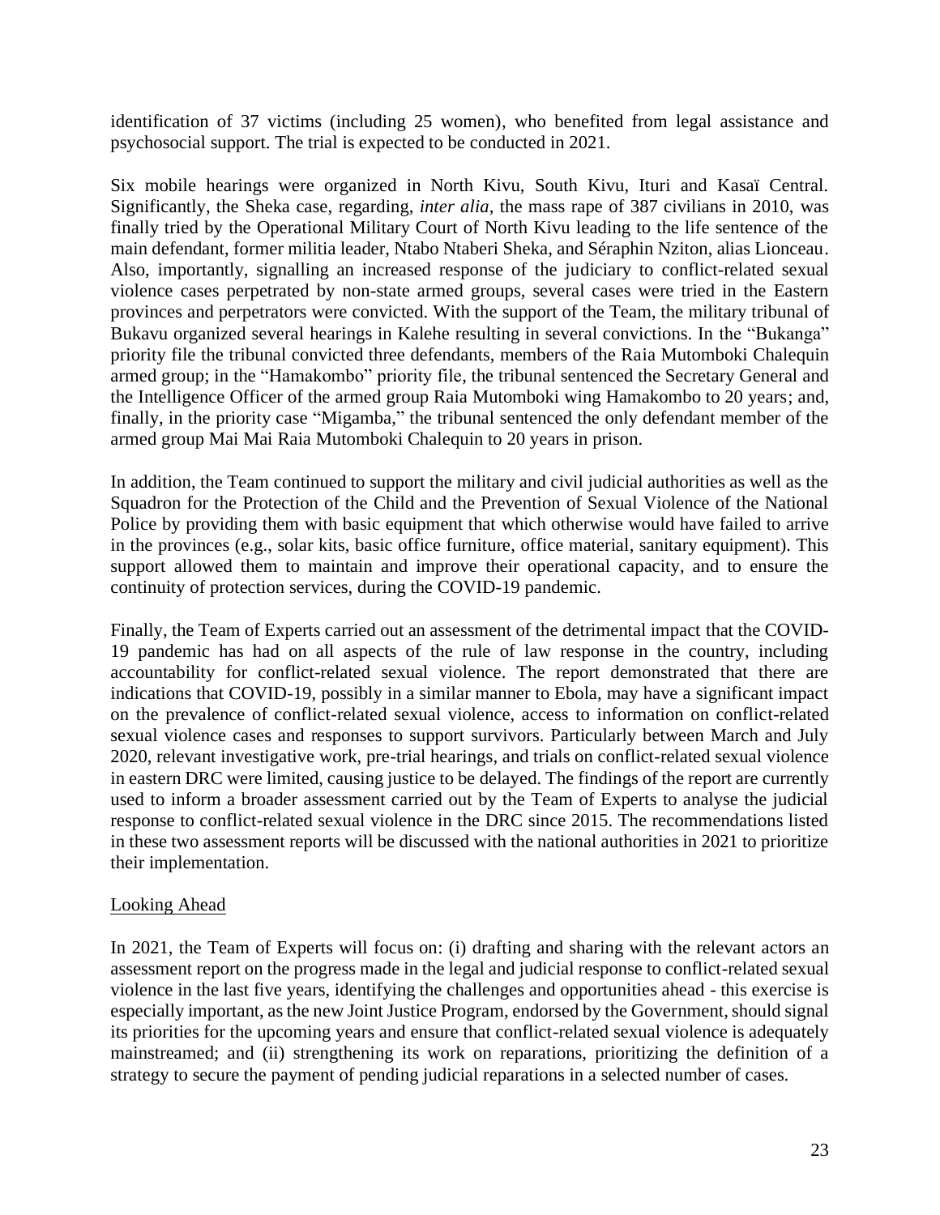identification of 37 victims (including 25 women), who benefited from legal assistance and psychosocial support. The trial is expected to be conducted in 2021.

Six mobile hearings were organized in North Kivu, South Kivu, Ituri and Kasaï Central. Significantly, the Sheka case, regarding, *inter alia*, the mass rape of 387 civilians in 2010, was finally tried by the Operational Military Court of North Kivu leading to the life sentence of the main defendant, former militia leader, Ntabo Ntaberi Sheka, and Séraphin Nziton, alias Lionceau. Also, importantly, signalling an increased response of the judiciary to conflict-related sexual violence cases perpetrated by non-state armed groups, several cases were tried in the Eastern provinces and perpetrators were convicted. With the support of the Team, the military tribunal of Bukavu organized several hearings in Kalehe resulting in several convictions. In the "Bukanga" priority file the tribunal convicted three defendants, members of the Raia Mutomboki Chalequin armed group; in the "Hamakombo" priority file, the tribunal sentenced the Secretary General and the Intelligence Officer of the armed group Raia Mutomboki wing Hamakombo to 20 years; and, finally, in the priority case "Migamba," the tribunal sentenced the only defendant member of the armed group Mai Mai Raia Mutomboki Chalequin to 20 years in prison.

In addition, the Team continued to support the military and civil judicial authorities as well as the Squadron for the Protection of the Child and the Prevention of Sexual Violence of the National Police by providing them with basic equipment that which otherwise would have failed to arrive in the provinces (e.g., solar kits, basic office furniture, office material, sanitary equipment). This support allowed them to maintain and improve their operational capacity, and to ensure the continuity of protection services, during the COVID-19 pandemic.

Finally, the Team of Experts carried out an assessment of the detrimental impact that the COVID-19 pandemic has had on all aspects of the rule of law response in the country, including accountability for conflict-related sexual violence. The report demonstrated that there are indications that COVID-19, possibly in a similar manner to Ebola, may have a significant impact on the prevalence of conflict-related sexual violence, access to information on conflict-related sexual violence cases and responses to support survivors. Particularly between March and July 2020, relevant investigative work, pre-trial hearings, and trials on conflict-related sexual violence in eastern DRC were limited, causing justice to be delayed. The findings of the report are currently used to inform a broader assessment carried out by the Team of Experts to analyse the judicial response to conflict-related sexual violence in the DRC since 2015. The recommendations listed in these two assessment reports will be discussed with the national authorities in 2021 to prioritize their implementation.

Looking Ahead

In 2021, the Team of Experts will focus on: (i) drafting and sharing with the relevant actors an assessment report on the progress made in the legal and judicial response to conflict-related sexual violence in the last five years, identifying the challenges and opportunities ahead - this exercise is especially important, as the new Joint Justice Program, endorsed by the Government, should signal its priorities for the upcoming years and ensure that conflict-related sexual violence is adequately mainstreamed; and (ii) strengthening its work on reparations, prioritizing the definition of a strategy to secure the payment of pending judicial reparations in a selected number of cases.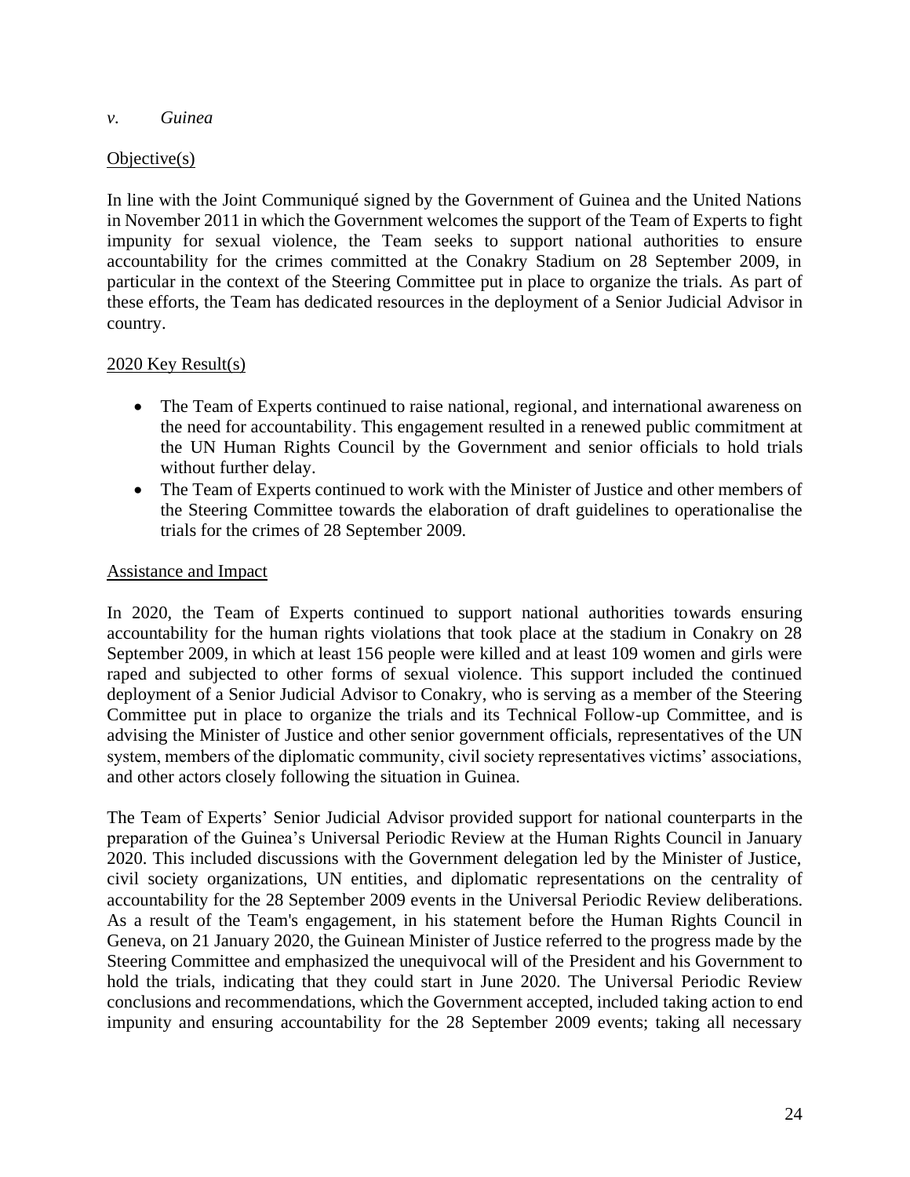*v. Guinea*

Objective(s)

In line with the Joint Communiqué signed by the Government of Guinea and the United Nations in November 2011 in which the Government welcomes the support of the Team of Experts to fight impunity for sexual violence, the Team seeks to support national authorities to ensure accountability for the crimes committed at the Conakry Stadium on 28 September 2009, in particular in the context of the Steering Committee put in place to organize the trials. As part of these efforts, the Team has dedicated resources in the deployment of a Senior Judicial Advisor in country.

2020 Key Result(s)

- The Team of Experts continued to raise national, regional, and international awareness on the need for accountability. This engagement resulted in a renewed public commitment at the UN Human Rights Council by the Government and senior officials to hold trials without further delay.
- The Team of Experts continued to work with the Minister of Justice and other members of the Steering Committee towards the elaboration of draft guidelines to operationalise the trials for the crimes of 28 September 2009.

Assistance and Impact

In 2020, the Team of Experts continued to support national authorities towards ensuring accountability for the human rights violations that took place at the stadium in Conakry on 28 September 2009, in which at least 156 people were killed and at least 109 women and girls were raped and subjected to other forms of sexual violence. This support included the continued deployment of a Senior Judicial Advisor to Conakry, who is serving as a member of the Steering Committee put in place to organize the trials and its Technical Follow-up Committee, and is advising the Minister of Justice and other senior government officials, representatives of the UN system, members of the diplomatic community, civil society representatives victims' associations, and other actors closely following the situation in Guinea.

The Team of Experts' Senior Judicial Advisor provided support for national counterparts in the preparation of the Guinea's Universal Periodic Review at the Human Rights Council in January 2020. This included discussions with the Government delegation led by the Minister of Justice, civil society organizations, UN entities, and diplomatic representations on the centrality of accountability for the 28 September 2009 events in the Universal Periodic Review deliberations. As a result of the Team's engagement, in his statement before the Human Rights Council in Geneva, on 21 January 2020, the Guinean Minister of Justice referred to the progress made by the Steering Committee and emphasized the unequivocal will of the President and his Government to hold the trials, indicating that they could start in June 2020. The Universal Periodic Review conclusions and recommendations, which the Government accepted, included taking action to end impunity and ensuring accountability for the 28 September 2009 events; taking all necessary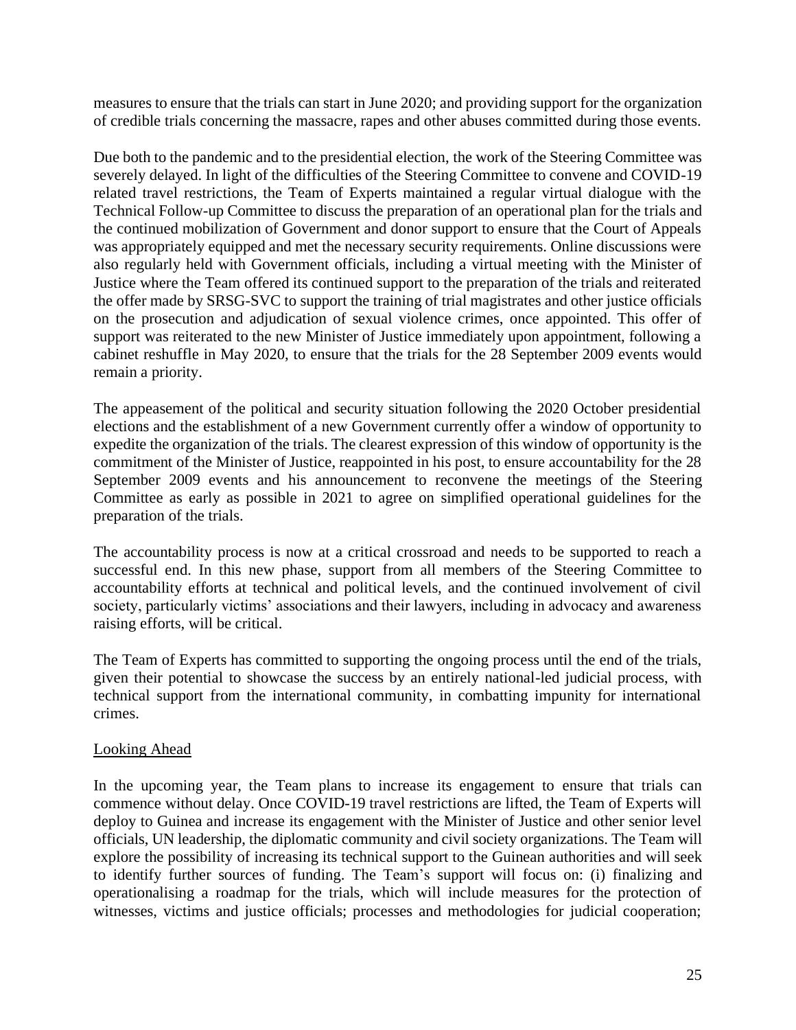measures to ensure that the trials can start in June 2020; and providing support for the organization of credible trials concerning the massacre, rapes and other abuses committed during those events.

Due both to the pandemic and to the presidential election, the work of the Steering Committee was severely delayed. In light of the difficulties of the Steering Committee to convene and COVID-19 related travel restrictions, the Team of Experts maintained a regular virtual dialogue with the Technical Follow-up Committee to discuss the preparation of an operational plan for the trials and the continued mobilization of Government and donor support to ensure that the Court of Appeals was appropriately equipped and met the necessary security requirements. Online discussions were also regularly held with Government officials, including a virtual meeting with the Minister of Justice where the Team offered its continued support to the preparation of the trials and reiterated the offer made by SRSG-SVC to support the training of trial magistrates and other justice officials on the prosecution and adjudication of sexual violence crimes, once appointed. This offer of support was reiterated to the new Minister of Justice immediately upon appointment, following a cabinet reshuffle in May 2020, to ensure that the trials for the 28 September 2009 events would remain a priority.

The appeasement of the political and security situation following the 2020 October presidential elections and the establishment of a new Government currently offer a window of opportunity to expedite the organization of the trials. The clearest expression of this window of opportunity is the commitment of the Minister of Justice, reappointed in his post, to ensure accountability for the 28 September 2009 events and his announcement to reconvene the meetings of the Steering Committee as early as possible in 2021 to agree on simplified operational guidelines for the preparation of the trials.

The accountability process is now at a critical crossroad and needs to be supported to reach a successful end. In this new phase, support from all members of the Steering Committee to accountability efforts at technical and political levels, and the continued involvement of civil society, particularly victims' associations and their lawyers, including in advocacy and awareness raising efforts, will be critical.

The Team of Experts has committed to supporting the ongoing process until the end of the trials, given their potential to showcase the success by an entirely national-led judicial process, with technical support from the international community, in combatting impunity for international crimes.

## Looking Ahead

In the upcoming year, the Team plans to increase its engagement to ensure that trials can commence without delay. Once COVID-19 travel restrictions are lifted, the Team of Experts will deploy to Guinea and increase its engagement with the Minister of Justice and other senior level officials, UN leadership, the diplomatic community and civil society organizations. The Team will explore the possibility of increasing its technical support to the Guinean authorities and will seek to identify further sources of funding. The Team's support will focus on: (i) finalizing and operationalising a roadmap for the trials, which will include measures for the protection of witnesses, victims and justice officials; processes and methodologies for judicial cooperation;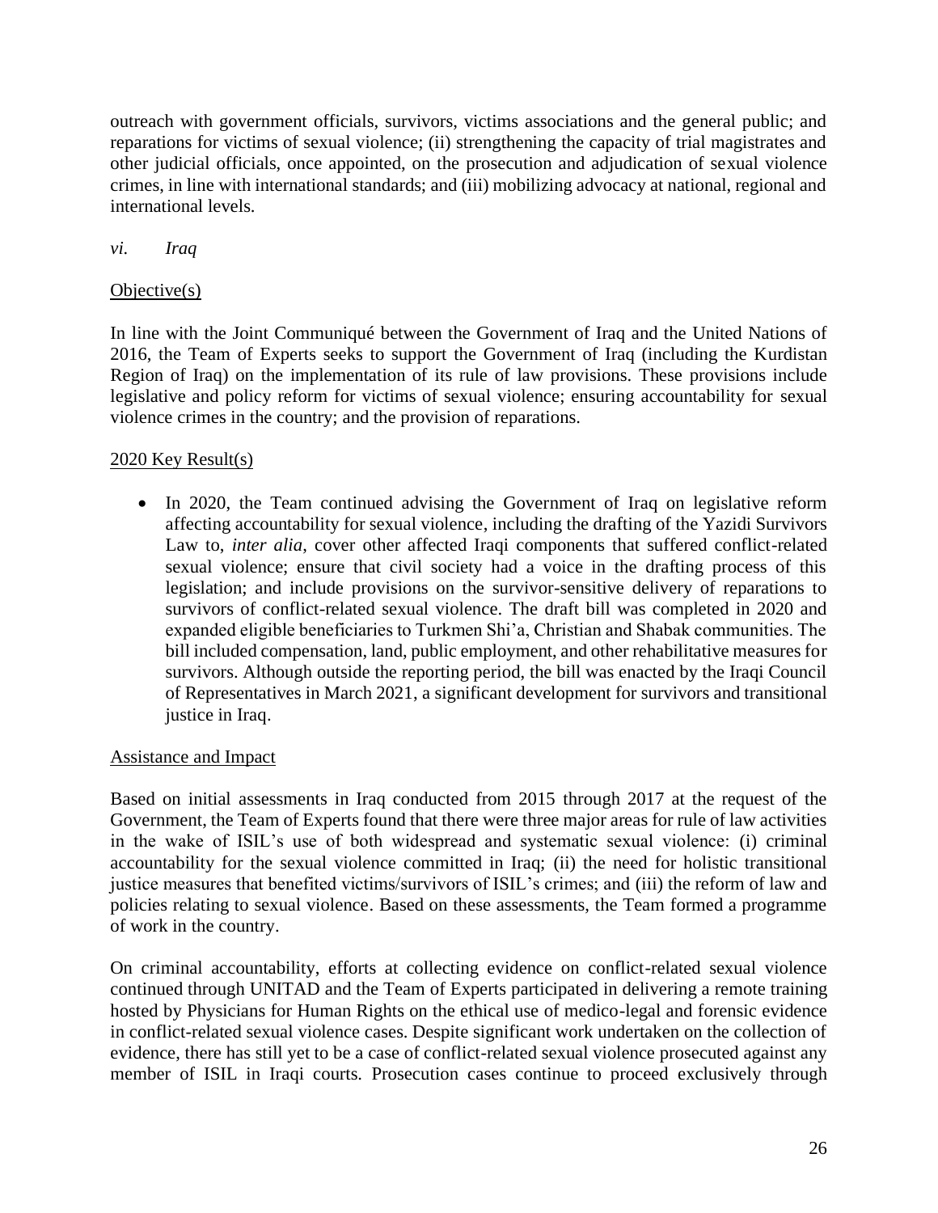outreach with government officials, survivors, victims associations and the general public; and reparations for victims of sexual violence; (ii) strengthening the capacity of trial magistrates and other judicial officials, once appointed, on the prosecution and adjudication of sexual violence crimes, in line with international standards; and (iii) mobilizing advocacy at national, regional and international levels.

### *vi. Iraq*

Objective(s)

In line with the Joint Communiqué between the Government of Iraq and the United Nations of 2016, the Team of Experts seeks to support the Government of Iraq (including the Kurdistan Region of Iraq) on the implementation of its rule of law provisions. These provisions include legislative and policy reform for victims of sexual violence; ensuring accountability for sexual violence crimes in the country; and the provision of reparations.

2020 Key Result(s)

- In 2020, the Team continued advising the Government of Iraq on legislative reform affecting accountability for sexual violence, including the drafting of the Yazidi Survivors Law to, *inter alia*, cover other affected Iraqi components that suffered conflict-related sexual violence; ensure that civil society had a voice in the drafting process of this legislation; and include provisions on the survivor-sensitive delivery of reparations to survivors of conflict-related sexual violence. The draft bill was completed in 2020 and expanded eligible beneficiaries to Turkmen Shi'a, Christian and Shabak communities. The bill included compensation, land, public employment, and other rehabilitative measures for survivors. Although outside the reporting period, the bill was enacted by the Iraqi Council of Representatives in March 2021, a significant development for survivors and transitional justice in Iraq.

Assistance and Impact

Based on initial assessments in Iraq conducted from 2015 through 2017 at the request of the Government, the Team of Experts found that there were three major areas for rule of law activities in the wake of ISIL's use of both widespread and systematic sexual violence: (i) criminal accountability for the sexual violence committed in Iraq; (ii) the need for holistic transitional justice measures that benefited victims/survivors of ISIL's crimes; and (iii) the reform of law and policies relating to sexual violence. Based on these assessments, the Team formed a programme of work in the country.

On criminal accountability, efforts at collecting evidence on conflict-related sexual violence continued through UNITAD and the Team of Experts participated in delivering a remote training hosted by Physicians for Human Rights on the ethical use of medico-legal and forensic evidence in conflict-related sexual violence cases. Despite significant work undertaken on the collection of evidence, there has still yet to be a case of conflict-related sexual violence prosecuted against any member of ISIL in Iraqi courts. Prosecution cases continue to proceed exclusively through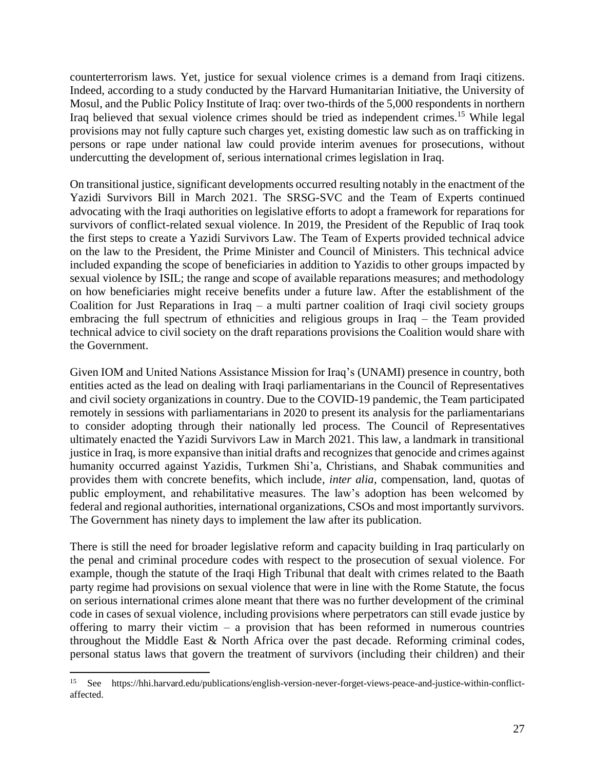counterterrorism laws. Yet, justice for sexual violence crimes is a demand from Iraqi citizens. Indeed, according to a study conducted by the Harvard Humanitarian Initiative, the University of Mosul, and the Public Policy Institute of Iraq: over two-thirds of the 5,000 respondents in northern Iraq believed that sexual violence crimes should be tried as independent crimes.[15] While legal provisions may not fully capture such charges yet, existing domestic law such as on trafficking in persons or rape under national law could provide interim avenues for prosecutions, without undercutting the development of, serious international crimes legislation in Iraq.

On transitional justice, significant developments occurred resulting notably in the enactment of the Yazidi Survivors Bill in March 2021. The SRSG-SVC and the Team of Experts continued advocating with the Iraqi authorities on legislative efforts to adopt a framework for reparations for survivors of conflict-related sexual violence. In 2019, the President of the Republic of Iraq took the first steps to create a Yazidi Survivors Law. The Team of Experts provided technical advice on the law to the President, the Prime Minister and Council of Ministers. This technical advice included expanding the scope of beneficiaries in addition to Yazidis to other groups impacted by sexual violence by ISIL; the range and scope of available reparations measures; and methodology on how beneficiaries might receive benefits under a future law. After the establishment of the Coalition for Just Reparations in Iraq – a multi partner coalition of Iraqi civil society groups embracing the full spectrum of ethnicities and religious groups in Iraq – the Team provided technical advice to civil society on the draft reparations provisions the Coalition would share with the Government.

Given IOM and United Nations Assistance Mission for Iraq's (UNAMI) presence in country, both entities acted as the lead on dealing with Iraqi parliamentarians in the Council of Representatives and civil society organizations in country. Due to the COVID-19 pandemic, the Team participated remotely in sessions with parliamentarians in 2020 to present its analysis for the parliamentarians to consider adopting through their nationally led process. The Council of Representatives ultimately enacted the Yazidi Survivors Law in March 2021. This law, a landmark in transitional justice in Iraq, is more expansive than initial drafts and recognizes that genocide and crimes against humanity occurred against Yazidis, Turkmen Shi'a, Christians, and Shabak communities and provides them with concrete benefits, which include, *inter alia*, compensation, land, quotas of public employment, and rehabilitative measures. The law's adoption has been welcomed by federal and regional authorities, international organizations, CSOs and most importantly survivors. The Government has ninety days to implement the law after its publication.

There is still the need for broader legislative reform and capacity building in Iraq particularly on the penal and criminal procedure codes with respect to the prosecution of sexual violence. For example, though the statute of the Iraqi High Tribunal that dealt with crimes related to the Baath party regime had provisions on sexual violence that were in line with the Rome Statute, the focus on serious international crimes alone meant that there was no further development of the criminal code in cases of sexual violence, including provisions where perpetrators can still evade justice by offering to marry their victim – a provision that has been reformed in numerous countries throughout the Middle East & North Africa over the past decade. Reforming criminal codes, personal status laws that govern the treatment of survivors (including their children) and their

---

[15] See https://hhi.harvard.edu/publications/english-version-never-forget-views-peace-and-justice-within-conflict-affected.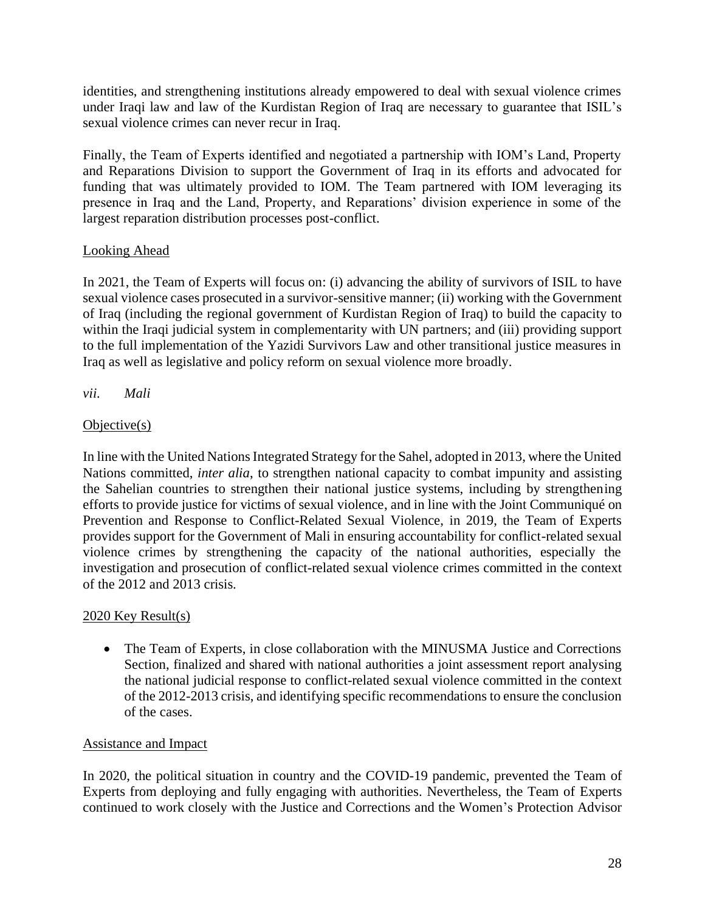identities, and strengthening institutions already empowered to deal with sexual violence crimes under Iraqi law and law of the Kurdistan Region of Iraq are necessary to guarantee that ISIL's sexual violence crimes can never recur in Iraq.

Finally, the Team of Experts identified and negotiated a partnership with IOM's Land, Property and Reparations Division to support the Government of Iraq in its efforts and advocated for funding that was ultimately provided to IOM. The Team partnered with IOM leveraging its presence in Iraq and the Land, Property, and Reparations' division experience in some of the largest reparation distribution processes post-conflict.

Looking Ahead

In 2021, the Team of Experts will focus on: (i) advancing the ability of survivors of ISIL to have sexual violence cases prosecuted in a survivor-sensitive manner; (ii) working with the Government of Iraq (including the regional government of Kurdistan Region of Iraq) to build the capacity to within the Iraqi judicial system in complementarity with UN partners; and (iii) providing support to the full implementation of the Yazidi Survivors Law and other transitional justice measures in Iraq as well as legislative and policy reform on sexual violence more broadly.

*vii. Mali*

Objective(s)

In line with the United Nations Integrated Strategy for the Sahel, adopted in 2013, where the United Nations committed, *inter alia*, to strengthen national capacity to combat impunity and assisting the Sahelian countries to strengthen their national justice systems, including by strengthening efforts to provide justice for victims of sexual violence, and in line with the Joint Communiqué on Prevention and Response to Conflict-Related Sexual Violence, in 2019, the Team of Experts provides support for the Government of Mali in ensuring accountability for conflict-related sexual violence crimes by strengthening the capacity of the national authorities, especially the investigation and prosecution of conflict-related sexual violence crimes committed in the context of the 2012 and 2013 crisis.

2020 Key Result(s)

- The Team of Experts, in close collaboration with the MINUSMA Justice and Corrections Section, finalized and shared with national authorities a joint assessment report analysing the national judicial response to conflict-related sexual violence committed in the context of the 2012-2013 crisis, and identifying specific recommendations to ensure the conclusion of the cases.

Assistance and Impact

In 2020, the political situation in country and the COVID-19 pandemic, prevented the Team of Experts from deploying and fully engaging with authorities. Nevertheless, the Team of Experts continued to work closely with the Justice and Corrections and the Women's Protection Advisor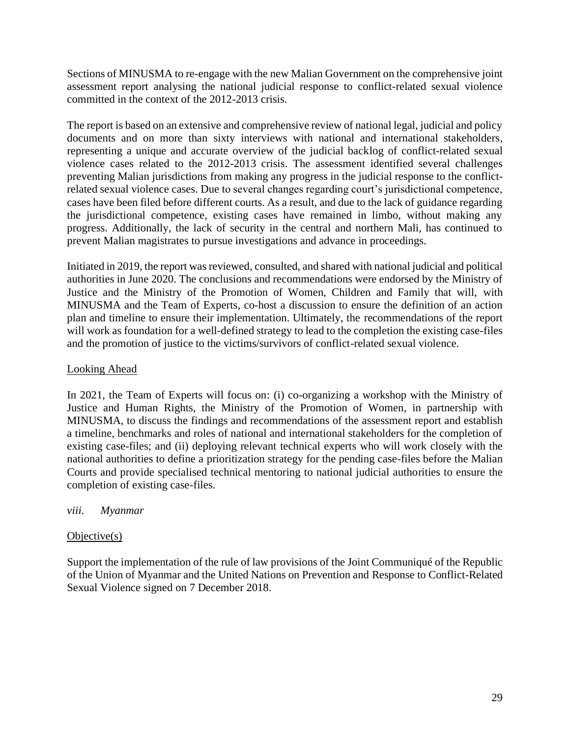Sections of MINUSMA to re-engage with the new Malian Government on the comprehensive joint assessment report analysing the national judicial response to conflict-related sexual violence committed in the context of the 2012-2013 crisis.

The report is based on an extensive and comprehensive review of national legal, judicial and policy documents and on more than sixty interviews with national and international stakeholders, representing a unique and accurate overview of the judicial backlog of conflict-related sexual violence cases related to the 2012-2013 crisis. The assessment identified several challenges preventing Malian jurisdictions from making any progress in the judicial response to the conflict-related sexual violence cases. Due to several changes regarding court's jurisdictional competence, cases have been filed before different courts. As a result, and due to the lack of guidance regarding the jurisdictional competence, existing cases have remained in limbo, without making any progress. Additionally, the lack of security in the central and northern Mali, has continued to prevent Malian magistrates to pursue investigations and advance in proceedings.

Initiated in 2019, the report was reviewed, consulted, and shared with national judicial and political authorities in June 2020. The conclusions and recommendations were endorsed by the Ministry of Justice and the Ministry of the Promotion of Women, Children and Family that will, with MINUSMA and the Team of Experts, co-host a discussion to ensure the definition of an action plan and timeline to ensure their implementation. Ultimately, the recommendations of the report will work as foundation for a well-defined strategy to lead to the completion the existing case-files and the promotion of justice to the victims/survivors of conflict-related sexual violence.

<u>Looking Ahead</u>

In 2021, the Team of Experts will focus on: (i) co-organizing a workshop with the Ministry of Justice and Human Rights, the Ministry of the Promotion of Women, in partnership with MINUSMA, to discuss the findings and recommendations of the assessment report and establish a timeline, benchmarks and roles of national and international stakeholders for the completion of existing case-files; and (ii) deploying relevant technical experts who will work closely with the national authorities to define a prioritization strategy for the pending case-files before the Malian Courts and provide specialised technical mentoring to national judicial authorities to ensure the completion of existing case-files.

*viii. Myanmar*

<u>Objective(s)</u>

Support the implementation of the rule of law provisions of the Joint Communiqué of the Republic of the Union of Myanmar and the United Nations on Prevention and Response to Conflict-Related Sexual Violence signed on 7 December 2018.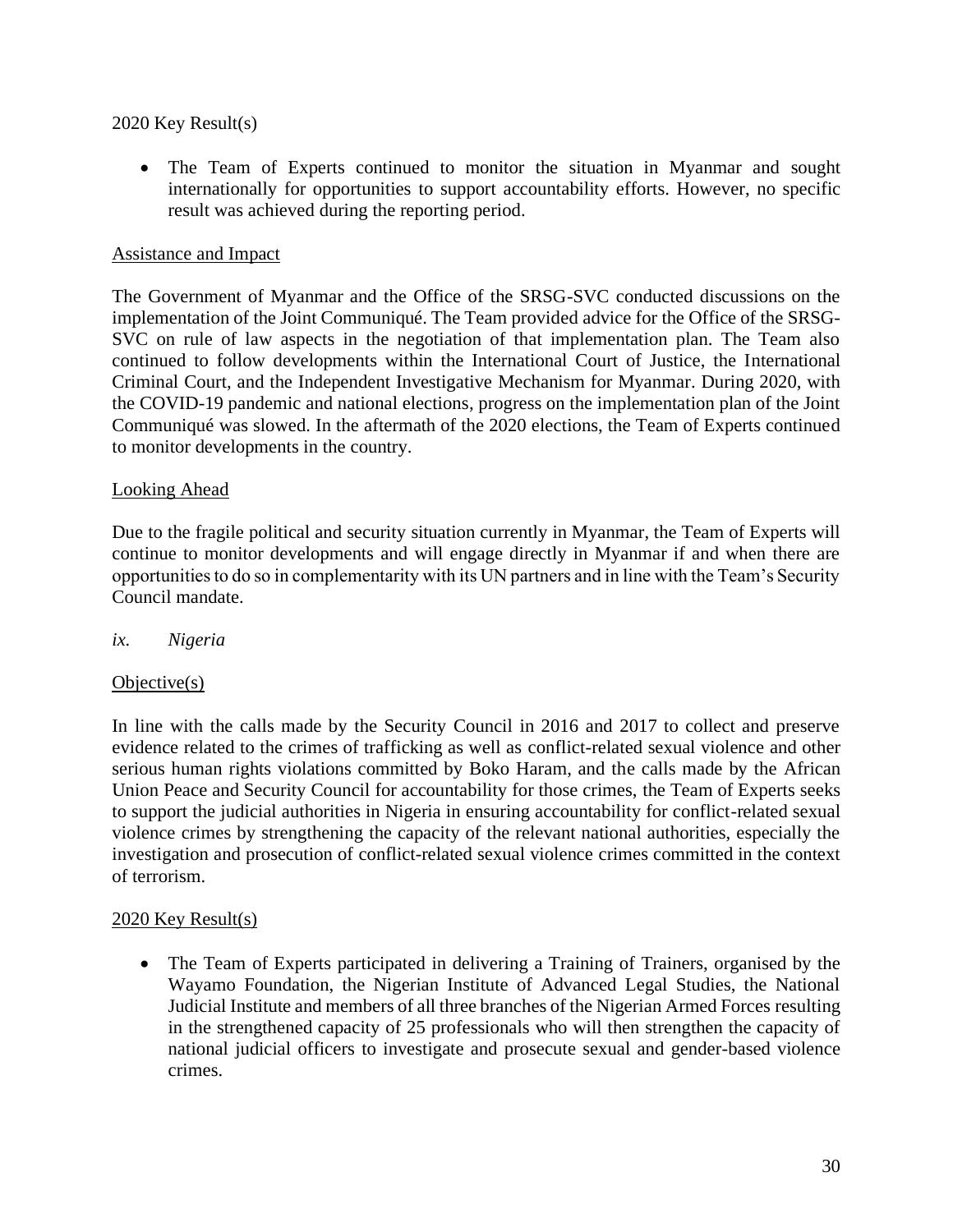2020 Key Result(s)

- The Team of Experts continued to monitor the situation in Myanmar and sought internationally for opportunities to support accountability efforts. However, no specific result was achieved during the reporting period.

Assistance and Impact

The Government of Myanmar and the Office of the SRSG-SVC conducted discussions on the implementation of the Joint Communiqué. The Team provided advice for the Office of the SRSG-SVC on rule of law aspects in the negotiation of that implementation plan. The Team also continued to follow developments within the International Court of Justice, the International Criminal Court, and the Independent Investigative Mechanism for Myanmar. During 2020, with the COVID-19 pandemic and national elections, progress on the implementation plan of the Joint Communiqué was slowed. In the aftermath of the 2020 elections, the Team of Experts continued to monitor developments in the country.

Looking Ahead

Due to the fragile political and security situation currently in Myanmar, the Team of Experts will continue to monitor developments and will engage directly in Myanmar if and when there are opportunities to do so in complementarity with its UN partners and in line with the Team's Security Council mandate.

*ix. Nigeria*

Objective(s)

In line with the calls made by the Security Council in 2016 and 2017 to collect and preserve evidence related to the crimes of trafficking as well as conflict-related sexual violence and other serious human rights violations committed by Boko Haram, and the calls made by the African Union Peace and Security Council for accountability for those crimes, the Team of Experts seeks to support the judicial authorities in Nigeria in ensuring accountability for conflict-related sexual violence crimes by strengthening the capacity of the relevant national authorities, especially the investigation and prosecution of conflict-related sexual violence crimes committed in the context of terrorism.

2020 Key Result(s)

- The Team of Experts participated in delivering a Training of Trainers, organised by the Wayamo Foundation, the Nigerian Institute of Advanced Legal Studies, the National Judicial Institute and members of all three branches of the Nigerian Armed Forces resulting in the strengthened capacity of 25 professionals who will then strengthen the capacity of national judicial officers to investigate and prosecute sexual and gender-based violence crimes.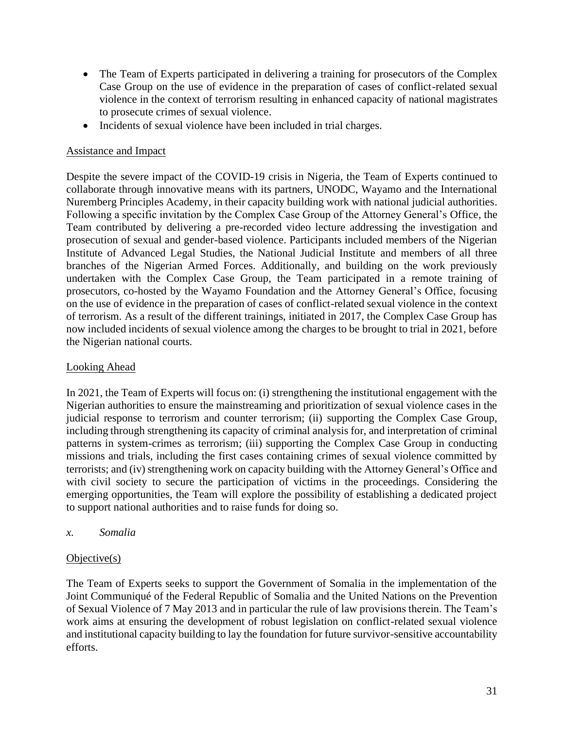- The Team of Experts participated in delivering a training for prosecutors of the Complex Case Group on the use of evidence in the preparation of cases of conflict-related sexual violence in the context of terrorism resulting in enhanced capacity of national magistrates to prosecute crimes of sexual violence.
- Incidents of sexual violence have been included in trial charges.

Assistance and Impact

Despite the severe impact of the COVID-19 crisis in Nigeria, the Team of Experts continued to collaborate through innovative means with its partners, UNODC, Wayamo and the International Nuremberg Principles Academy, in their capacity building work with national judicial authorities. Following a specific invitation by the Complex Case Group of the Attorney General's Office, the Team contributed by delivering a pre-recorded video lecture addressing the investigation and prosecution of sexual and gender-based violence. Participants included members of the Nigerian Institute of Advanced Legal Studies, the National Judicial Institute and members of all three branches of the Nigerian Armed Forces. Additionally, and building on the work previously undertaken with the Complex Case Group, the Team participated in a remote training of prosecutors, co-hosted by the Wayamo Foundation and the Attorney General's Office, focusing on the use of evidence in the preparation of cases of conflict-related sexual violence in the context of terrorism. As a result of the different trainings, initiated in 2017, the Complex Case Group has now included incidents of sexual violence among the charges to be brought to trial in 2021, before the Nigerian national courts.

Looking Ahead

In 2021, the Team of Experts will focus on: (i) strengthening the institutional engagement with the Nigerian authorities to ensure the mainstreaming and prioritization of sexual violence cases in the judicial response to terrorism and counter terrorism; (ii) supporting the Complex Case Group, including through strengthening its capacity of criminal analysis for, and interpretation of criminal patterns in system-crimes as terrorism; (iii) supporting the Complex Case Group in conducting missions and trials, including the first cases containing crimes of sexual violence committed by terrorists; and (iv) strengthening work on capacity building with the Attorney General's Office and with civil society to secure the participation of victims in the proceedings. Considering the emerging opportunities, the Team will explore the possibility of establishing a dedicated project to support national authorities and to raise funds for doing so.

*x. Somalia*

Objective(s)

The Team of Experts seeks to support the Government of Somalia in the implementation of the Joint Communiqué of the Federal Republic of Somalia and the United Nations on the Prevention of Sexual Violence of 7 May 2013 and in particular the rule of law provisions therein. The Team's work aims at ensuring the development of robust legislation on conflict-related sexual violence and institutional capacity building to lay the foundation for future survivor-sensitive accountability efforts.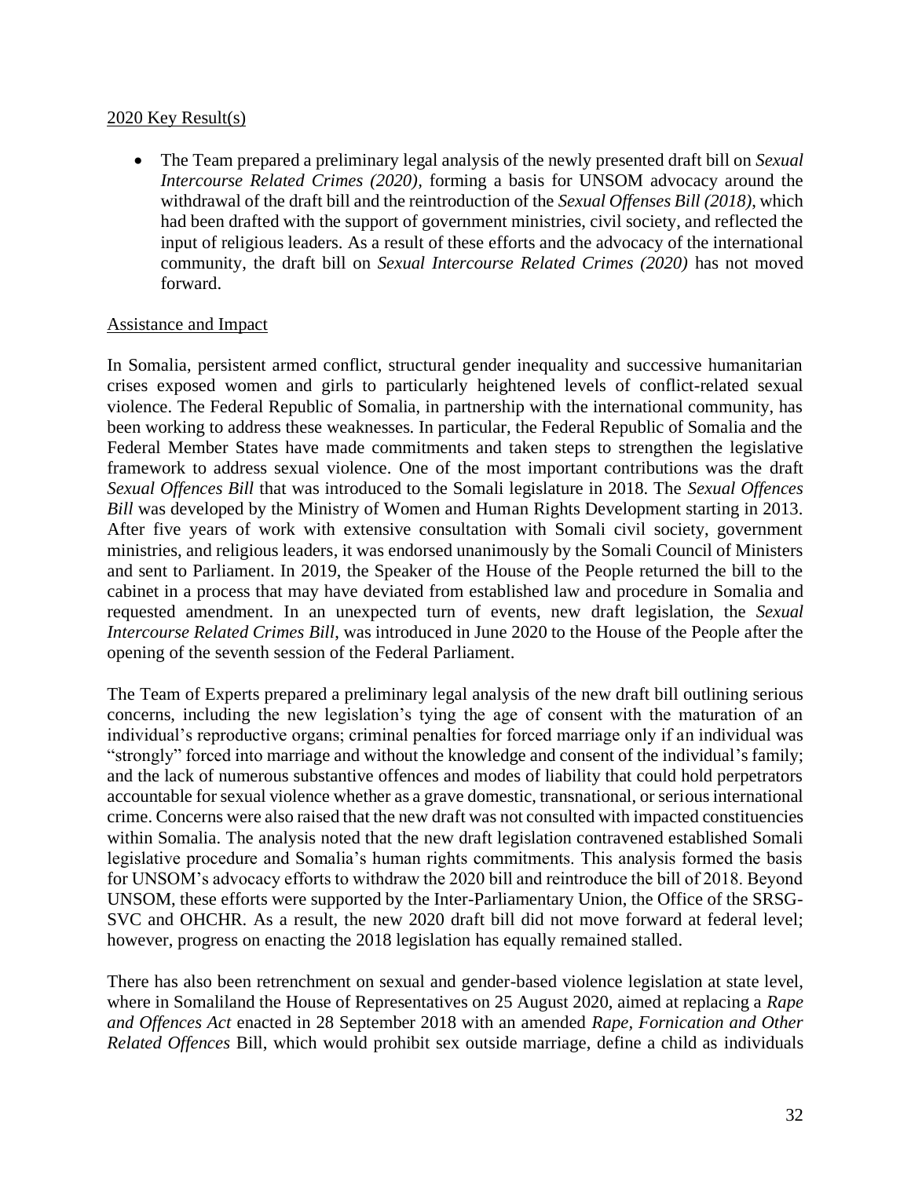2020 Key Result(s)

- The Team prepared a preliminary legal analysis of the newly presented draft bill on *Sexual Intercourse Related Crimes (2020)*, forming a basis for UNSOM advocacy around the withdrawal of the draft bill and the reintroduction of the *Sexual Offenses Bill (2018)*, which had been drafted with the support of government ministries, civil society, and reflected the input of religious leaders. As a result of these efforts and the advocacy of the international community, the draft bill on *Sexual Intercourse Related Crimes (2020)* has not moved forward.

Assistance and Impact

In Somalia, persistent armed conflict, structural gender inequality and successive humanitarian crises exposed women and girls to particularly heightened levels of conflict-related sexual violence. The Federal Republic of Somalia, in partnership with the international community, has been working to address these weaknesses. In particular, the Federal Republic of Somalia and the Federal Member States have made commitments and taken steps to strengthen the legislative framework to address sexual violence. One of the most important contributions was the draft *Sexual Offences Bill* that was introduced to the Somali legislature in 2018. The *Sexual Offences Bill* was developed by the Ministry of Women and Human Rights Development starting in 2013. After five years of work with extensive consultation with Somali civil society, government ministries, and religious leaders, it was endorsed unanimously by the Somali Council of Ministers and sent to Parliament. In 2019, the Speaker of the House of the People returned the bill to the cabinet in a process that may have deviated from established law and procedure in Somalia and requested amendment. In an unexpected turn of events, new draft legislation, the *Sexual Intercourse Related Crimes Bill*, was introduced in June 2020 to the House of the People after the opening of the seventh session of the Federal Parliament.

The Team of Experts prepared a preliminary legal analysis of the new draft bill outlining serious concerns, including the new legislation's tying the age of consent with the maturation of an individual's reproductive organs; criminal penalties for forced marriage only if an individual was "strongly" forced into marriage and without the knowledge and consent of the individual's family; and the lack of numerous substantive offences and modes of liability that could hold perpetrators accountable for sexual violence whether as a grave domestic, transnational, or serious international crime. Concerns were also raised that the new draft was not consulted with impacted constituencies within Somalia. The analysis noted that the new draft legislation contravened established Somali legislative procedure and Somalia's human rights commitments. This analysis formed the basis for UNSOM's advocacy efforts to withdraw the 2020 bill and reintroduce the bill of 2018. Beyond UNSOM, these efforts were supported by the Inter-Parliamentary Union, the Office of the SRSG-SVC and OHCHR. As a result, the new 2020 draft bill did not move forward at federal level; however, progress on enacting the 2018 legislation has equally remained stalled.

There has also been retrenchment on sexual and gender-based violence legislation at state level, where in Somaliland the House of Representatives on 25 August 2020, aimed at replacing a *Rape and Offences Act* enacted in 28 September 2018 with an amended *Rape, Fornication and Other Related Offences* Bill, which would prohibit sex outside marriage, define a child as individuals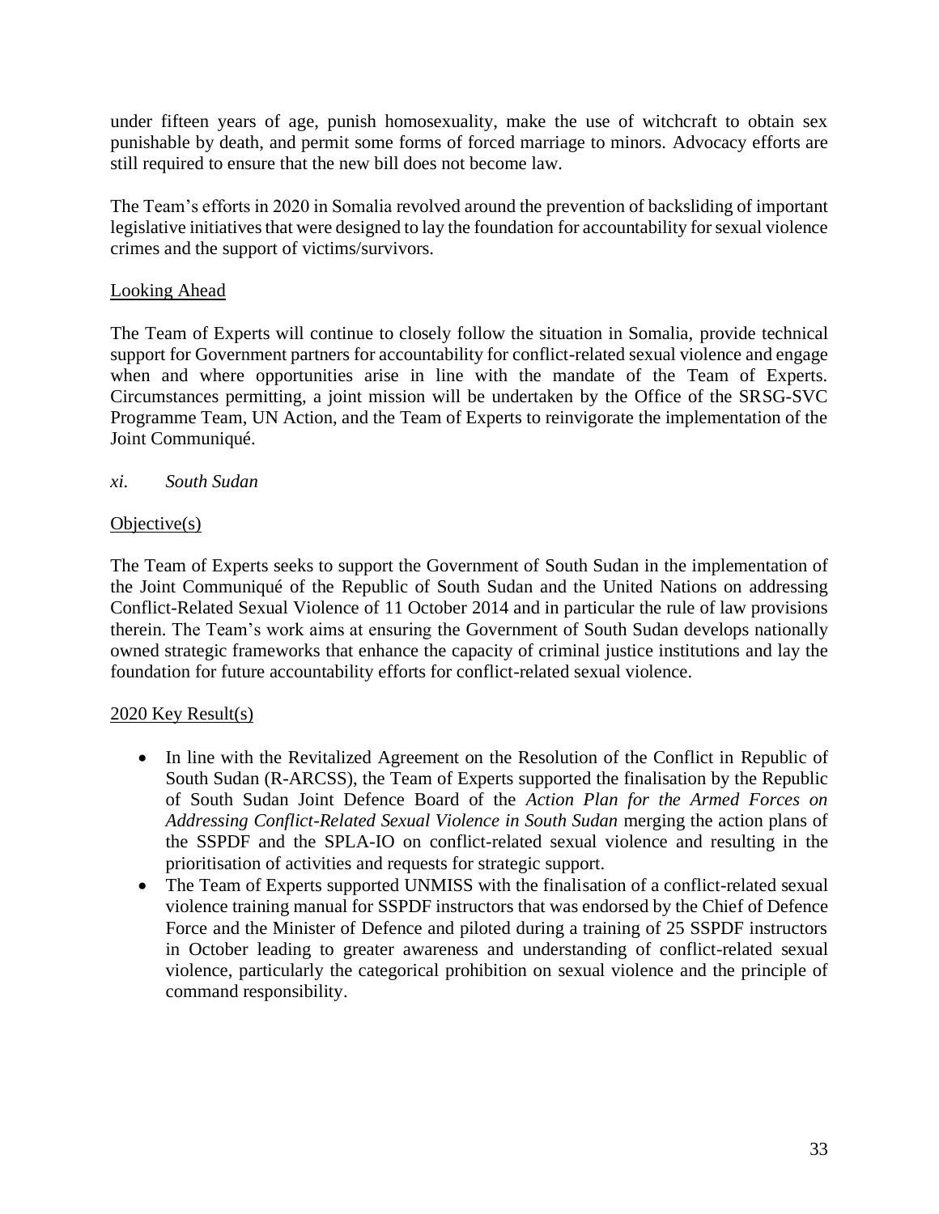under fifteen years of age, punish homosexuality, make the use of witchcraft to obtain sex punishable by death, and permit some forms of forced marriage to minors. Advocacy efforts are still required to ensure that the new bill does not become law.

The Team's efforts in 2020 in Somalia revolved around the prevention of backsliding of important legislative initiatives that were designed to lay the foundation for accountability for sexual violence crimes and the support of victims/survivors.

<u>Looking Ahead</u>

The Team of Experts will continue to closely follow the situation in Somalia, provide technical support for Government partners for accountability for conflict-related sexual violence and engage when and where opportunities arise in line with the mandate of the Team of Experts. Circumstances permitting, a joint mission will be undertaken by the Office of the SRSG-SVC Programme Team, UN Action, and the Team of Experts to reinvigorate the implementation of the Joint Communiqué.

*xi. South Sudan*

<u>Objective(s)</u>

The Team of Experts seeks to support the Government of South Sudan in the implementation of the Joint Communiqué of the Republic of South Sudan and the United Nations on addressing Conflict-Related Sexual Violence of 11 October 2014 and in particular the rule of law provisions therein. The Team's work aims at ensuring the Government of South Sudan develops nationally owned strategic frameworks that enhance the capacity of criminal justice institutions and lay the foundation for future accountability efforts for conflict-related sexual violence.

<u>2020 Key Result(s)</u>

- In line with the Revitalized Agreement on the Resolution of the Conflict in Republic of South Sudan (R-ARCSS), the Team of Experts supported the finalisation by the Republic of South Sudan Joint Defence Board of the *Action Plan for the Armed Forces on Addressing Conflict-Related Sexual Violence in South Sudan* merging the action plans of the SSPDF and the SPLA-IO on conflict-related sexual violence and resulting in the prioritisation of activities and requests for strategic support.
- The Team of Experts supported UNMISS with the finalisation of a conflict-related sexual violence training manual for SSPDF instructors that was endorsed by the Chief of Defence Force and the Minister of Defence and piloted during a training of 25 SSPDF instructors in October leading to greater awareness and understanding of conflict-related sexual violence, particularly the categorical prohibition on sexual violence and the principle of command responsibility.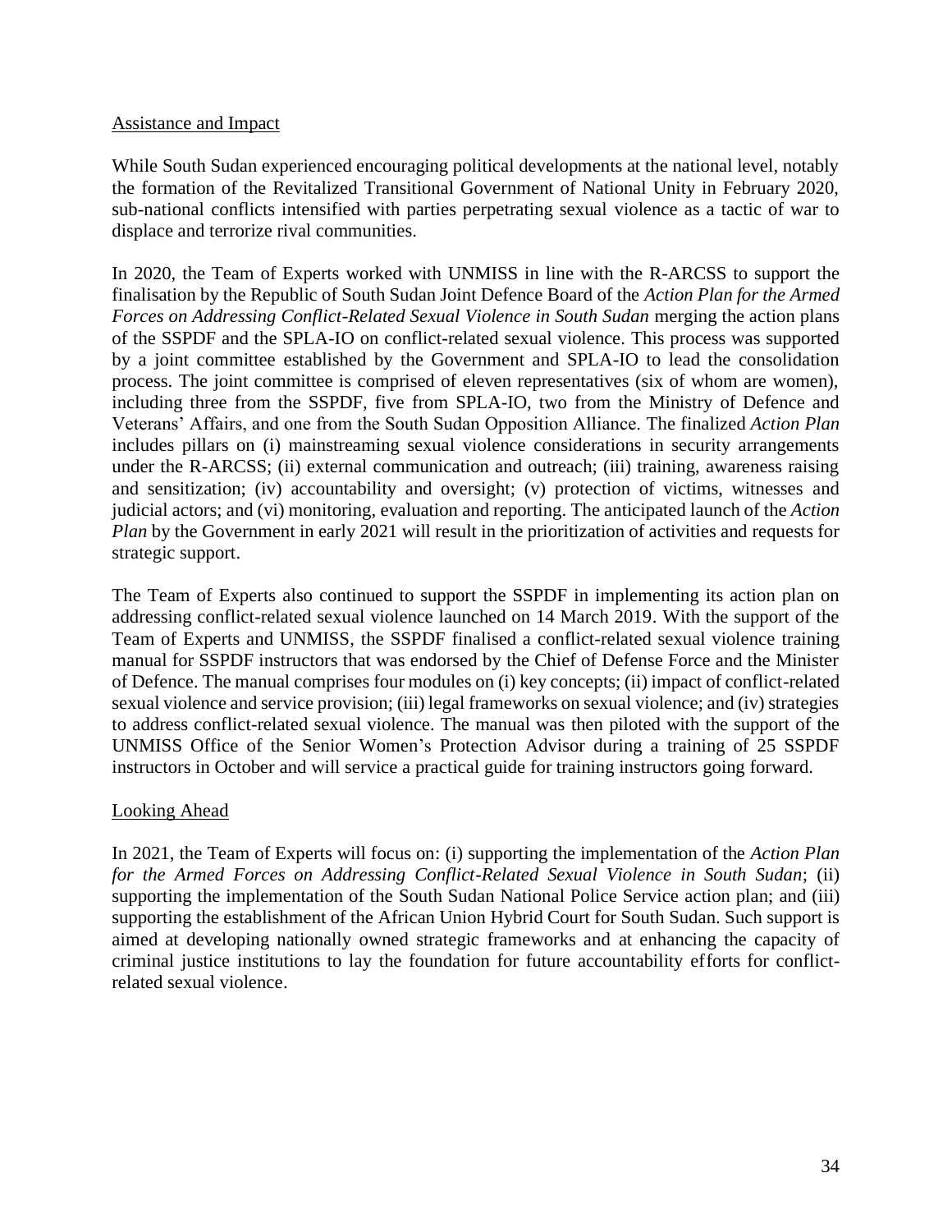Assistance and Impact

While South Sudan experienced encouraging political developments at the national level, notably the formation of the Revitalized Transitional Government of National Unity in February 2020, sub-national conflicts intensified with parties perpetrating sexual violence as a tactic of war to displace and terrorize rival communities.

In 2020, the Team of Experts worked with UNMISS in line with the R-ARCSS to support the finalisation by the Republic of South Sudan Joint Defence Board of the *Action Plan for the Armed Forces on Addressing Conflict-Related Sexual Violence in South Sudan* merging the action plans of the SSPDF and the SPLA-IO on conflict-related sexual violence. This process was supported by a joint committee established by the Government and SPLA-IO to lead the consolidation process. The joint committee is comprised of eleven representatives (six of whom are women), including three from the SSPDF, five from SPLA-IO, two from the Ministry of Defence and Veterans' Affairs, and one from the South Sudan Opposition Alliance. The finalized *Action Plan* includes pillars on (i) mainstreaming sexual violence considerations in security arrangements under the R-ARCSS; (ii) external communication and outreach; (iii) training, awareness raising and sensitization; (iv) accountability and oversight; (v) protection of victims, witnesses and judicial actors; and (vi) monitoring, evaluation and reporting. The anticipated launch of the *Action Plan* by the Government in early 2021 will result in the prioritization of activities and requests for strategic support.

The Team of Experts also continued to support the SSPDF in implementing its action plan on addressing conflict-related sexual violence launched on 14 March 2019. With the support of the Team of Experts and UNMISS, the SSPDF finalised a conflict-related sexual violence training manual for SSPDF instructors that was endorsed by the Chief of Defense Force and the Minister of Defence. The manual comprises four modules on (i) key concepts; (ii) impact of conflict-related sexual violence and service provision; (iii) legal frameworks on sexual violence; and (iv) strategies to address conflict-related sexual violence. The manual was then piloted with the support of the UNMISS Office of the Senior Women's Protection Advisor during a training of 25 SSPDF instructors in October and will service a practical guide for training instructors going forward.

Looking Ahead

In 2021, the Team of Experts will focus on: (i) supporting the implementation of the *Action Plan for the Armed Forces on Addressing Conflict-Related Sexual Violence in South Sudan*; (ii) supporting the implementation of the South Sudan National Police Service action plan; and (iii) supporting the establishment of the African Union Hybrid Court for South Sudan. Such support is aimed at developing nationally owned strategic frameworks and at enhancing the capacity of criminal justice institutions to lay the foundation for future accountability efforts for conflict-related sexual violence.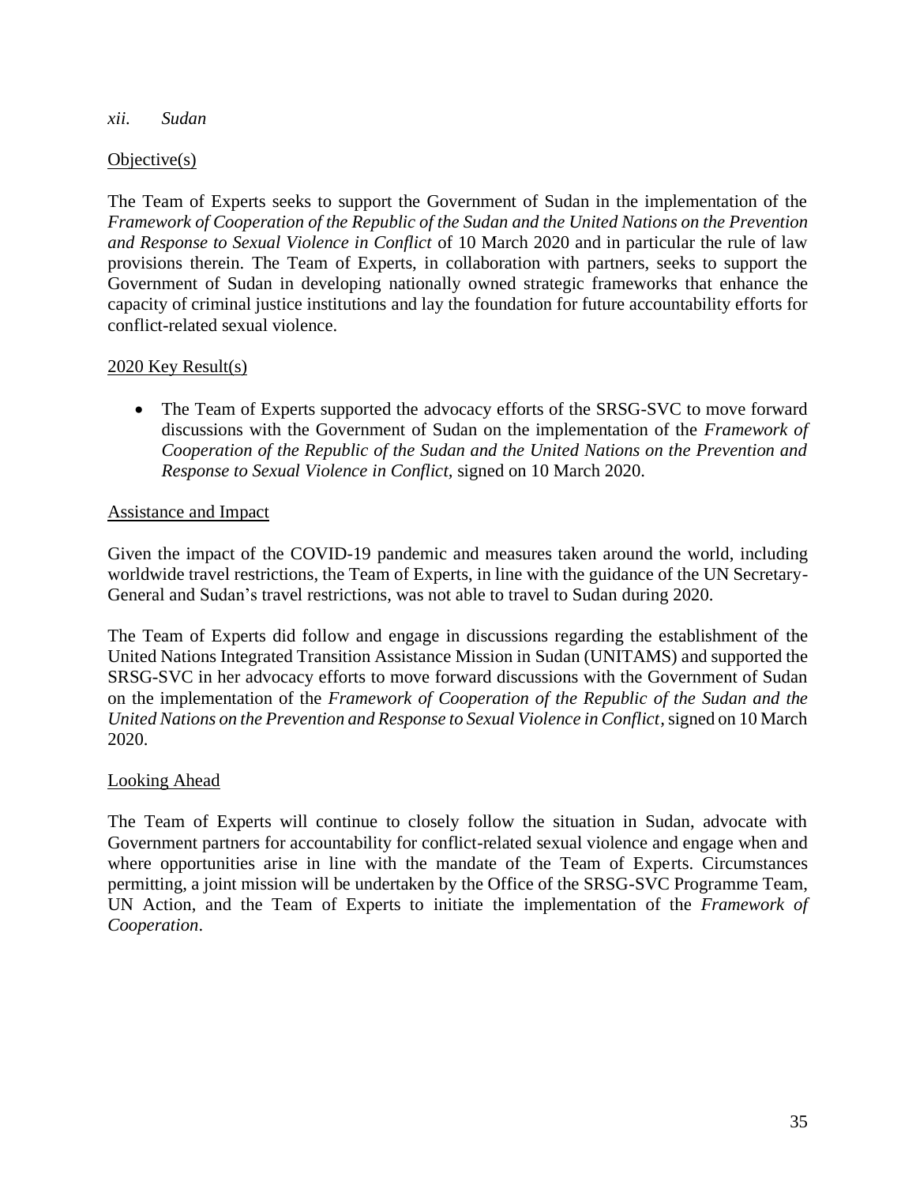### *xii. Sudan*

Objective(s)

The Team of Experts seeks to support the Government of Sudan in the implementation of the *Framework of Cooperation of the Republic of the Sudan and the United Nations on the Prevention and Response to Sexual Violence in Conflict* of 10 March 2020 and in particular the rule of law provisions therein. The Team of Experts, in collaboration with partners, seeks to support the Government of Sudan in developing nationally owned strategic frameworks that enhance the capacity of criminal justice institutions and lay the foundation for future accountability efforts for conflict-related sexual violence.

2020 Key Result(s)

- The Team of Experts supported the advocacy efforts of the SRSG-SVC to move forward discussions with the Government of Sudan on the implementation of the *Framework of Cooperation of the Republic of the Sudan and the United Nations on the Prevention and Response to Sexual Violence in Conflict*, signed on 10 March 2020.

Assistance and Impact

Given the impact of the COVID-19 pandemic and measures taken around the world, including worldwide travel restrictions, the Team of Experts, in line with the guidance of the UN Secretary-General and Sudan's travel restrictions, was not able to travel to Sudan during 2020.

The Team of Experts did follow and engage in discussions regarding the establishment of the United Nations Integrated Transition Assistance Mission in Sudan (UNITAMS) and supported the SRSG-SVC in her advocacy efforts to move forward discussions with the Government of Sudan on the implementation of the *Framework of Cooperation of the Republic of the Sudan and the United Nations on the Prevention and Response to Sexual Violence in Conflict*, signed on 10 March 2020.

Looking Ahead

The Team of Experts will continue to closely follow the situation in Sudan, advocate with Government partners for accountability for conflict-related sexual violence and engage when and where opportunities arise in line with the mandate of the Team of Experts. Circumstances permitting, a joint mission will be undertaken by the Office of the SRSG-SVC Programme Team, UN Action, and the Team of Experts to initiate the implementation of the *Framework of Cooperation*.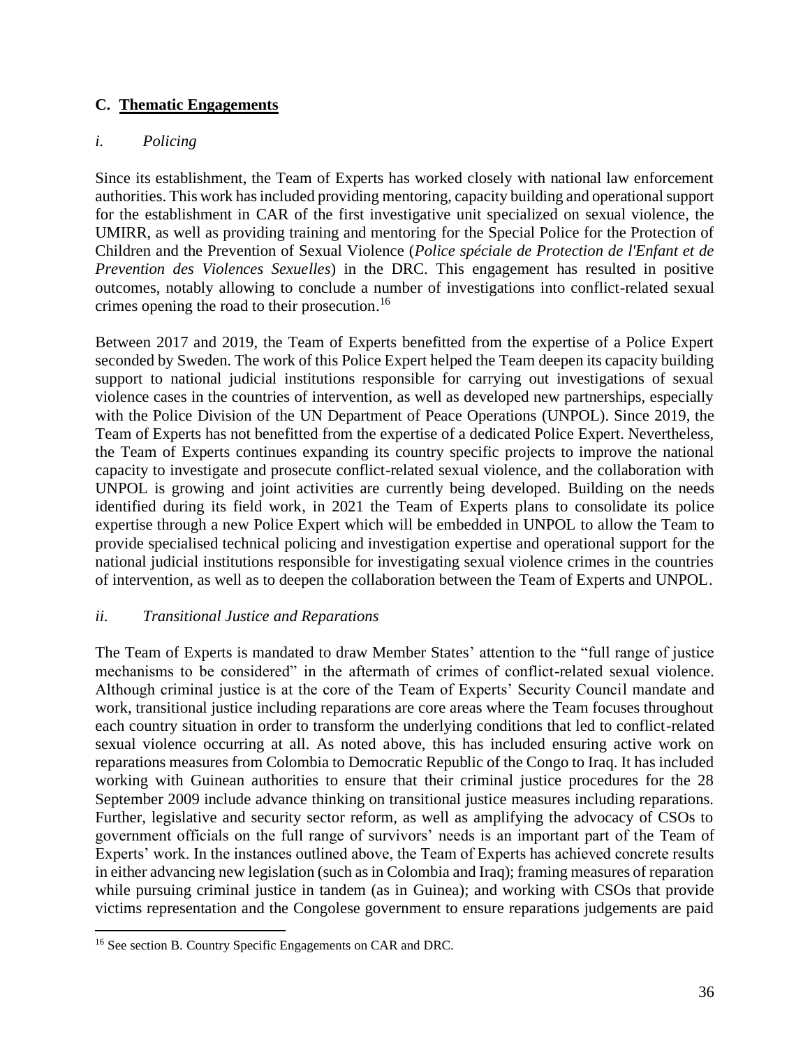## C. Thematic Engagements

### *i. Policing*

Since its establishment, the Team of Experts has worked closely with national law enforcement authorities. This work has included providing mentoring, capacity building and operational support for the establishment in CAR of the first investigative unit specialized on sexual violence, the UMIRR, as well as providing training and mentoring for the Special Police for the Protection of Children and the Prevention of Sexual Violence (*Police spéciale de Protection de l'Enfant et de Prevention des Violences Sexuelles*) in the DRC. This engagement has resulted in positive outcomes, notably allowing to conclude a number of investigations into conflict-related sexual crimes opening the road to their prosecution.[16]

Between 2017 and 2019, the Team of Experts benefitted from the expertise of a Police Expert seconded by Sweden. The work of this Police Expert helped the Team deepen its capacity building support to national judicial institutions responsible for carrying out investigations of sexual violence cases in the countries of intervention, as well as developed new partnerships, especially with the Police Division of the UN Department of Peace Operations (UNPOL). Since 2019, the Team of Experts has not benefitted from the expertise of a dedicated Police Expert. Nevertheless, the Team of Experts continues expanding its country specific projects to improve the national capacity to investigate and prosecute conflict-related sexual violence, and the collaboration with UNPOL is growing and joint activities are currently being developed. Building on the needs identified during its field work, in 2021 the Team of Experts plans to consolidate its police expertise through a new Police Expert which will be embedded in UNPOL to allow the Team to provide specialised technical policing and investigation expertise and operational support for the national judicial institutions responsible for investigating sexual violence crimes in the countries of intervention, as well as to deepen the collaboration between the Team of Experts and UNPOL.

### *ii. Transitional Justice and Reparations*

The Team of Experts is mandated to draw Member States' attention to the "full range of justice mechanisms to be considered" in the aftermath of crimes of conflict-related sexual violence. Although criminal justice is at the core of the Team of Experts' Security Council mandate and work, transitional justice including reparations are core areas where the Team focuses throughout each country situation in order to transform the underlying conditions that led to conflict-related sexual violence occurring at all. As noted above, this has included ensuring active work on reparations measures from Colombia to Democratic Republic of the Congo to Iraq. It has included working with Guinean authorities to ensure that their criminal justice procedures for the 28 September 2009 include advance thinking on transitional justice measures including reparations. Further, legislative and security sector reform, as well as amplifying the advocacy of CSOs to government officials on the full range of survivors' needs is an important part of the Team of Experts' work. In the instances outlined above, the Team of Experts has achieved concrete results in either advancing new legislation (such as in Colombia and Iraq); framing measures of reparation while pursuing criminal justice in tandem (as in Guinea); and working with CSOs that provide victims representation and the Congolese government to ensure reparations judgements are paid

[16] See section B. Country Specific Engagements on CAR and DRC.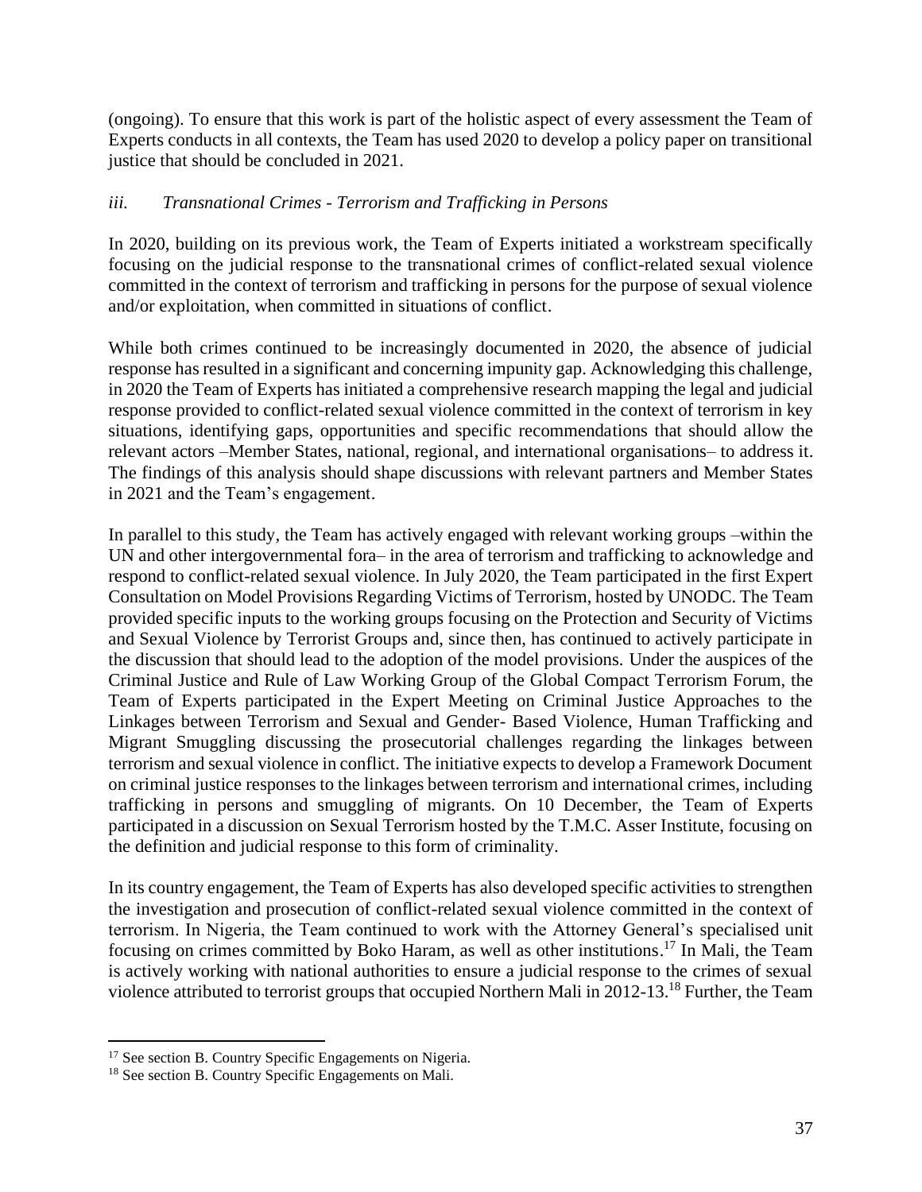(ongoing). To ensure that this work is part of the holistic aspect of every assessment the Team of Experts conducts in all contexts, the Team has used 2020 to develop a policy paper on transitional justice that should be concluded in 2021.

### *iii. Transnational Crimes - Terrorism and Trafficking in Persons*

In 2020, building on its previous work, the Team of Experts initiated a workstream specifically focusing on the judicial response to the transnational crimes of conflict-related sexual violence committed in the context of terrorism and trafficking in persons for the purpose of sexual violence and/or exploitation, when committed in situations of conflict.

While both crimes continued to be increasingly documented in 2020, the absence of judicial response has resulted in a significant and concerning impunity gap. Acknowledging this challenge, in 2020 the Team of Experts has initiated a comprehensive research mapping the legal and judicial response provided to conflict-related sexual violence committed in the context of terrorism in key situations, identifying gaps, opportunities and specific recommendations that should allow the relevant actors –Member States, national, regional, and international organisations– to address it. The findings of this analysis should shape discussions with relevant partners and Member States in 2021 and the Team's engagement.

In parallel to this study, the Team has actively engaged with relevant working groups –within the UN and other intergovernmental fora– in the area of terrorism and trafficking to acknowledge and respond to conflict-related sexual violence. In July 2020, the Team participated in the first Expert Consultation on Model Provisions Regarding Victims of Terrorism, hosted by UNODC. The Team provided specific inputs to the working groups focusing on the Protection and Security of Victims and Sexual Violence by Terrorist Groups and, since then, has continued to actively participate in the discussion that should lead to the adoption of the model provisions. Under the auspices of the Criminal Justice and Rule of Law Working Group of the Global Compact Terrorism Forum, the Team of Experts participated in the Expert Meeting on Criminal Justice Approaches to the Linkages between Terrorism and Sexual and Gender- Based Violence, Human Trafficking and Migrant Smuggling discussing the prosecutorial challenges regarding the linkages between terrorism and sexual violence in conflict. The initiative expects to develop a Framework Document on criminal justice responses to the linkages between terrorism and international crimes, including trafficking in persons and smuggling of migrants. On 10 December, the Team of Experts participated in a discussion on Sexual Terrorism hosted by the T.M.C. Asser Institute, focusing on the definition and judicial response to this form of criminality.

In its country engagement, the Team of Experts has also developed specific activities to strengthen the investigation and prosecution of conflict-related sexual violence committed in the context of terrorism. In Nigeria, the Team continued to work with the Attorney General's specialised unit focusing on crimes committed by Boko Haram, as well as other institutions.[17] In Mali, the Team is actively working with national authorities to ensure a judicial response to the crimes of sexual violence attributed to terrorist groups that occupied Northern Mali in 2012-13.[18] Further, the Team

---

[17] See section B. Country Specific Engagements on Nigeria.

[18] See section B. Country Specific Engagements on Mali.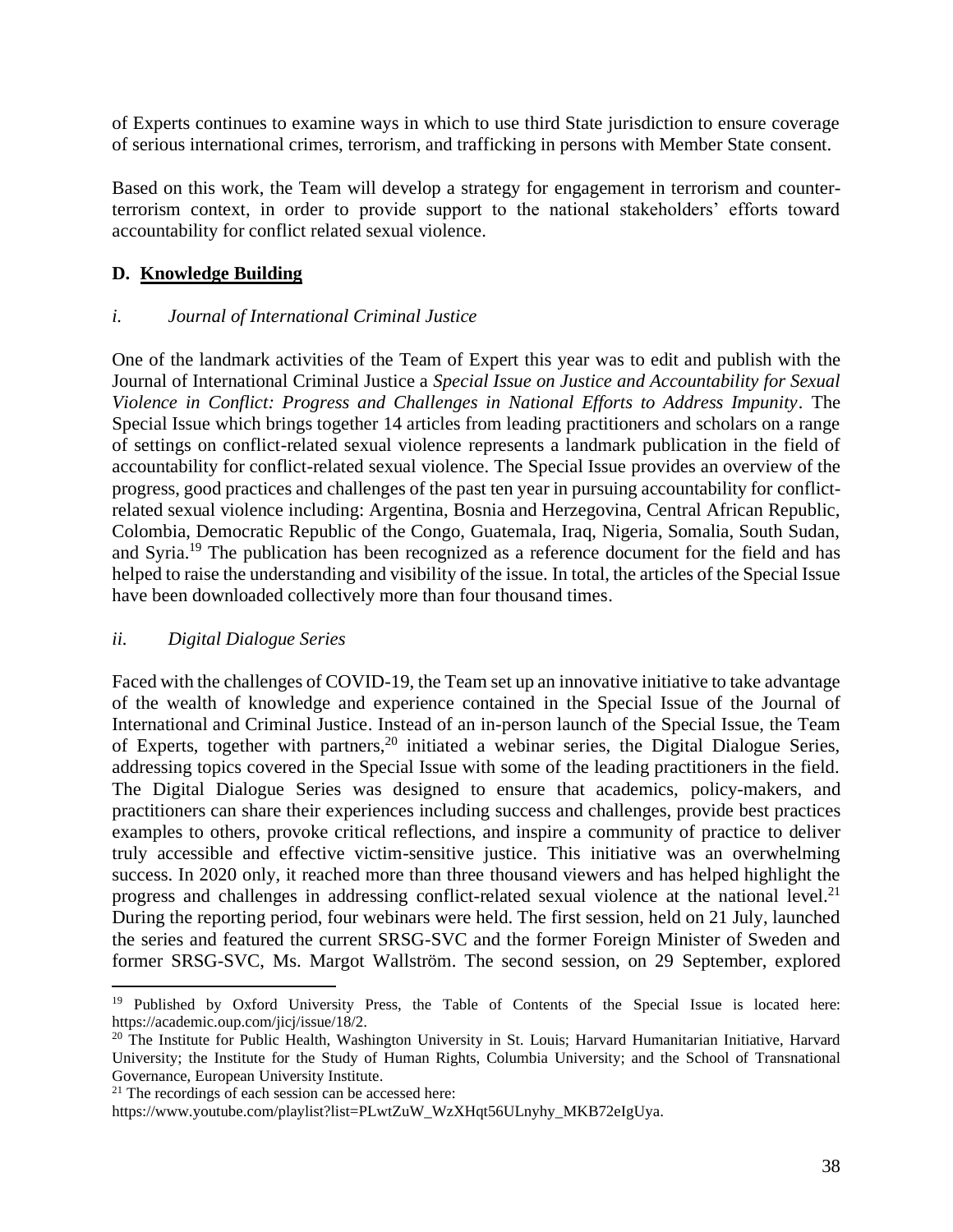of Experts continues to examine ways in which to use third State jurisdiction to ensure coverage of serious international crimes, terrorism, and trafficking in persons with Member State consent.

Based on this work, the Team will develop a strategy for engagement in terrorism and counter-terrorism context, in order to provide support to the national stakeholders' efforts toward accountability for conflict related sexual violence.

## D. Knowledge Building

### *i. Journal of International Criminal Justice*

One of the landmark activities of the Team of Expert this year was to edit and publish with the Journal of International Criminal Justice a *Special Issue on Justice and Accountability for Sexual Violence in Conflict: Progress and Challenges in National Efforts to Address Impunity*. The Special Issue which brings together 14 articles from leading practitioners and scholars on a range of settings on conflict-related sexual violence represents a landmark publication in the field of accountability for conflict-related sexual violence. The Special Issue provides an overview of the progress, good practices and challenges of the past ten year in pursuing accountability for conflict-related sexual violence including: Argentina, Bosnia and Herzegovina, Central African Republic, Colombia, Democratic Republic of the Congo, Guatemala, Iraq, Nigeria, Somalia, South Sudan, and Syria.[19] The publication has been recognized as a reference document for the field and has helped to raise the understanding and visibility of the issue. In total, the articles of the Special Issue have been downloaded collectively more than four thousand times.

### *ii. Digital Dialogue Series*

Faced with the challenges of COVID-19, the Team set up an innovative initiative to take advantage of the wealth of knowledge and experience contained in the Special Issue of the Journal of International and Criminal Justice. Instead of an in-person launch of the Special Issue, the Team of Experts, together with partners,[20] initiated a webinar series, the Digital Dialogue Series, addressing topics covered in the Special Issue with some of the leading practitioners in the field. The Digital Dialogue Series was designed to ensure that academics, policy-makers, and practitioners can share their experiences including success and challenges, provide best practices examples to others, provoke critical reflections, and inspire a community of practice to deliver truly accessible and effective victim-sensitive justice. This initiative was an overwhelming success. In 2020 only, it reached more than three thousand viewers and has helped highlight the progress and challenges in addressing conflict-related sexual violence at the national level.[21] During the reporting period, four webinars were held. The first session, held on 21 July, launched the series and featured the current SRSG-SVC and the former Foreign Minister of Sweden and former SRSG-SVC, Ms. Margot Wallström. The second session, on 29 September, explored

---

[19] Published by Oxford University Press, the Table of Contents of the Special Issue is located here: https://academic.oup.com/jicj/issue/18/2.

[20] The Institute for Public Health, Washington University in St. Louis; Harvard Humanitarian Initiative, Harvard University; the Institute for the Study of Human Rights, Columbia University; and the School of Transnational Governance, European University Institute.

[21] The recordings of each session can be accessed here: https://www.youtube.com/playlist?list=PLwtZuW_WzXHqt56ULnyhy_MKB72eIgUya.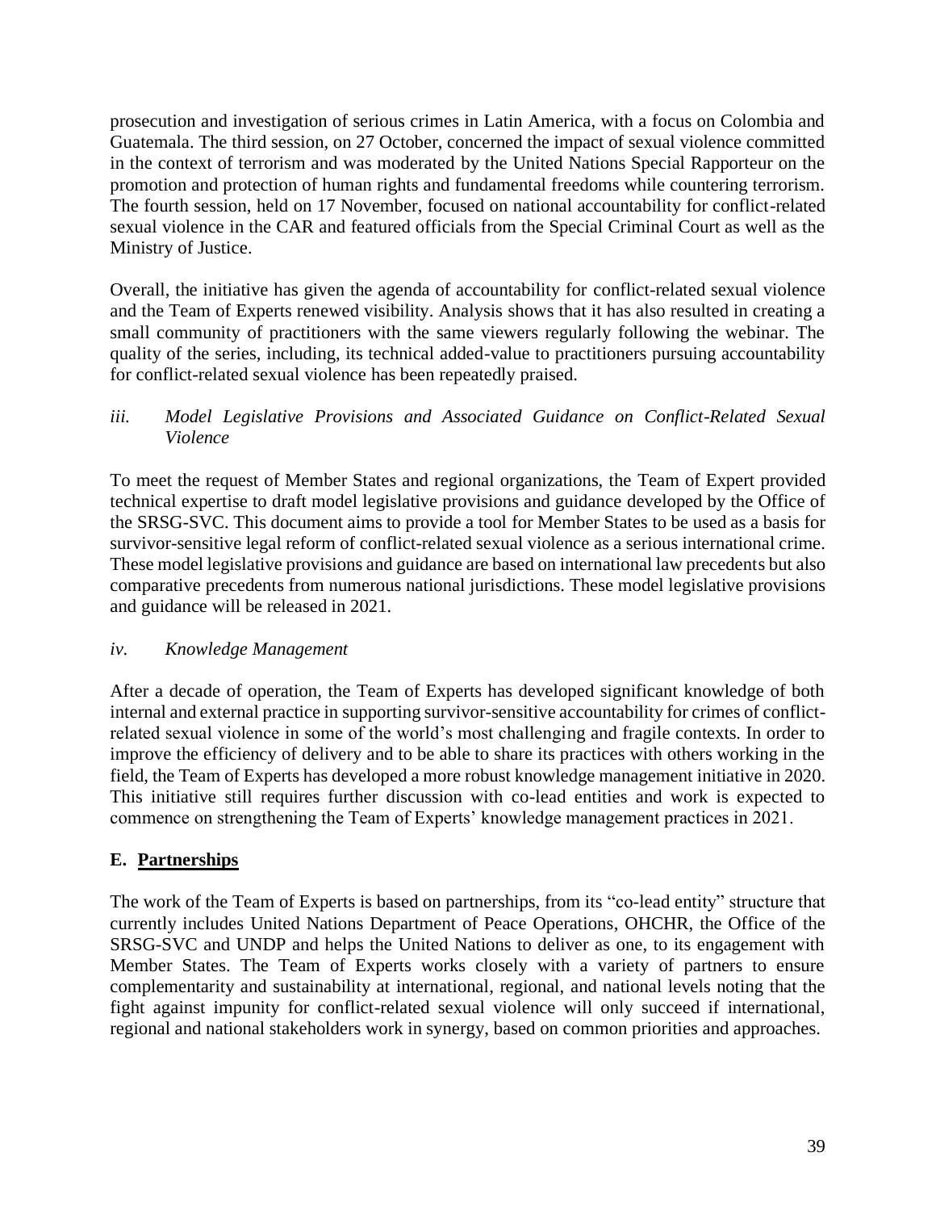prosecution and investigation of serious crimes in Latin America, with a focus on Colombia and Guatemala. The third session, on 27 October, concerned the impact of sexual violence committed in the context of terrorism and was moderated by the United Nations Special Rapporteur on the promotion and protection of human rights and fundamental freedoms while countering terrorism. The fourth session, held on 17 November, focused on national accountability for conflict-related sexual violence in the CAR and featured officials from the Special Criminal Court as well as the Ministry of Justice.

Overall, the initiative has given the agenda of accountability for conflict-related sexual violence and the Team of Experts renewed visibility. Analysis shows that it has also resulted in creating a small community of practitioners with the same viewers regularly following the webinar. The quality of the series, including, its technical added-value to practitioners pursuing accountability for conflict-related sexual violence has been repeatedly praised.

*iii. Model Legislative Provisions and Associated Guidance on Conflict-Related Sexual Violence*

To meet the request of Member States and regional organizations, the Team of Expert provided technical expertise to draft model legislative provisions and guidance developed by the Office of the SRSG-SVC. This document aims to provide a tool for Member States to be used as a basis for survivor-sensitive legal reform of conflict-related sexual violence as a serious international crime. These model legislative provisions and guidance are based on international law precedents but also comparative precedents from numerous national jurisdictions. These model legislative provisions and guidance will be released in 2021.

*iv. Knowledge Management*

After a decade of operation, the Team of Experts has developed significant knowledge of both internal and external practice in supporting survivor-sensitive accountability for crimes of conflict-related sexual violence in some of the world's most challenging and fragile contexts. In order to improve the efficiency of delivery and to be able to share its practices with others working in the field, the Team of Experts has developed a more robust knowledge management initiative in 2020. This initiative still requires further discussion with co-lead entities and work is expected to commence on strengthening the Team of Experts' knowledge management practices in 2021.

## E. Partnerships

The work of the Team of Experts is based on partnerships, from its "co-lead entity" structure that currently includes United Nations Department of Peace Operations, OHCHR, the Office of the SRSG-SVC and UNDP and helps the United Nations to deliver as one, to its engagement with Member States. The Team of Experts works closely with a variety of partners to ensure complementarity and sustainability at international, regional, and national levels noting that the fight against impunity for conflict-related sexual violence will only succeed if international, regional and national stakeholders work in synergy, based on common priorities and approaches.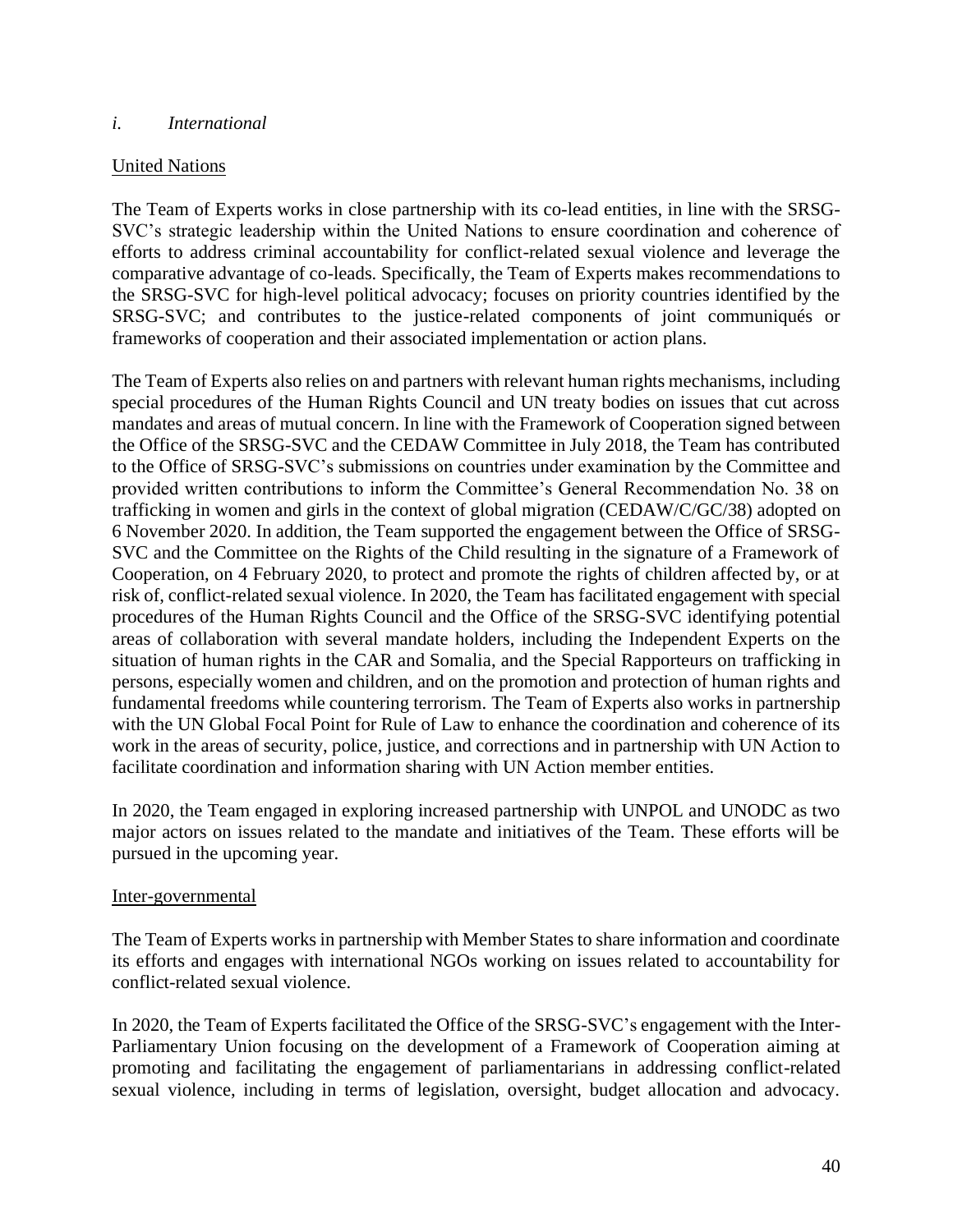*i. International*

United Nations

The Team of Experts works in close partnership with its co-lead entities, in line with the SRSG-SVC's strategic leadership within the United Nations to ensure coordination and coherence of efforts to address criminal accountability for conflict-related sexual violence and leverage the comparative advantage of co-leads. Specifically, the Team of Experts makes recommendations to the SRSG-SVC for high-level political advocacy; focuses on priority countries identified by the SRSG-SVC; and contributes to the justice-related components of joint communiqués or frameworks of cooperation and their associated implementation or action plans.

The Team of Experts also relies on and partners with relevant human rights mechanisms, including special procedures of the Human Rights Council and UN treaty bodies on issues that cut across mandates and areas of mutual concern. In line with the Framework of Cooperation signed between the Office of the SRSG-SVC and the CEDAW Committee in July 2018, the Team has contributed to the Office of SRSG-SVC's submissions on countries under examination by the Committee and provided written contributions to inform the Committee's General Recommendation No. 38 on trafficking in women and girls in the context of global migration (CEDAW/C/GC/38) adopted on 6 November 2020. In addition, the Team supported the engagement between the Office of SRSG-SVC and the Committee on the Rights of the Child resulting in the signature of a Framework of Cooperation, on 4 February 2020, to protect and promote the rights of children affected by, or at risk of, conflict-related sexual violence. In 2020, the Team has facilitated engagement with special procedures of the Human Rights Council and the Office of the SRSG-SVC identifying potential areas of collaboration with several mandate holders, including the Independent Experts on the situation of human rights in the CAR and Somalia, and the Special Rapporteurs on trafficking in persons, especially women and children, and on the promotion and protection of human rights and fundamental freedoms while countering terrorism. The Team of Experts also works in partnership with the UN Global Focal Point for Rule of Law to enhance the coordination and coherence of its work in the areas of security, police, justice, and corrections and in partnership with UN Action to facilitate coordination and information sharing with UN Action member entities.

In 2020, the Team engaged in exploring increased partnership with UNPOL and UNODC as two major actors on issues related to the mandate and initiatives of the Team. These efforts will be pursued in the upcoming year.

Inter-governmental

The Team of Experts works in partnership with Member States to share information and coordinate its efforts and engages with international NGOs working on issues related to accountability for conflict-related sexual violence.

In 2020, the Team of Experts facilitated the Office of the SRSG-SVC's engagement with the Inter-Parliamentary Union focusing on the development of a Framework of Cooperation aiming at promoting and facilitating the engagement of parliamentarians in addressing conflict-related sexual violence, including in terms of legislation, oversight, budget allocation and advocacy.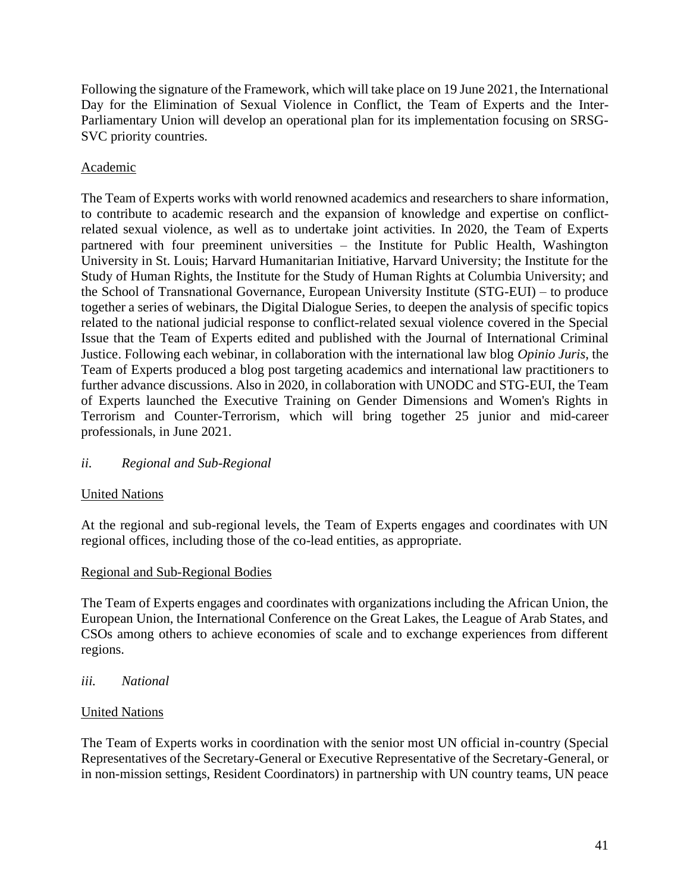Following the signature of the Framework, which will take place on 19 June 2021, the International Day for the Elimination of Sexual Violence in Conflict, the Team of Experts and the Inter-Parliamentary Union will develop an operational plan for its implementation focusing on SRSG-SVC priority countries.

Academic

The Team of Experts works with world renowned academics and researchers to share information, to contribute to academic research and the expansion of knowledge and expertise on conflict-related sexual violence, as well as to undertake joint activities. In 2020, the Team of Experts partnered with four preeminent universities – the Institute for Public Health, Washington University in St. Louis; Harvard Humanitarian Initiative, Harvard University; the Institute for the Study of Human Rights, the Institute for the Study of Human Rights at Columbia University; and the School of Transnational Governance, European University Institute (STG-EUI) – to produce together a series of webinars, the Digital Dialogue Series, to deepen the analysis of specific topics related to the national judicial response to conflict-related sexual violence covered in the Special Issue that the Team of Experts edited and published with the Journal of International Criminal Justice. Following each webinar, in collaboration with the international law blog *Opinio Juris*, the Team of Experts produced a blog post targeting academics and international law practitioners to further advance discussions. Also in 2020, in collaboration with UNODC and STG-EUI, the Team of Experts launched the Executive Training on Gender Dimensions and Women's Rights in Terrorism and Counter-Terrorism, which will bring together 25 junior and mid-career professionals, in June 2021.

*ii. Regional and Sub-Regional*

United Nations

At the regional and sub-regional levels, the Team of Experts engages and coordinates with UN regional offices, including those of the co-lead entities, as appropriate.

Regional and Sub-Regional Bodies

The Team of Experts engages and coordinates with organizations including the African Union, the European Union, the International Conference on the Great Lakes, the League of Arab States, and CSOs among others to achieve economies of scale and to exchange experiences from different regions.

*iii. National*

United Nations

The Team of Experts works in coordination with the senior most UN official in-country (Special Representatives of the Secretary-General or Executive Representative of the Secretary-General, or in non-mission settings, Resident Coordinators) in partnership with UN country teams, UN peace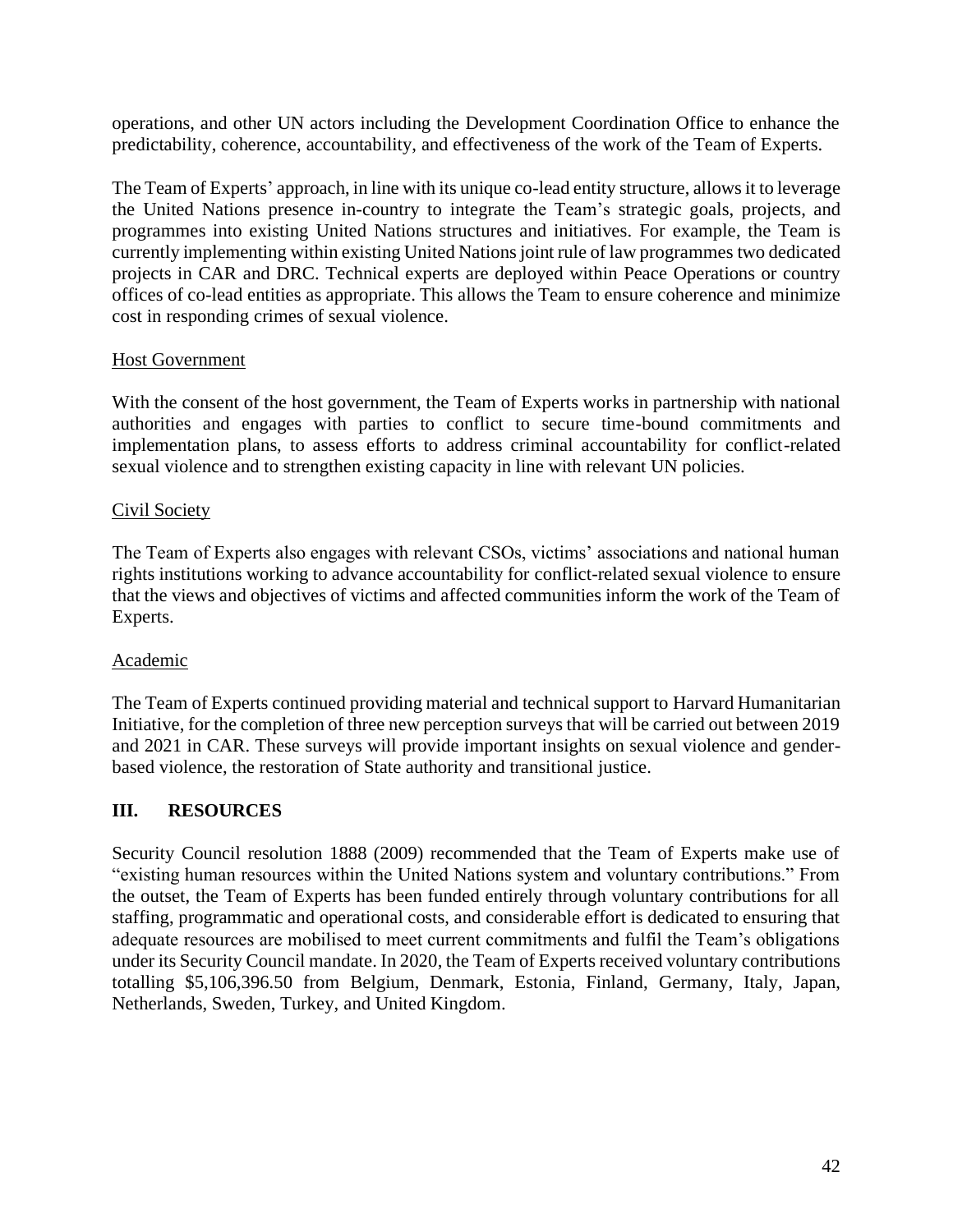operations, and other UN actors including the Development Coordination Office to enhance the predictability, coherence, accountability, and effectiveness of the work of the Team of Experts.

The Team of Experts' approach, in line with its unique co-lead entity structure, allows it to leverage the United Nations presence in-country to integrate the Team's strategic goals, projects, and programmes into existing United Nations structures and initiatives. For example, the Team is currently implementing within existing United Nations joint rule of law programmes two dedicated projects in CAR and DRC. Technical experts are deployed within Peace Operations or country offices of co-lead entities as appropriate. This allows the Team to ensure coherence and minimize cost in responding crimes of sexual violence.

<u>Host Government</u>

With the consent of the host government, the Team of Experts works in partnership with national authorities and engages with parties to conflict to secure time-bound commitments and implementation plans, to assess efforts to address criminal accountability for conflict-related sexual violence and to strengthen existing capacity in line with relevant UN policies.

<u>Civil Society</u>

The Team of Experts also engages with relevant CSOs, victims' associations and national human rights institutions working to advance accountability for conflict-related sexual violence to ensure that the views and objectives of victims and affected communities inform the work of the Team of Experts.

<u>Academic</u>

The Team of Experts continued providing material and technical support to Harvard Humanitarian Initiative, for the completion of three new perception surveys that will be carried out between 2019 and 2021 in CAR. These surveys will provide important insights on sexual violence and gender-based violence, the restoration of State authority and transitional justice.

## III. RESOURCES

Security Council resolution 1888 (2009) recommended that the Team of Experts make use of "existing human resources within the United Nations system and voluntary contributions." From the outset, the Team of Experts has been funded entirely through voluntary contributions for all staffing, programmatic and operational costs, and considerable effort is dedicated to ensuring that adequate resources are mobilised to meet current commitments and fulfil the Team's obligations under its Security Council mandate. In 2020, the Team of Experts received voluntary contributions totalling $5,106,396.50 from Belgium, Denmark, Estonia, Finland, Germany, Italy, Japan, Netherlands, Sweden, Turkey, and United Kingdom.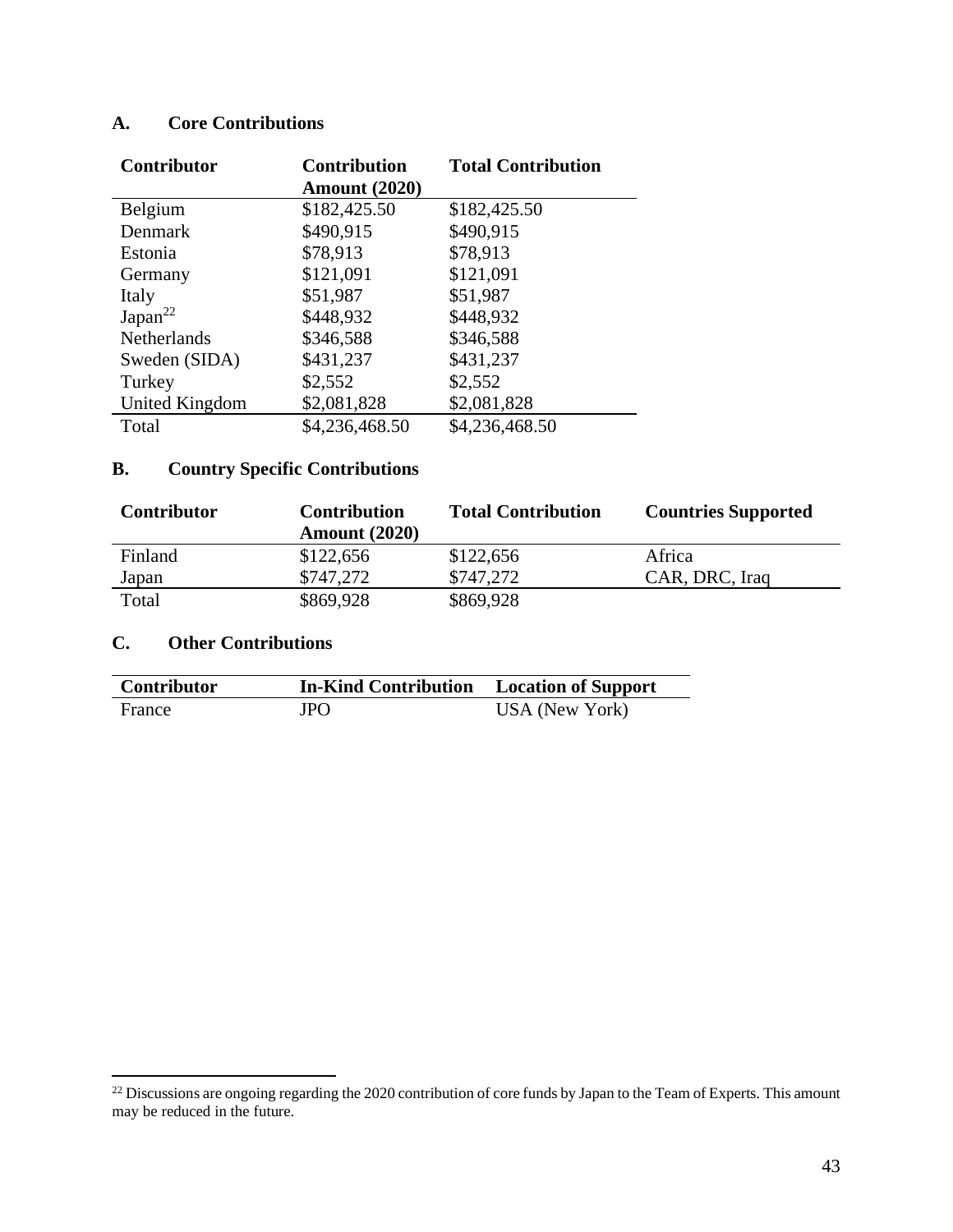### A. Core Contributions

| Contributor | Contribution Amount (2020) | Total Contribution |
|---|---|---|
| Belgium | $182,425.50 | $182,425.50 |
| Denmark | $490,915 | $490,915 |
| Estonia | $78,913 | $78,913 |
| Germany | $121,091 | $121,091 |
| Italy | $51,987 | $51,987 |
| Japan[22] | $448,932 | $448,932 |
| Netherlands | $346,588 | $346,588 |
| Sweden (SIDA) | $431,237 | $431,237 |
| Turkey | $2,552 | $2,552 |
| United Kingdom | $2,081,828 | $2,081,828 |
| Total | $4,236,468.50 | $4,236,468.50 |

### B. Country Specific Contributions

| Contributor | Contribution Amount (2020) | Total Contribution | Countries Supported |
|---|---|---|---|
| Finland | $122,656 | $122,656 | Africa |
| Japan | $747,272 | $747,272 | CAR, DRC, Iraq |
| Total | $869,928 | $869,928 | |

### C. Other Contributions

| Contributor | In-Kind Contribution | Location of Support |
|---|---|---|
| France | JPO | USA (New York) |

[22] Discussions are ongoing regarding the 2020 contribution of core funds by Japan to the Team of Experts. This amount may be reduced in the future.